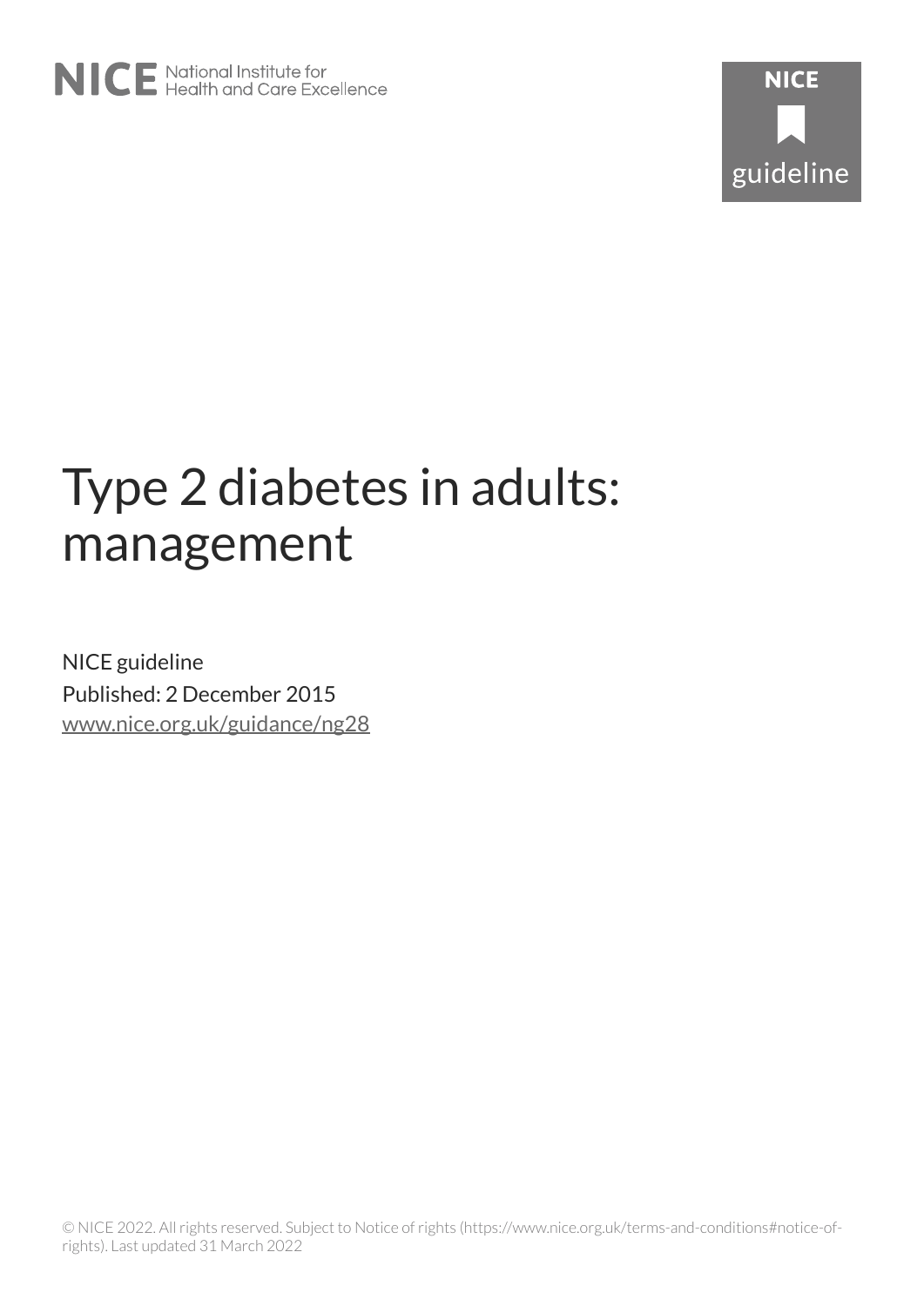NICE National Institute for Health and Care Excellence

NICE guideline

# Type 2 diabetes in adults: management

NICE guideline

Published: 2 December 2015

www.nice.org.uk/guidance/ng28

© NICE 2022. All rights reserved. Subject to Notice of rights (https://www.nice.org.uk/terms-and-conditions#notice-of-rights). Last updated 31 March 2022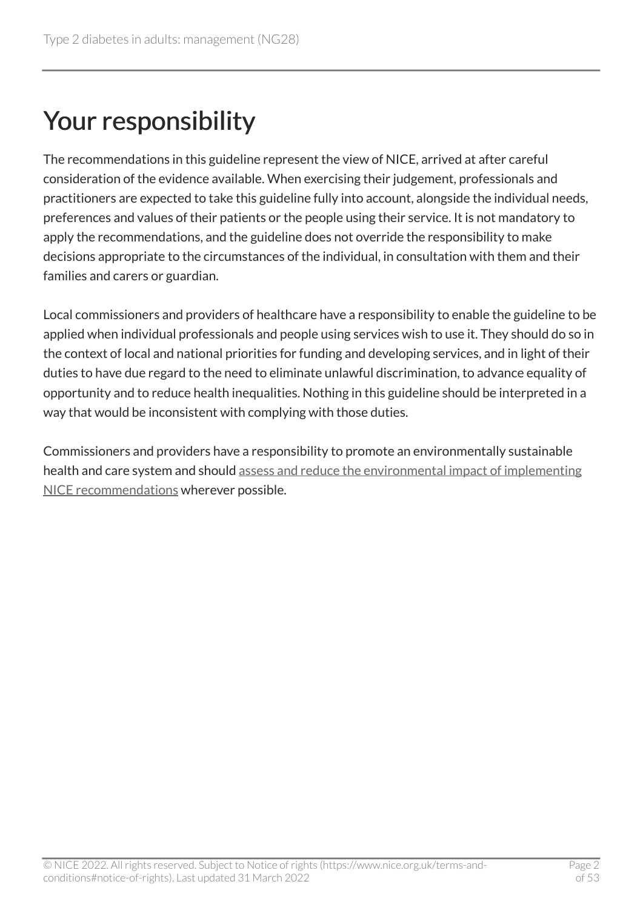# Your responsibility

The recommendations in this guideline represent the view of NICE, arrived at after careful consideration of the evidence available. When exercising their judgement, professionals and practitioners are expected to take this guideline fully into account, alongside the individual needs, preferences and values of their patients or the people using their service. It is not mandatory to apply the recommendations, and the guideline does not override the responsibility to make decisions appropriate to the circumstances of the individual, in consultation with them and their families and carers or guardian.

Local commissioners and providers of healthcare have a responsibility to enable the guideline to be applied when individual professionals and people using services wish to use it. They should do so in the context of local and national priorities for funding and developing services, and in light of their duties to have due regard to the need to eliminate unlawful discrimination, to advance equality of opportunity and to reduce health inequalities. Nothing in this guideline should be interpreted in a way that would be inconsistent with complying with those duties.

Commissioners and providers have a responsibility to promote an environmentally sustainable health and care system and should assess and reduce the environmental impact of implementing NICE recommendations wherever possible.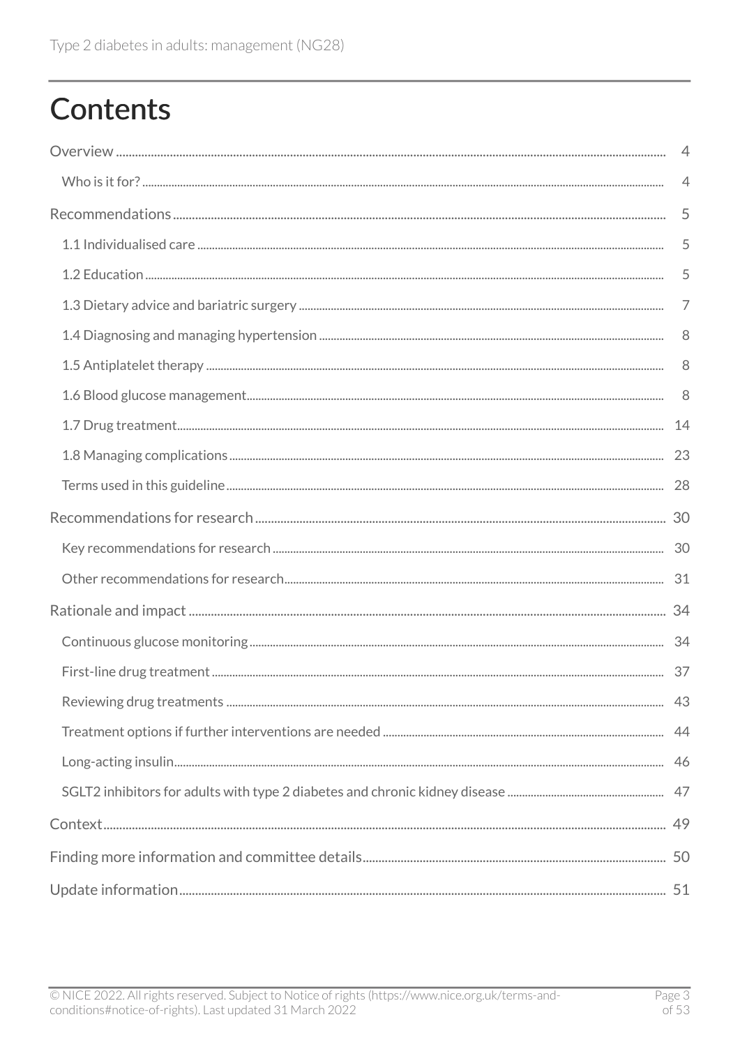# Contents

- Overview ... 4
  - Who is it for? ... 4
- Recommendations ... 5
  - 1.1 Individualised care ... 5
  - 1.2 Education ... 5
  - 1.3 Dietary advice and bariatric surgery ... 7
  - 1.4 Diagnosing and managing hypertension ... 8
  - 1.5 Antiplatelet therapy ... 8
  - 1.6 Blood glucose management ... 8
  - 1.7 Drug treatment ... 14
  - 1.8 Managing complications ... 23
  - Terms used in this guideline ... 28
- Recommendations for research ... 30
  - Key recommendations for research ... 30
  - Other recommendations for research ... 31
- Rationale and impact ... 34
  - Continuous glucose monitoring ... 34
  - First-line drug treatment ... 37
  - Reviewing drug treatments ... 43
  - Treatment options if further interventions are needed ... 44
  - Long-acting insulin ... 46
  - SGLT2 inhibitors for adults with type 2 diabetes and chronic kidney disease ... 47
- Context ... 49
- Finding more information and committee details ... 50
- Update information ... 51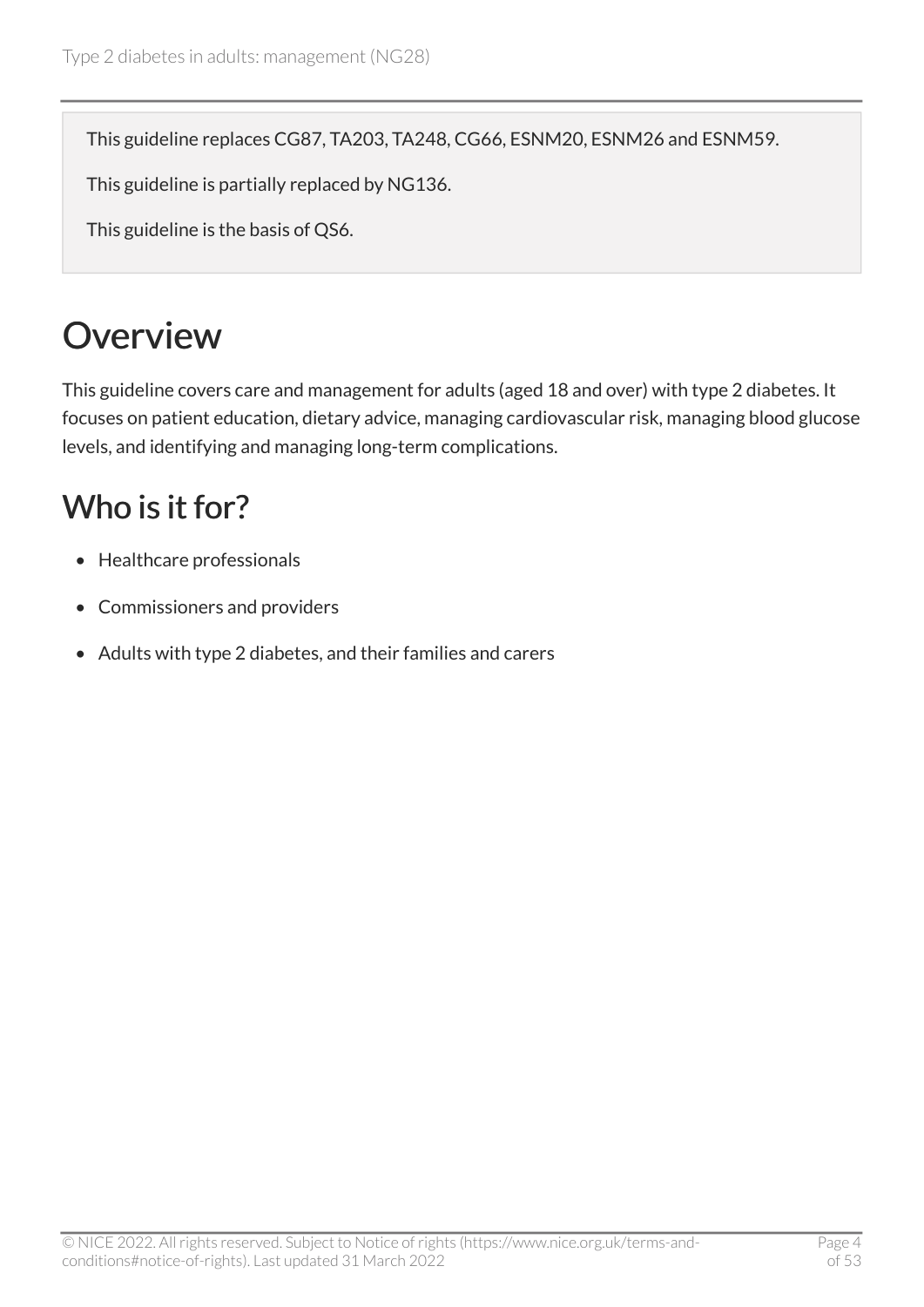This guideline replaces CG87, TA203, TA248, CG66, ESNM20, ESNM26 and ESNM59.

This guideline is partially replaced by NG136.

This guideline is the basis of QS6.

# Overview

This guideline covers care and management for adults (aged 18 and over) with type 2 diabetes. It focuses on patient education, dietary advice, managing cardiovascular risk, managing blood glucose levels, and identifying and managing long-term complications.

## Who is it for?

- Healthcare professionals
- Commissioners and providers
- Adults with type 2 diabetes, and their families and carers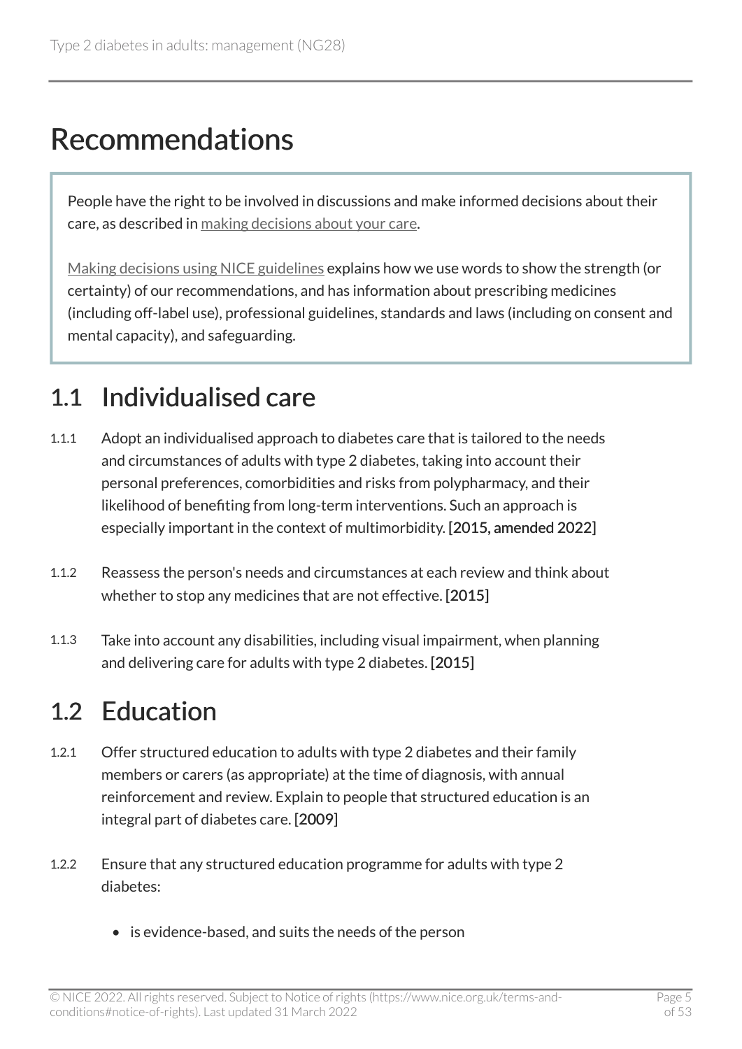# Recommendations

People have the right to be involved in discussions and make informed decisions about their care, as described in making decisions about your care.

Making decisions using NICE guidelines explains how we use words to show the strength (or certainty) of our recommendations, and has information about prescribing medicines (including off-label use), professional guidelines, standards and laws (including on consent and mental capacity), and safeguarding.

## 1.1 Individualised care

1.1.1 Adopt an individualised approach to diabetes care that is tailored to the needs and circumstances of adults with type 2 diabetes, taking into account their personal preferences, comorbidities and risks from polypharmacy, and their likelihood of benefiting from long-term interventions. Such an approach is especially important in the context of multimorbidity. **[2015, amended 2022]**

1.1.2 Reassess the person's needs and circumstances at each review and think about whether to stop any medicines that are not effective. **[2015]**

1.1.3 Take into account any disabilities, including visual impairment, when planning and delivering care for adults with type 2 diabetes. **[2015]**

## 1.2 Education

1.2.1 Offer structured education to adults with type 2 diabetes and their family members or carers (as appropriate) at the time of diagnosis, with annual reinforcement and review. Explain to people that structured education is an integral part of diabetes care. **[2009]**

1.2.2 Ensure that any structured education programme for adults with type 2 diabetes:

- is evidence-based, and suits the needs of the person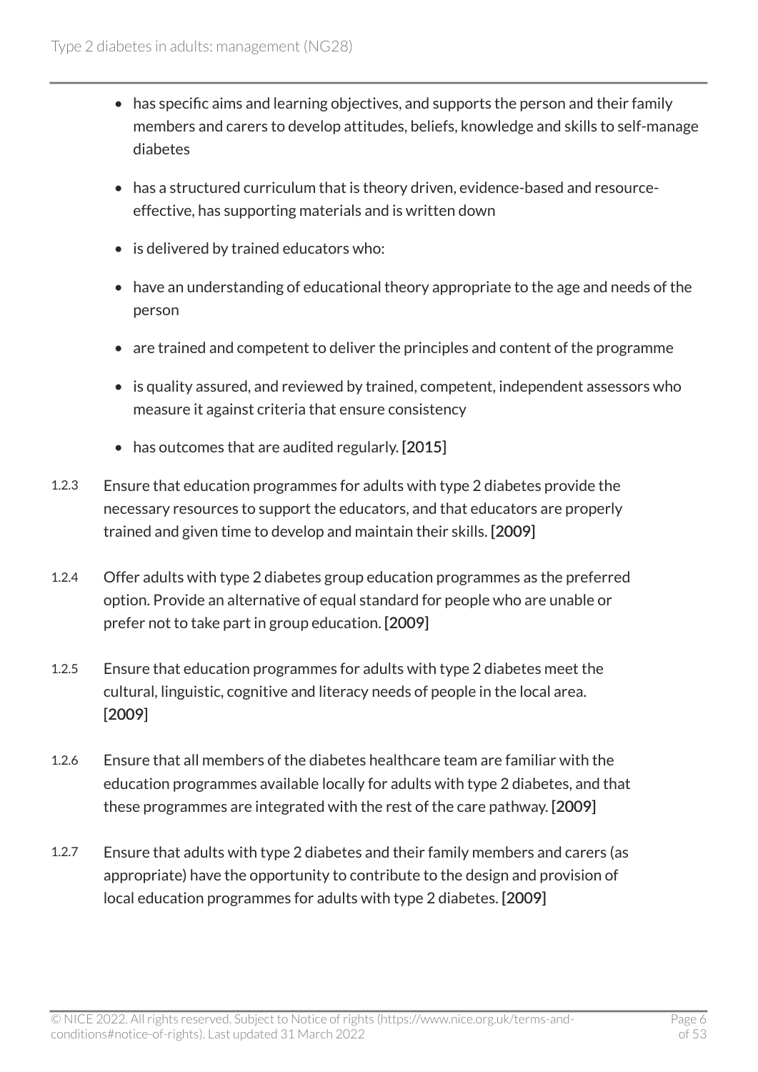- has specific aims and learning objectives, and supports the person and their family members and carers to develop attitudes, beliefs, knowledge and skills to self-manage diabetes
- has a structured curriculum that is theory driven, evidence-based and resource-effective, has supporting materials and is written down
- is delivered by trained educators who:
- have an understanding of educational theory appropriate to the age and needs of the person
- are trained and competent to deliver the principles and content of the programme
- is quality assured, and reviewed by trained, competent, independent assessors who measure it against criteria that ensure consistency
- has outcomes that are audited regularly. **[2015]**

1.2.3 Ensure that education programmes for adults with type 2 diabetes provide the necessary resources to support the educators, and that educators are properly trained and given time to develop and maintain their skills. **[2009]**

1.2.4 Offer adults with type 2 diabetes group education programmes as the preferred option. Provide an alternative of equal standard for people who are unable or prefer not to take part in group education. **[2009]**

1.2.5 Ensure that education programmes for adults with type 2 diabetes meet the cultural, linguistic, cognitive and literacy needs of people in the local area. **[2009]**

1.2.6 Ensure that all members of the diabetes healthcare team are familiar with the education programmes available locally for adults with type 2 diabetes, and that these programmes are integrated with the rest of the care pathway. **[2009]**

1.2.7 Ensure that adults with type 2 diabetes and their family members and carers (as appropriate) have the opportunity to contribute to the design and provision of local education programmes for adults with type 2 diabetes. **[2009]**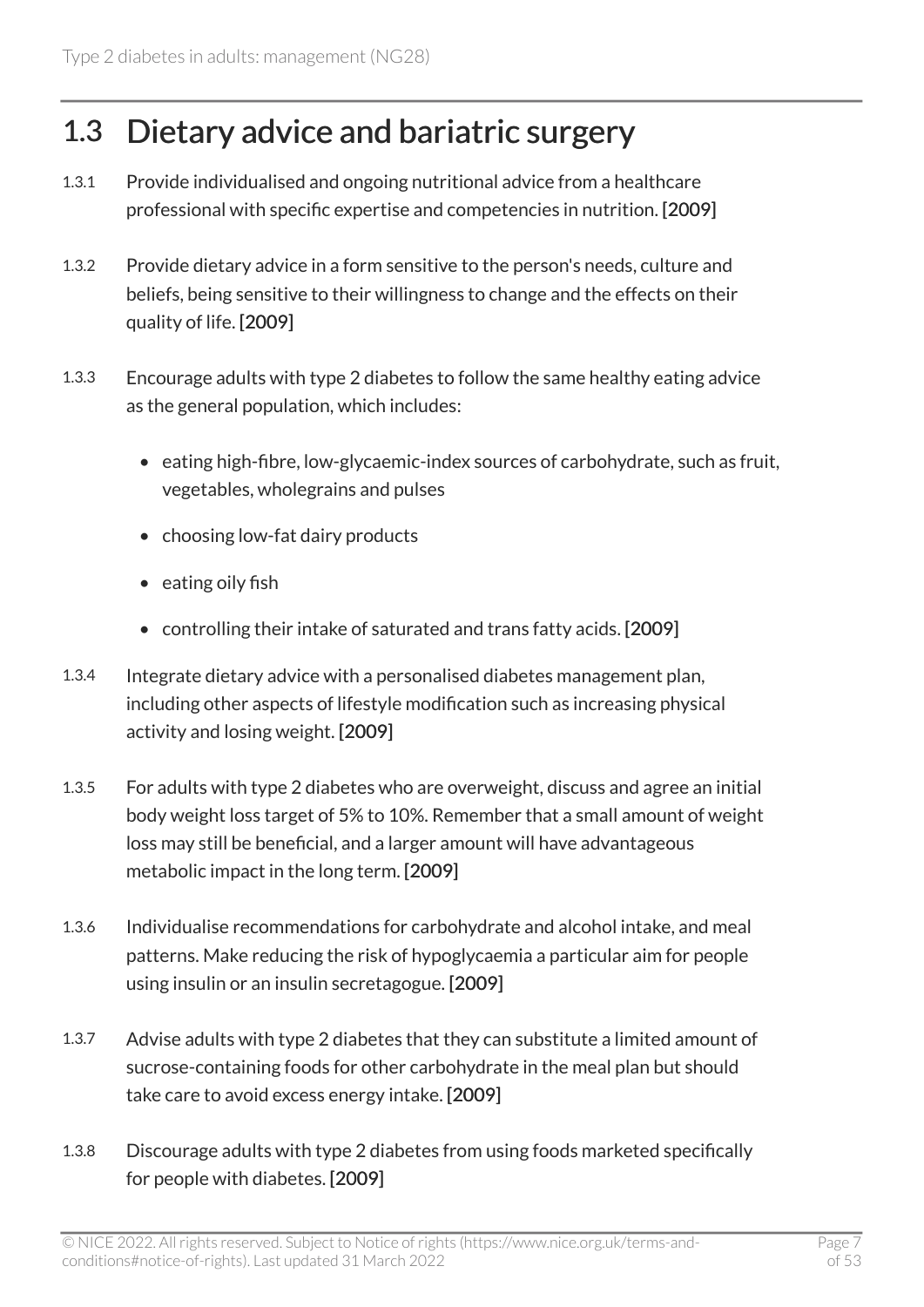## 1.3 Dietary advice and bariatric surgery

1.3.1 Provide individualised and ongoing nutritional advice from a healthcare professional with specific expertise and competencies in nutrition. [2009]

1.3.2 Provide dietary advice in a form sensitive to the person's needs, culture and beliefs, being sensitive to their willingness to change and the effects on their quality of life. [2009]

1.3.3 Encourage adults with type 2 diabetes to follow the same healthy eating advice as the general population, which includes:

- eating high-fibre, low-glycaemic-index sources of carbohydrate, such as fruit, vegetables, wholegrains and pulses
- choosing low-fat dairy products
- eating oily fish
- controlling their intake of saturated and trans fatty acids. [2009]

1.3.4 Integrate dietary advice with a personalised diabetes management plan, including other aspects of lifestyle modification such as increasing physical activity and losing weight. [2009]

1.3.5 For adults with type 2 diabetes who are overweight, discuss and agree an initial body weight loss target of 5% to 10%. Remember that a small amount of weight loss may still be beneficial, and a larger amount will have advantageous metabolic impact in the long term. [2009]

1.3.6 Individualise recommendations for carbohydrate and alcohol intake, and meal patterns. Make reducing the risk of hypoglycaemia a particular aim for people using insulin or an insulin secretagogue. [2009]

1.3.7 Advise adults with type 2 diabetes that they can substitute a limited amount of sucrose-containing foods for other carbohydrate in the meal plan but should take care to avoid excess energy intake. [2009]

1.3.8 Discourage adults with type 2 diabetes from using foods marketed specifically for people with diabetes. [2009]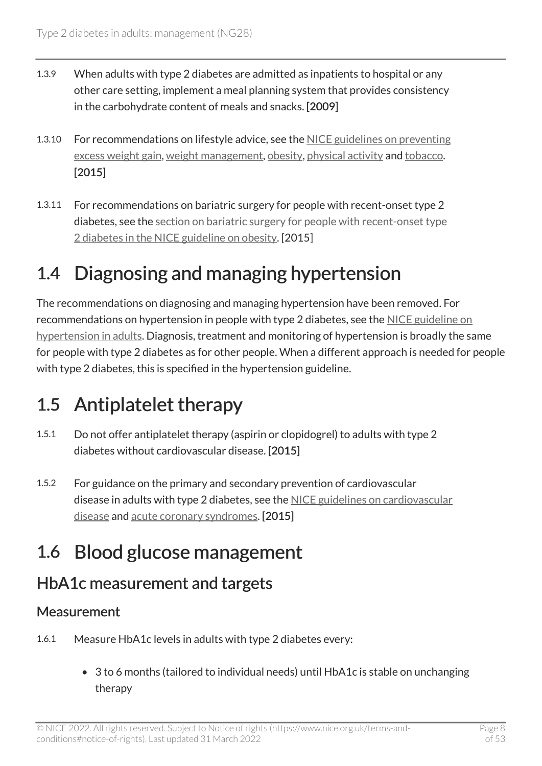1.3.9 When adults with type 2 diabetes are admitted as inpatients to hospital or any other care setting, implement a meal planning system that provides consistency in the carbohydrate content of meals and snacks. [2009]

1.3.10 For recommendations on lifestyle advice, see the NICE guidelines on preventing excess weight gain, weight management, obesity, physical activity and tobacco. [2015]

1.3.11 For recommendations on bariatric surgery for people with recent-onset type 2 diabetes, see the section on bariatric surgery for people with recent-onset type 2 diabetes in the NICE guideline on obesity. [2015]

# 1.4 Diagnosing and managing hypertension

The recommendations on diagnosing and managing hypertension have been removed. For recommendations on hypertension in people with type 2 diabetes, see the NICE guideline on hypertension in adults. Diagnosis, treatment and monitoring of hypertension is broadly the same for people with type 2 diabetes as for other people. When a different approach is needed for people with type 2 diabetes, this is specified in the hypertension guideline.

# 1.5 Antiplatelet therapy

1.5.1 Do not offer antiplatelet therapy (aspirin or clopidogrel) to adults with type 2 diabetes without cardiovascular disease. [2015]

1.5.2 For guidance on the primary and secondary prevention of cardiovascular disease in adults with type 2 diabetes, see the NICE guidelines on cardiovascular disease and acute coronary syndromes. [2015]

# 1.6 Blood glucose management

## HbA1c measurement and targets

### Measurement

1.6.1 Measure HbA1c levels in adults with type 2 diabetes every:

- 3 to 6 months (tailored to individual needs) until HbA1c is stable on unchanging therapy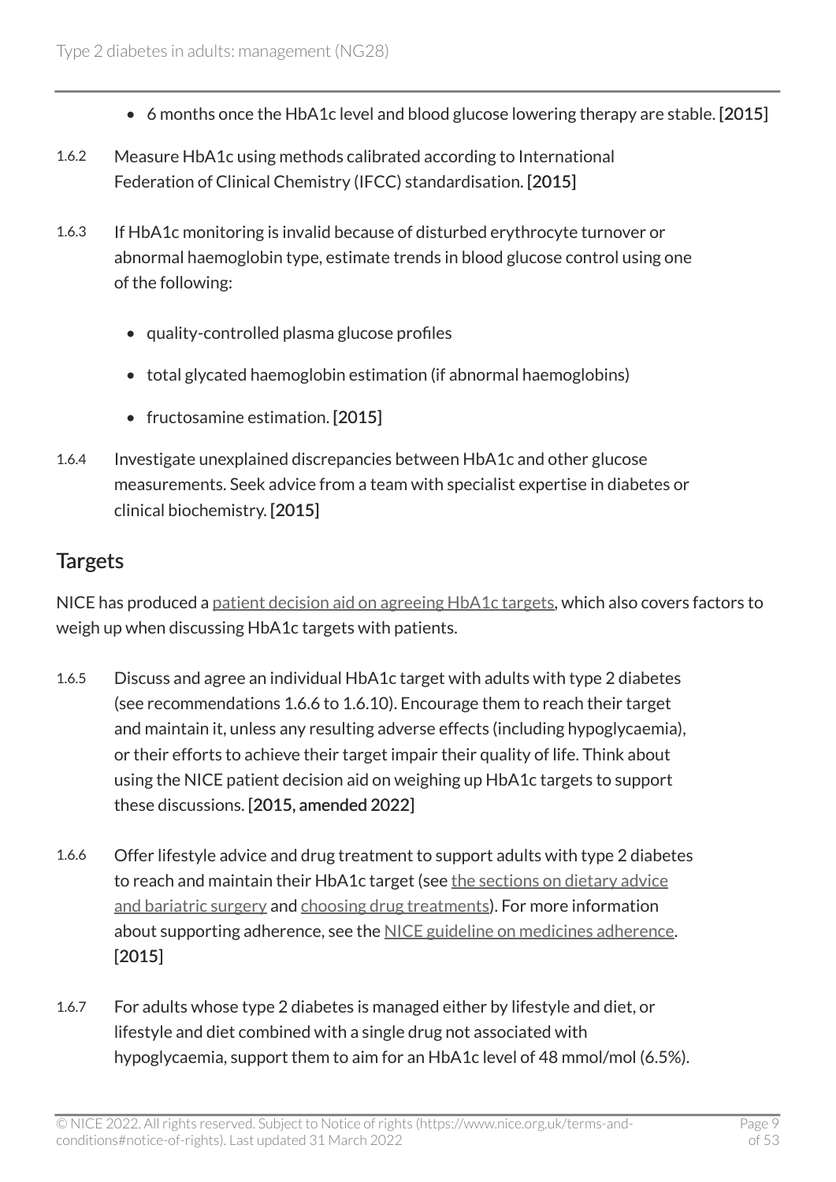- 6 months once the HbA1c level and blood glucose lowering therapy are stable. **[2015]**

1.6.2 Measure HbA1c using methods calibrated according to International Federation of Clinical Chemistry (IFCC) standardisation. **[2015]**

1.6.3 If HbA1c monitoring is invalid because of disturbed erythrocyte turnover or abnormal haemoglobin type, estimate trends in blood glucose control using one of the following:

- quality-controlled plasma glucose profiles
- total glycated haemoglobin estimation (if abnormal haemoglobins)
- fructosamine estimation. **[2015]**

1.6.4 Investigate unexplained discrepancies between HbA1c and other glucose measurements. Seek advice from a team with specialist expertise in diabetes or clinical biochemistry. **[2015]**

## Targets

NICE has produced a patient decision aid on agreeing HbA1c targets, which also covers factors to weigh up when discussing HbA1c targets with patients.

1.6.5 Discuss and agree an individual HbA1c target with adults with type 2 diabetes (see recommendations 1.6.6 to 1.6.10). Encourage them to reach their target and maintain it, unless any resulting adverse effects (including hypoglycaemia), or their efforts to achieve their target impair their quality of life. Think about using the NICE patient decision aid on weighing up HbA1c targets to support these discussions. **[2015, amended 2022]**

1.6.6 Offer lifestyle advice and drug treatment to support adults with type 2 diabetes to reach and maintain their HbA1c target (see the sections on dietary advice and bariatric surgery and choosing drug treatments). For more information about supporting adherence, see the NICE guideline on medicines adherence. **[2015]**

1.6.7 For adults whose type 2 diabetes is managed either by lifestyle and diet, or lifestyle and diet combined with a single drug not associated with hypoglycaemia, support them to aim for an HbA1c level of 48 mmol/mol (6.5%).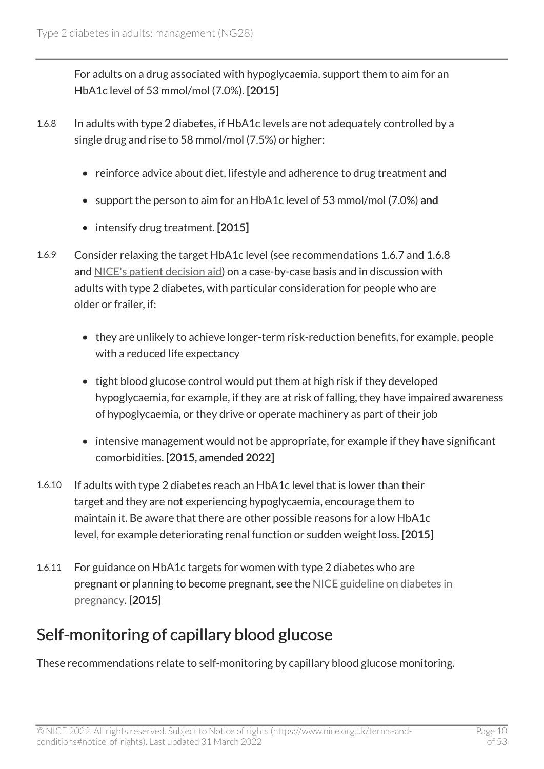For adults on a drug associated with hypoglycaemia, support them to aim for an HbA1c level of 53 mmol/mol (7.0%). **[2015]**

1.6.8 In adults with type 2 diabetes, if HbA1c levels are not adequately controlled by a single drug and rise to 58 mmol/mol (7.5%) or higher:

- reinforce advice about diet, lifestyle and adherence to drug treatment **and**
- support the person to aim for an HbA1c level of 53 mmol/mol (7.0%) **and**
- intensify drug treatment. **[2015]**

1.6.9 Consider relaxing the target HbA1c level (see recommendations 1.6.7 and 1.6.8 and NICE's patient decision aid) on a case-by-case basis and in discussion with adults with type 2 diabetes, with particular consideration for people who are older or frailer, if:

- they are unlikely to achieve longer-term risk-reduction benefits, for example, people with a reduced life expectancy
- tight blood glucose control would put them at high risk if they developed hypoglycaemia, for example, if they are at risk of falling, they have impaired awareness of hypoglycaemia, or they drive or operate machinery as part of their job
- intensive management would not be appropriate, for example if they have significant comorbidities. **[2015, amended 2022]**

1.6.10 If adults with type 2 diabetes reach an HbA1c level that is lower than their target and they are not experiencing hypoglycaemia, encourage them to maintain it. Be aware that there are other possible reasons for a low HbA1c level, for example deteriorating renal function or sudden weight loss. **[2015]**

1.6.11 For guidance on HbA1c targets for women with type 2 diabetes who are pregnant or planning to become pregnant, see the NICE guideline on diabetes in pregnancy. **[2015]**

## Self-monitoring of capillary blood glucose

These recommendations relate to self-monitoring by capillary blood glucose monitoring.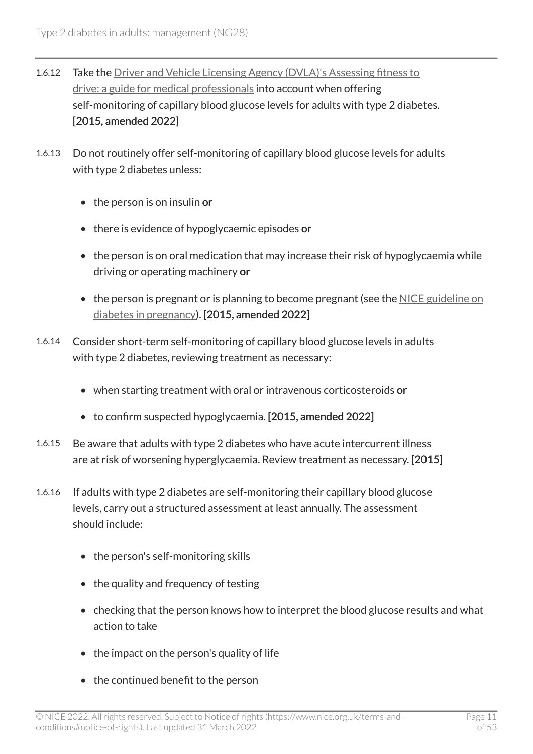1.6.12 Take the Driver and Vehicle Licensing Agency (DVLA)'s Assessing fitness to drive: a guide for medical professionals into account when offering self-monitoring of capillary blood glucose levels for adults with type 2 diabetes. **[2015, amended 2022]**

1.6.13 Do not routinely offer self-monitoring of capillary blood glucose levels for adults with type 2 diabetes unless:

- the person is on insulin **or**
- there is evidence of hypoglycaemic episodes **or**
- the person is on oral medication that may increase their risk of hypoglycaemia while driving or operating machinery **or**
- the person is pregnant or is planning to become pregnant (see the NICE guideline on diabetes in pregnancy). **[2015, amended 2022]**

1.6.14 Consider short-term self-monitoring of capillary blood glucose levels in adults with type 2 diabetes, reviewing treatment as necessary:

- when starting treatment with oral or intravenous corticosteroids **or**
- to confirm suspected hypoglycaemia. **[2015, amended 2022]**

1.6.15 Be aware that adults with type 2 diabetes who have acute intercurrent illness are at risk of worsening hyperglycaemia. Review treatment as necessary. **[2015]**

1.6.16 If adults with type 2 diabetes are self-monitoring their capillary blood glucose levels, carry out a structured assessment at least annually. The assessment should include:

- the person's self-monitoring skills
- the quality and frequency of testing
- checking that the person knows how to interpret the blood glucose results and what action to take
- the impact on the person's quality of life
- the continued benefit to the person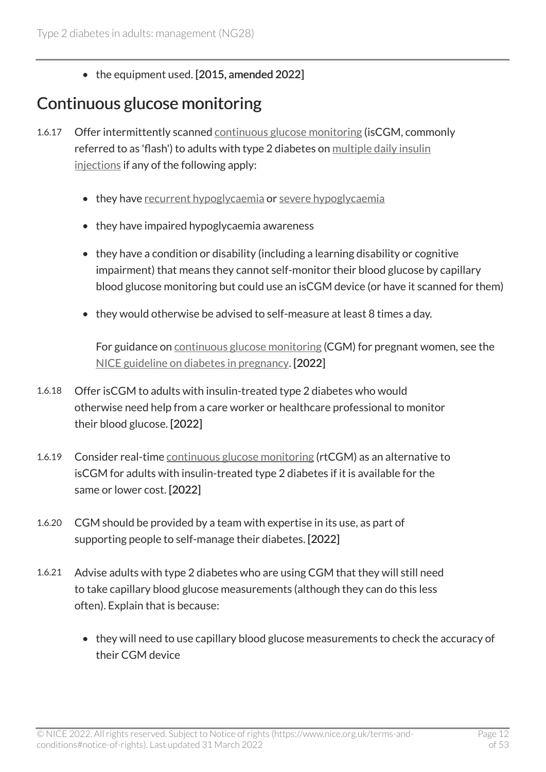- the equipment used. **[2015, amended 2022]**

## Continuous glucose monitoring

1.6.17 Offer intermittently scanned continuous glucose monitoring (isCGM, commonly referred to as 'flash') to adults with type 2 diabetes on multiple daily insulin injections if any of the following apply:

- they have recurrent hypoglycaemia or severe hypoglycaemia
- they have impaired hypoglycaemia awareness
- they have a condition or disability (including a learning disability or cognitive impairment) that means they cannot self-monitor their blood glucose by capillary blood glucose monitoring but could use an isCGM device (or have it scanned for them)
- they would otherwise be advised to self-measure at least 8 times a day.

  For guidance on continuous glucose monitoring (CGM) for pregnant women, see the NICE guideline on diabetes in pregnancy. **[2022]**

1.6.18 Offer isCGM to adults with insulin-treated type 2 diabetes who would otherwise need help from a care worker or healthcare professional to monitor their blood glucose. **[2022]**

1.6.19 Consider real-time continuous glucose monitoring (rtCGM) as an alternative to isCGM for adults with insulin-treated type 2 diabetes if it is available for the same or lower cost. **[2022]**

1.6.20 CGM should be provided by a team with expertise in its use, as part of supporting people to self-manage their diabetes. **[2022]**

1.6.21 Advise adults with type 2 diabetes who are using CGM that they will still need to take capillary blood glucose measurements (although they can do this less often). Explain that is because:

- they will need to use capillary blood glucose measurements to check the accuracy of their CGM device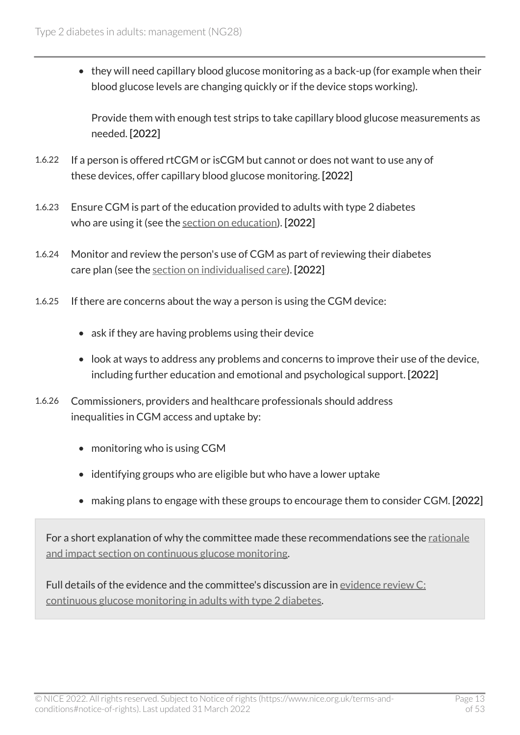- they will need capillary blood glucose monitoring as a back-up (for example when their blood glucose levels are changing quickly or if the device stops working).

  Provide them with enough test strips to take capillary blood glucose measurements as needed. **[2022]**

1.6.22 If a person is offered rtCGM or isCGM but cannot or does not want to use any of these devices, offer capillary blood glucose monitoring. **[2022]**

1.6.23 Ensure CGM is part of the education provided to adults with type 2 diabetes who are using it (see the section on education). **[2022]**

1.6.24 Monitor and review the person's use of CGM as part of reviewing their diabetes care plan (see the section on individualised care). **[2022]**

1.6.25 If there are concerns about the way a person is using the CGM device:

- ask if they are having problems using their device
- look at ways to address any problems and concerns to improve their use of the device, including further education and emotional and psychological support. **[2022]**

1.6.26 Commissioners, providers and healthcare professionals should address inequalities in CGM access and uptake by:

- monitoring who is using CGM
- identifying groups who are eligible but who have a lower uptake
- making plans to engage with these groups to encourage them to consider CGM. **[2022]**

For a short explanation of why the committee made these recommendations see the rationale and impact section on continuous glucose monitoring.

Full details of the evidence and the committee's discussion are in evidence review C: continuous glucose monitoring in adults with type 2 diabetes.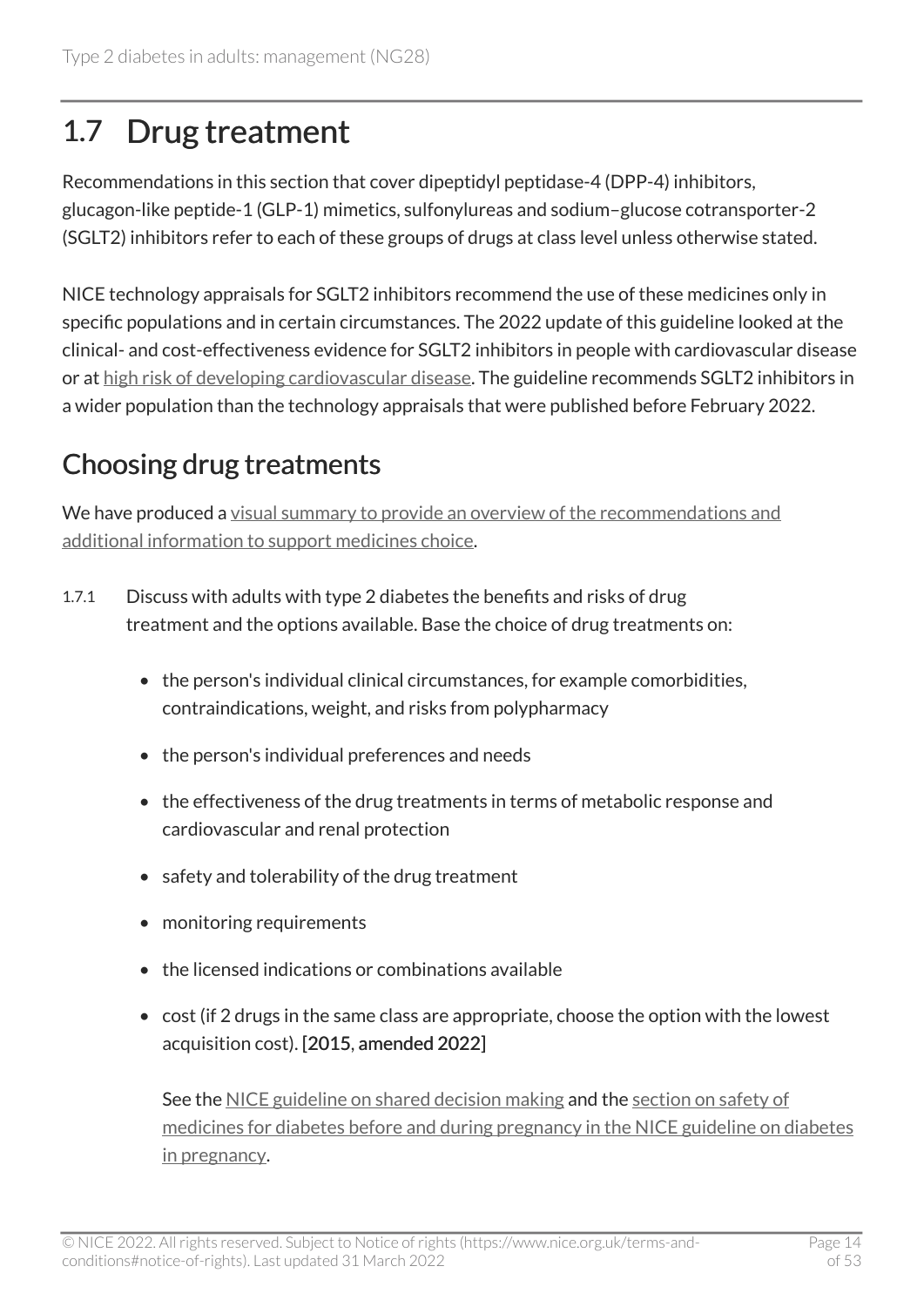## 1.7 Drug treatment

Recommendations in this section that cover dipeptidyl peptidase-4 (DPP-4) inhibitors, glucagon-like peptide-1 (GLP-1) mimetics, sulfonylureas and sodium–glucose cotransporter-2 (SGLT2) inhibitors refer to each of these groups of drugs at class level unless otherwise stated.

NICE technology appraisals for SGLT2 inhibitors recommend the use of these medicines only in specific populations and in certain circumstances. The 2022 update of this guideline looked at the clinical- and cost-effectiveness evidence for SGLT2 inhibitors in people with cardiovascular disease or at high risk of developing cardiovascular disease. The guideline recommends SGLT2 inhibitors in a wider population than the technology appraisals that were published before February 2022.

### Choosing drug treatments

We have produced a visual summary to provide an overview of the recommendations and additional information to support medicines choice.

1.7.1 Discuss with adults with type 2 diabetes the benefits and risks of drug treatment and the options available. Base the choice of drug treatments on:

- the person's individual clinical circumstances, for example comorbidities, contraindications, weight, and risks from polypharmacy
- the person's individual preferences and needs
- the effectiveness of the drug treatments in terms of metabolic response and cardiovascular and renal protection
- safety and tolerability of the drug treatment
- monitoring requirements
- the licensed indications or combinations available
- cost (if 2 drugs in the same class are appropriate, choose the option with the lowest acquisition cost). [2015, amended 2022]

  See the NICE guideline on shared decision making and the section on safety of medicines for diabetes before and during pregnancy in the NICE guideline on diabetes in pregnancy.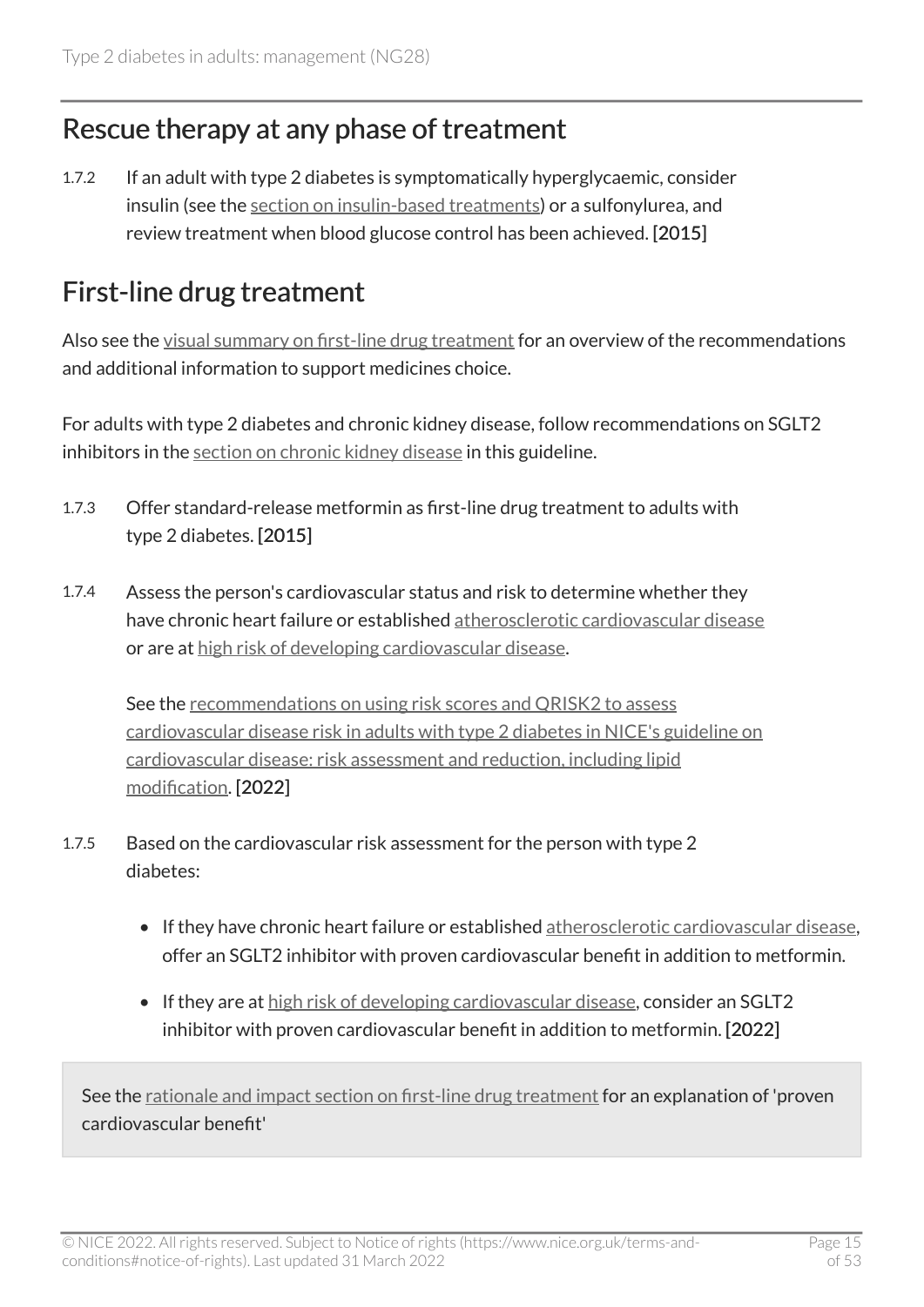## Rescue therapy at any phase of treatment

1.7.2 If an adult with type 2 diabetes is symptomatically hyperglycaemic, consider insulin (see the section on insulin-based treatments) or a sulfonylurea, and review treatment when blood glucose control has been achieved. **[2015]**

## First-line drug treatment

Also see the visual summary on first-line drug treatment for an overview of the recommendations and additional information to support medicines choice.

For adults with type 2 diabetes and chronic kidney disease, follow recommendations on SGLT2 inhibitors in the section on chronic kidney disease in this guideline.

1.7.3 Offer standard-release metformin as first-line drug treatment to adults with type 2 diabetes. **[2015]**

1.7.4 Assess the person's cardiovascular status and risk to determine whether they have chronic heart failure or established atherosclerotic cardiovascular disease or are at high risk of developing cardiovascular disease.

See the recommendations on using risk scores and QRISK2 to assess cardiovascular disease risk in adults with type 2 diabetes in NICE's guideline on cardiovascular disease: risk assessment and reduction, including lipid modification. **[2022]**

1.7.5 Based on the cardiovascular risk assessment for the person with type 2 diabetes:

- If they have chronic heart failure or established atherosclerotic cardiovascular disease, offer an SGLT2 inhibitor with proven cardiovascular benefit in addition to metformin.
- If they are at high risk of developing cardiovascular disease, consider an SGLT2 inhibitor with proven cardiovascular benefit in addition to metformin. **[2022]**

See the rationale and impact section on first-line drug treatment for an explanation of 'proven cardiovascular benefit'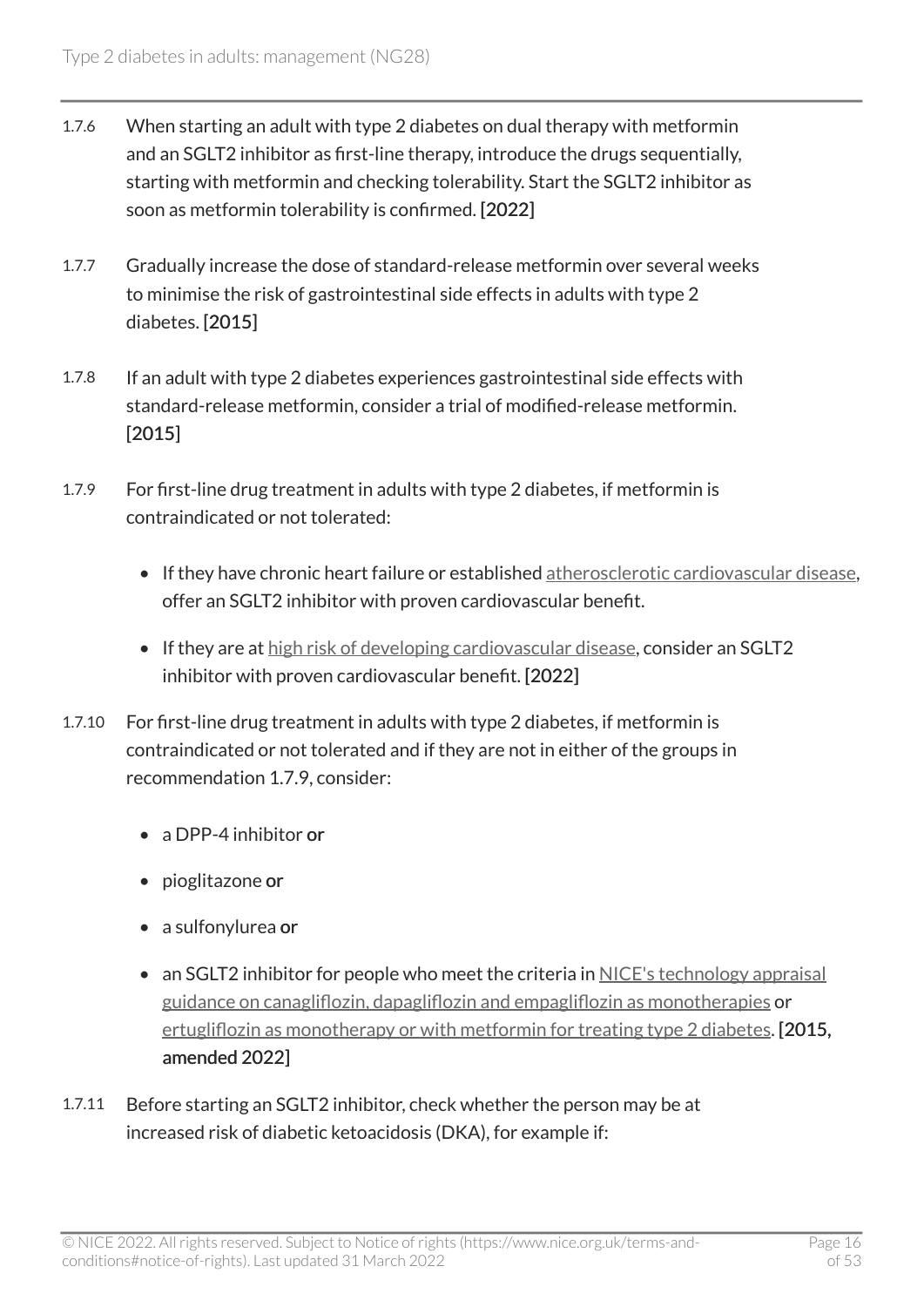1.7.6 When starting an adult with type 2 diabetes on dual therapy with metformin and an SGLT2 inhibitor as first-line therapy, introduce the drugs sequentially, starting with metformin and checking tolerability. Start the SGLT2 inhibitor as soon as metformin tolerability is confirmed. **[2022]**

1.7.7 Gradually increase the dose of standard-release metformin over several weeks to minimise the risk of gastrointestinal side effects in adults with type 2 diabetes. **[2015]**

1.7.8 If an adult with type 2 diabetes experiences gastrointestinal side effects with standard-release metformin, consider a trial of modified-release metformin. **[2015]**

1.7.9 For first-line drug treatment in adults with type 2 diabetes, if metformin is contraindicated or not tolerated:

- If they have chronic heart failure or established atherosclerotic cardiovascular disease, offer an SGLT2 inhibitor with proven cardiovascular benefit.
- If they are at high risk of developing cardiovascular disease, consider an SGLT2 inhibitor with proven cardiovascular benefit. **[2022]**

1.7.10 For first-line drug treatment in adults with type 2 diabetes, if metformin is contraindicated or not tolerated and if they are not in either of the groups in recommendation 1.7.9, consider:

- a DPP-4 inhibitor **or**
- pioglitazone **or**
- a sulfonylurea **or**
- an SGLT2 inhibitor for people who meet the criteria in NICE's technology appraisal guidance on canagliflozin, dapagliflozin and empagliflozin as monotherapies or ertugliflozin as monotherapy or with metformin for treating type 2 diabetes. **[2015, amended 2022]**

1.7.11 Before starting an SGLT2 inhibitor, check whether the person may be at increased risk of diabetic ketoacidosis (DKA), for example if: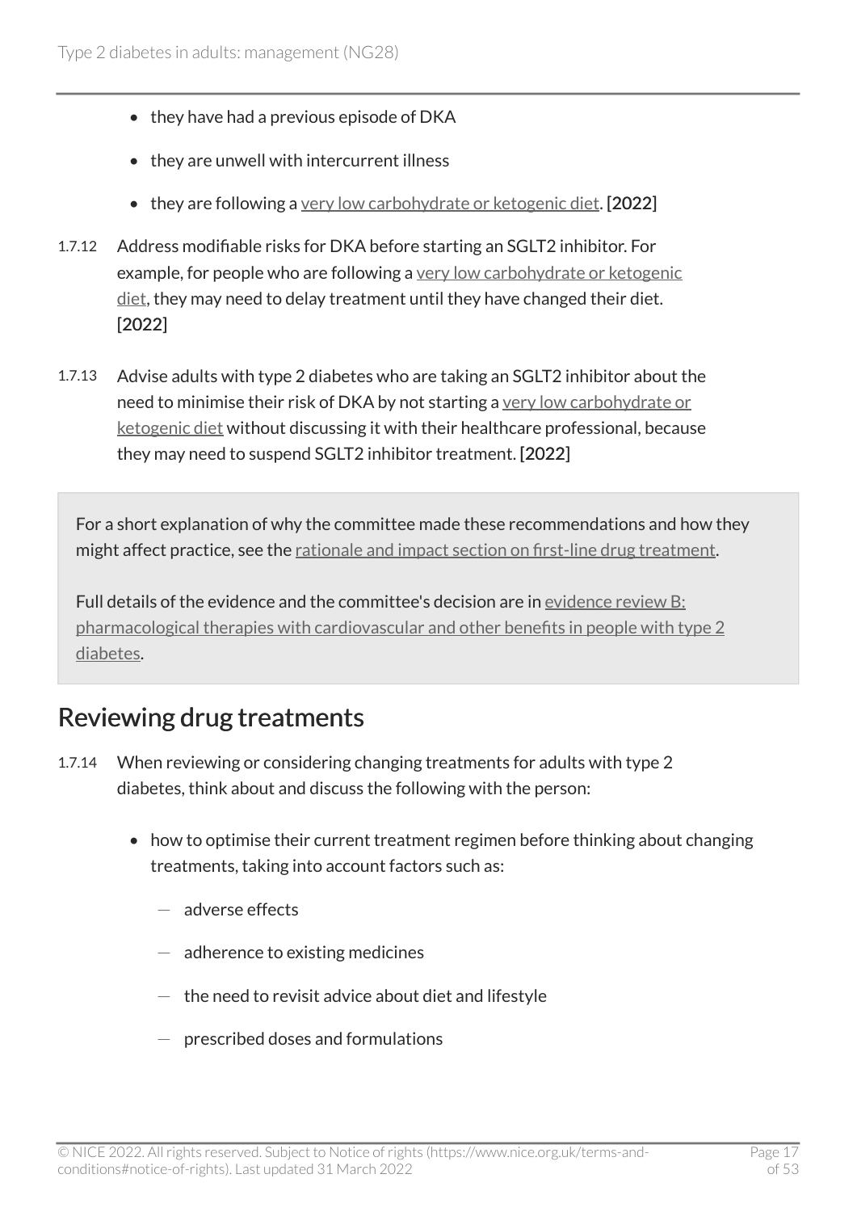- they have had a previous episode of DKA
- they are unwell with intercurrent illness
- they are following a very low carbohydrate or ketogenic diet. **[2022]**

1.7.12 Address modifiable risks for DKA before starting an SGLT2 inhibitor. For example, for people who are following a very low carbohydrate or ketogenic diet, they may need to delay treatment until they have changed their diet. **[2022]**

1.7.13 Advise adults with type 2 diabetes who are taking an SGLT2 inhibitor about the need to minimise their risk of DKA by not starting a very low carbohydrate or ketogenic diet without discussing it with their healthcare professional, because they may need to suspend SGLT2 inhibitor treatment. **[2022]**

For a short explanation of why the committee made these recommendations and how they might affect practice, see the rationale and impact section on first-line drug treatment.

Full details of the evidence and the committee's decision are in evidence review B: pharmacological therapies with cardiovascular and other benefits in people with type 2 diabetes.

## Reviewing drug treatments

1.7.14 When reviewing or considering changing treatments for adults with type 2 diabetes, think about and discuss the following with the person:

- how to optimise their current treatment regimen before thinking about changing treatments, taking into account factors such as:
  - adverse effects
  - adherence to existing medicines
  - the need to revisit advice about diet and lifestyle
  - prescribed doses and formulations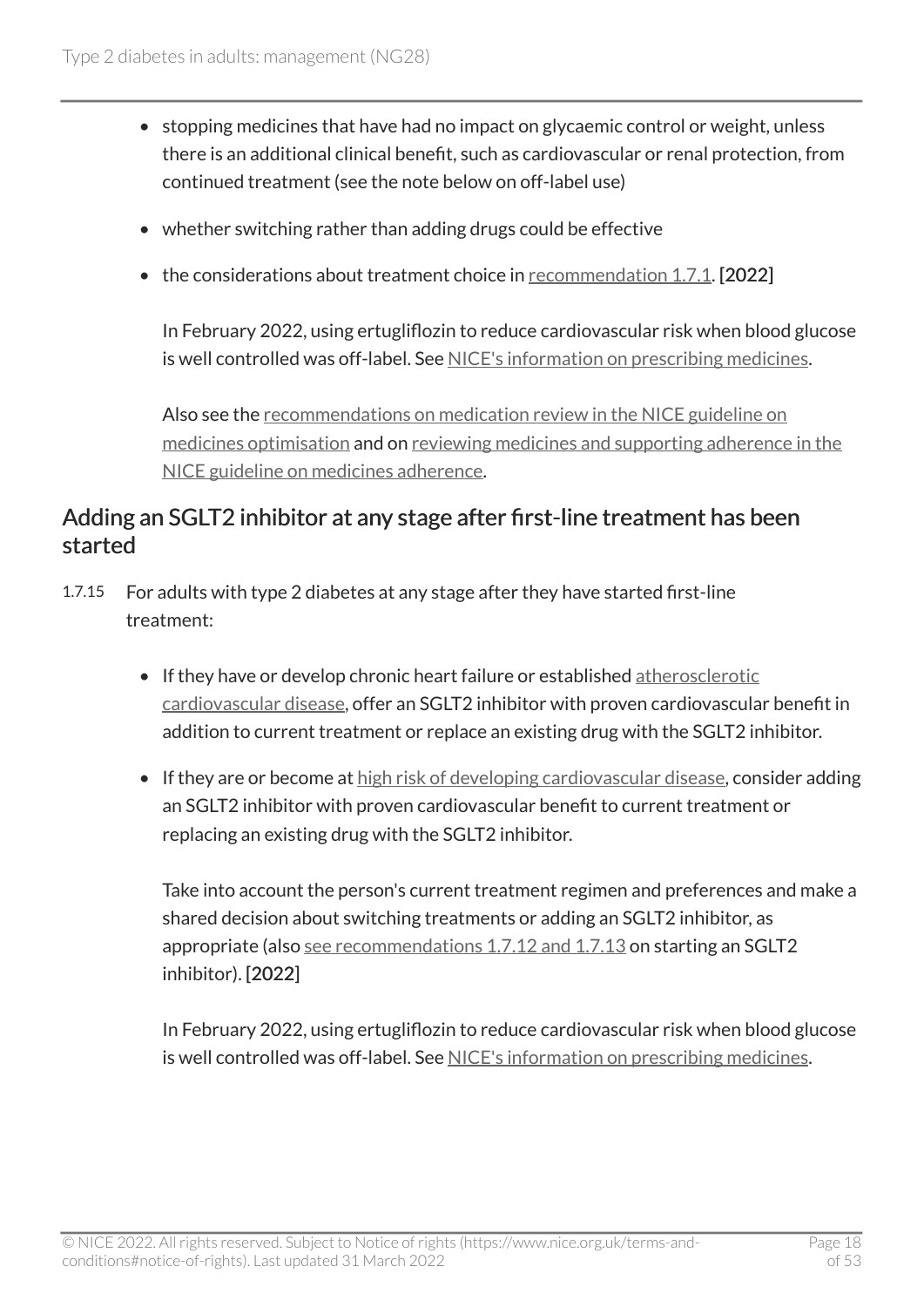- stopping medicines that have had no impact on glycaemic control or weight, unless there is an additional clinical benefit, such as cardiovascular or renal protection, from continued treatment (see the note below on off-label use)
- whether switching rather than adding drugs could be effective
- the considerations about treatment choice in recommendation 1.7.1. **[2022]**

  In February 2022, using ertugliflozin to reduce cardiovascular risk when blood glucose is well controlled was off-label. See NICE's information on prescribing medicines.

  Also see the recommendations on medication review in the NICE guideline on medicines optimisation and on reviewing medicines and supporting adherence in the NICE guideline on medicines adherence.

## Adding an SGLT2 inhibitor at any stage after first-line treatment has been started

1.7.15 For adults with type 2 diabetes at any stage after they have started first-line treatment:

- If they have or develop chronic heart failure or established atherosclerotic cardiovascular disease, offer an SGLT2 inhibitor with proven cardiovascular benefit in addition to current treatment or replace an existing drug with the SGLT2 inhibitor.
- If they are or become at high risk of developing cardiovascular disease, consider adding an SGLT2 inhibitor with proven cardiovascular benefit to current treatment or replacing an existing drug with the SGLT2 inhibitor.

  Take into account the person's current treatment regimen and preferences and make a shared decision about switching treatments or adding an SGLT2 inhibitor, as appropriate (also see recommendations 1.7.12 and 1.7.13 on starting an SGLT2 inhibitor). **[2022]**

  In February 2022, using ertugliflozin to reduce cardiovascular risk when blood glucose is well controlled was off-label. See NICE's information on prescribing medicines.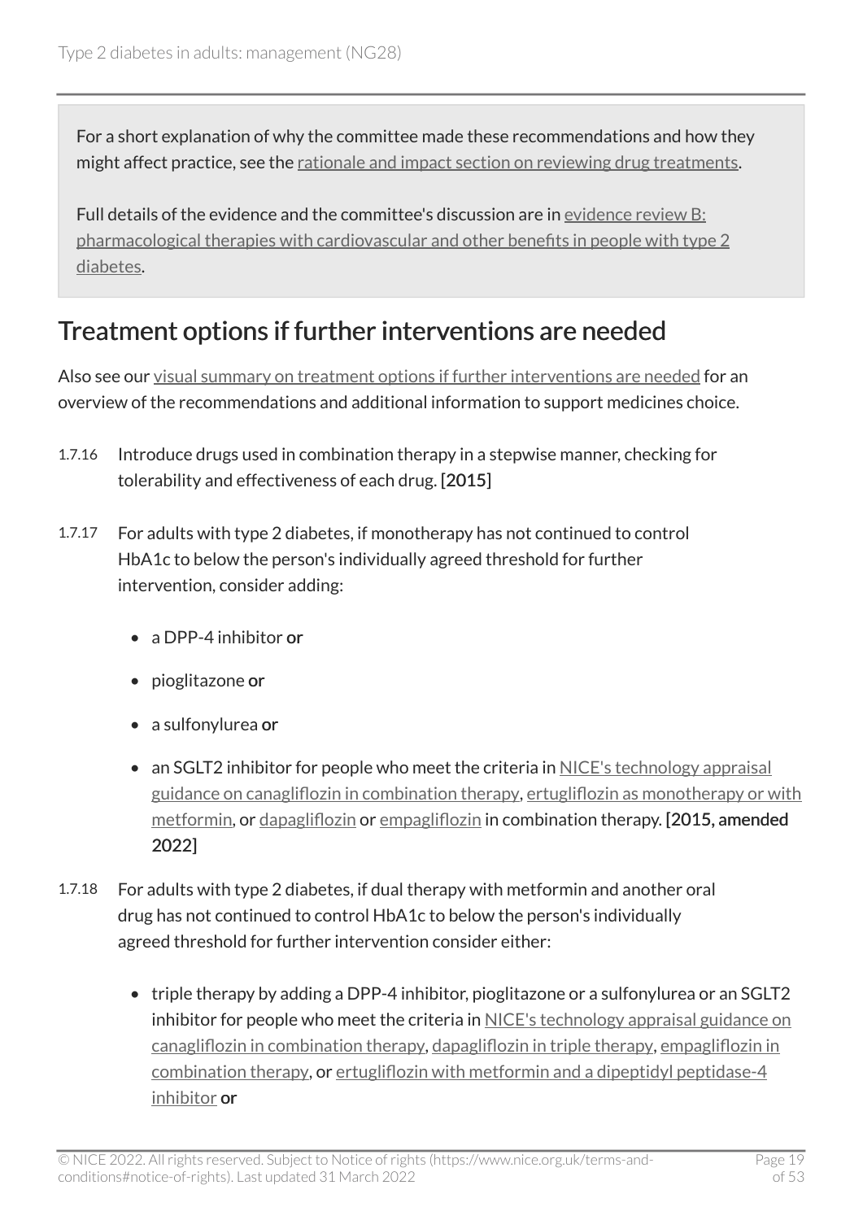For a short explanation of why the committee made these recommendations and how they might affect practice, see the rationale and impact section on reviewing drug treatments.

Full details of the evidence and the committee's discussion are in evidence review B: pharmacological therapies with cardiovascular and other benefits in people with type 2 diabetes.

## Treatment options if further interventions are needed

Also see our visual summary on treatment options if further interventions are needed for an overview of the recommendations and additional information to support medicines choice.

1.7.16 Introduce drugs used in combination therapy in a stepwise manner, checking for tolerability and effectiveness of each drug. **[2015]**

1.7.17 For adults with type 2 diabetes, if monotherapy has not continued to control HbA1c to below the person's individually agreed threshold for further intervention, consider adding:

- a DPP-4 inhibitor **or**
- pioglitazone **or**
- a sulfonylurea **or**
- an SGLT2 inhibitor for people who meet the criteria in NICE's technology appraisal guidance on canagliflozin in combination therapy, ertugliflozin as monotherapy or with metformin, or dapagliflozin or empagliflozin in combination therapy. **[2015, amended 2022]**

1.7.18 For adults with type 2 diabetes, if dual therapy with metformin and another oral drug has not continued to control HbA1c to below the person's individually agreed threshold for further intervention consider either:

- triple therapy by adding a DPP-4 inhibitor, pioglitazone or a sulfonylurea or an SGLT2 inhibitor for people who meet the criteria in NICE's technology appraisal guidance on canagliflozin in combination therapy, dapagliflozin in triple therapy, empagliflozin in combination therapy, or ertugliflozin with metformin and a dipeptidyl peptidase-4 inhibitor **or**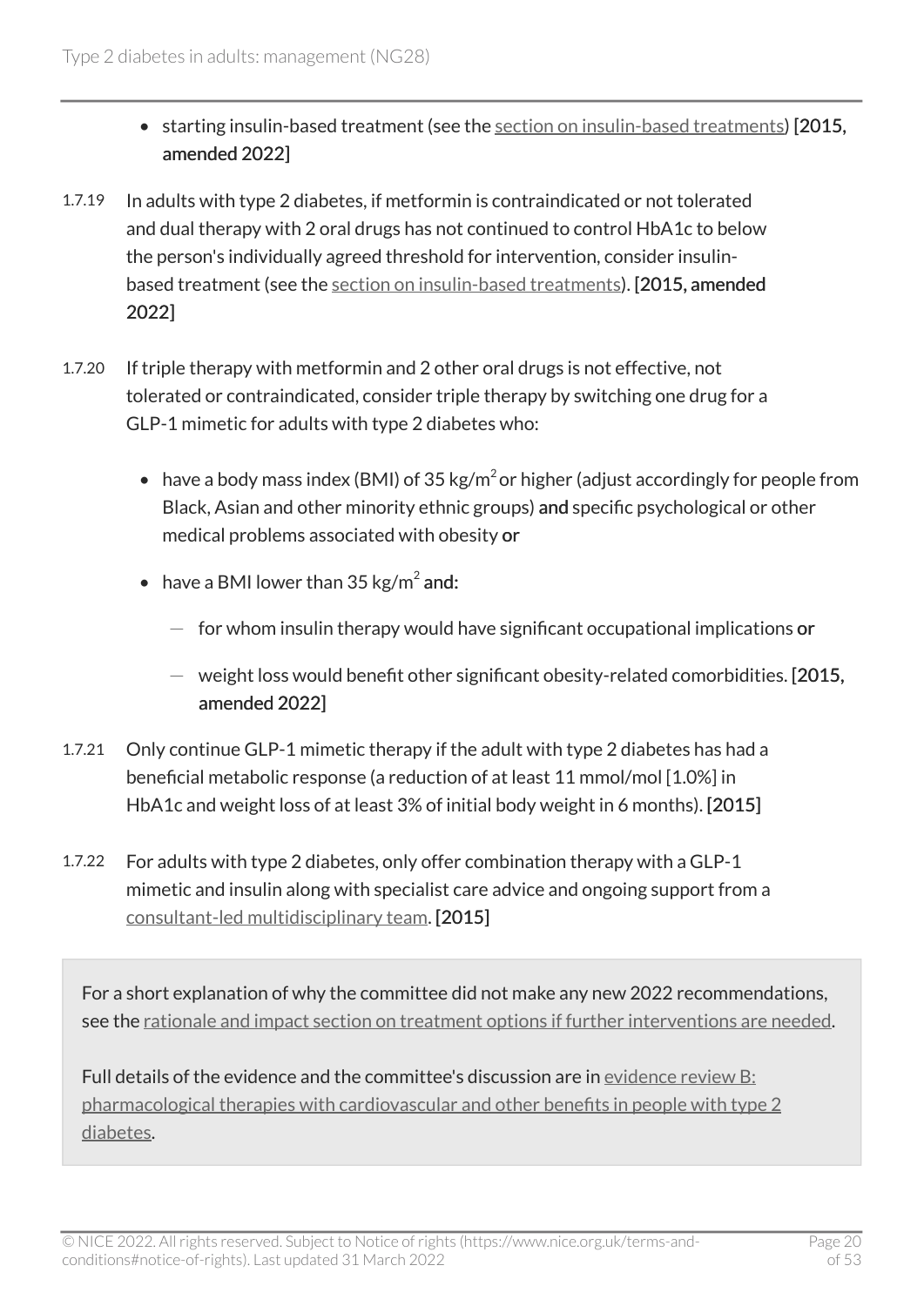- starting insulin-based treatment (see the section on insulin-based treatments) **[2015, amended 2022]**

1.7.19 In adults with type 2 diabetes, if metformin is contraindicated or not tolerated and dual therapy with 2 oral drugs has not continued to control HbA1c to below the person's individually agreed threshold for intervention, consider insulin-based treatment (see the section on insulin-based treatments). **[2015, amended 2022]**

1.7.20 If triple therapy with metformin and 2 other oral drugs is not effective, not tolerated or contraindicated, consider triple therapy by switching one drug for a GLP-1 mimetic for adults with type 2 diabetes who:

- have a body mass index (BMI) of 35 $kg/m^2$ or higher (adjust accordingly for people from Black, Asian and other minority ethnic groups) **and** specific psychological or other medical problems associated with obesity **or**
- have a BMI lower than 35 $kg/m^2$ **and:**
  - for whom insulin therapy would have significant occupational implications **or**
  - weight loss would benefit other significant obesity-related comorbidities. **[2015, amended 2022]**

1.7.21 Only continue GLP-1 mimetic therapy if the adult with type 2 diabetes has had a beneficial metabolic response (a reduction of at least 11 mmol/mol [1.0%] in HbA1c and weight loss of at least 3% of initial body weight in 6 months). **[2015]**

1.7.22 For adults with type 2 diabetes, only offer combination therapy with a GLP-1 mimetic and insulin along with specialist care advice and ongoing support from a consultant-led multidisciplinary team. **[2015]**

For a short explanation of why the committee did not make any new 2022 recommendations, see the rationale and impact section on treatment options if further interventions are needed.

Full details of the evidence and the committee's discussion are in evidence review B: pharmacological therapies with cardiovascular and other benefits in people with type 2 diabetes.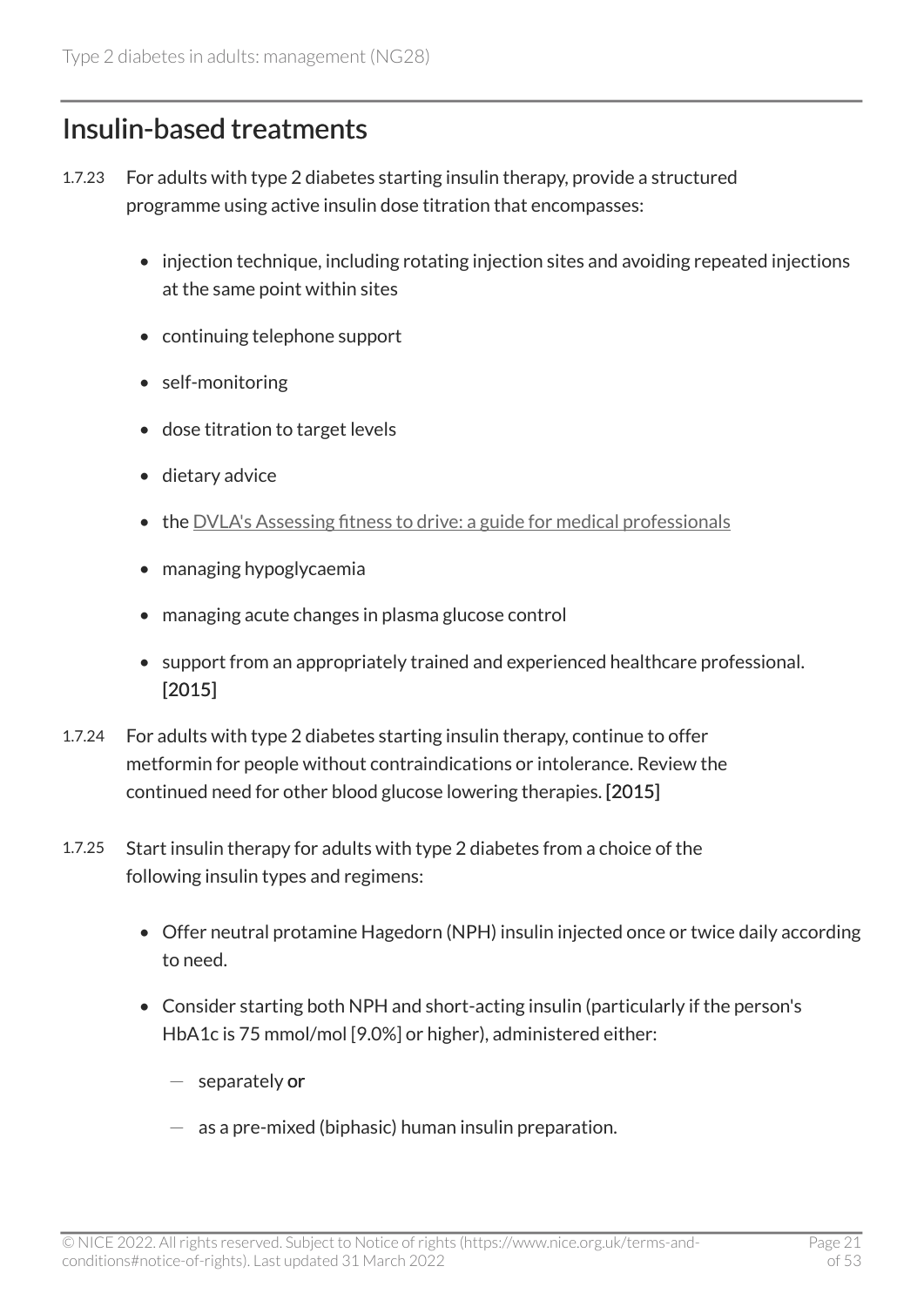## Insulin-based treatments

1.7.23 For adults with type 2 diabetes starting insulin therapy, provide a structured programme using active insulin dose titration that encompasses:

- injection technique, including rotating injection sites and avoiding repeated injections at the same point within sites
- continuing telephone support
- self-monitoring
- dose titration to target levels
- dietary advice
- the DVLA's Assessing fitness to drive: a guide for medical professionals
- managing hypoglycaemia
- managing acute changes in plasma glucose control
- support from an appropriately trained and experienced healthcare professional. **[2015]**

1.7.24 For adults with type 2 diabetes starting insulin therapy, continue to offer metformin for people without contraindications or intolerance. Review the continued need for other blood glucose lowering therapies. **[2015]**

1.7.25 Start insulin therapy for adults with type 2 diabetes from a choice of the following insulin types and regimens:

- Offer neutral protamine Hagedorn (NPH) insulin injected once or twice daily according to need.
- Consider starting both NPH and short-acting insulin (particularly if the person's HbA1c is 75 mmol/mol [9.0%] or higher), administered either:
  - separately **or**
  - as a pre-mixed (biphasic) human insulin preparation.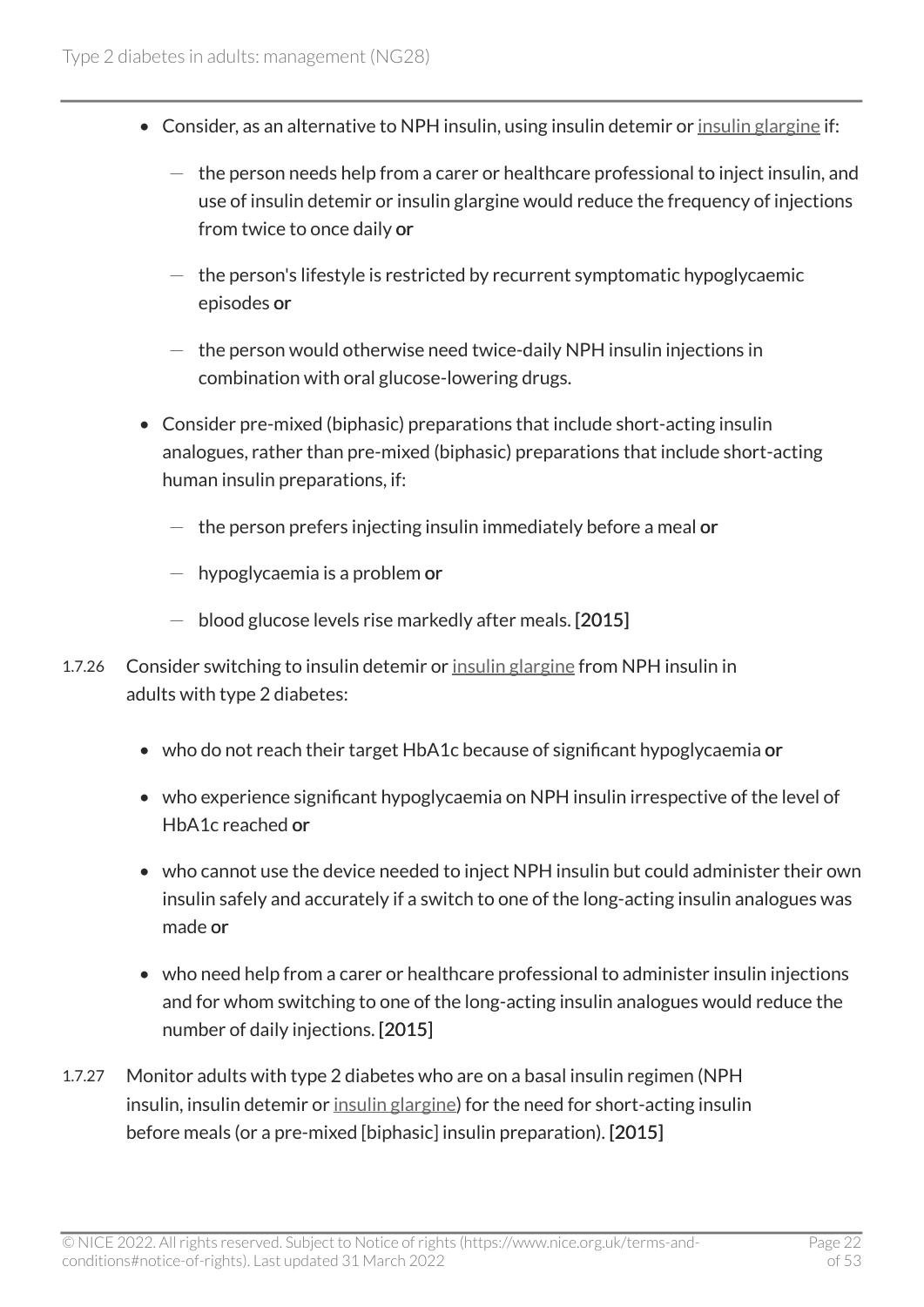- Consider, as an alternative to NPH insulin, using insulin detemir or insulin glargine if:
  - the person needs help from a carer or healthcare professional to inject insulin, and use of insulin detemir or insulin glargine would reduce the frequency of injections from twice to once daily **or**
  - the person's lifestyle is restricted by recurrent symptomatic hypoglycaemic episodes **or**
  - the person would otherwise need twice-daily NPH insulin injections in combination with oral glucose-lowering drugs.
- Consider pre-mixed (biphasic) preparations that include short-acting insulin analogues, rather than pre-mixed (biphasic) preparations that include short-acting human insulin preparations, if:
  - the person prefers injecting insulin immediately before a meal **or**
  - hypoglycaemia is a problem **or**
  - blood glucose levels rise markedly after meals. **[2015]**

1.7.26 Consider switching to insulin detemir or insulin glargine from NPH insulin in adults with type 2 diabetes:

- who do not reach their target HbA1c because of significant hypoglycaemia **or**
- who experience significant hypoglycaemia on NPH insulin irrespective of the level of HbA1c reached **or**
- who cannot use the device needed to inject NPH insulin but could administer their own insulin safely and accurately if a switch to one of the long-acting insulin analogues was made **or**
- who need help from a carer or healthcare professional to administer insulin injections and for whom switching to one of the long-acting insulin analogues would reduce the number of daily injections. **[2015]**

1.7.27 Monitor adults with type 2 diabetes who are on a basal insulin regimen (NPH insulin, insulin detemir or insulin glargine) for the need for short-acting insulin before meals (or a pre-mixed [biphasic] insulin preparation). **[2015]**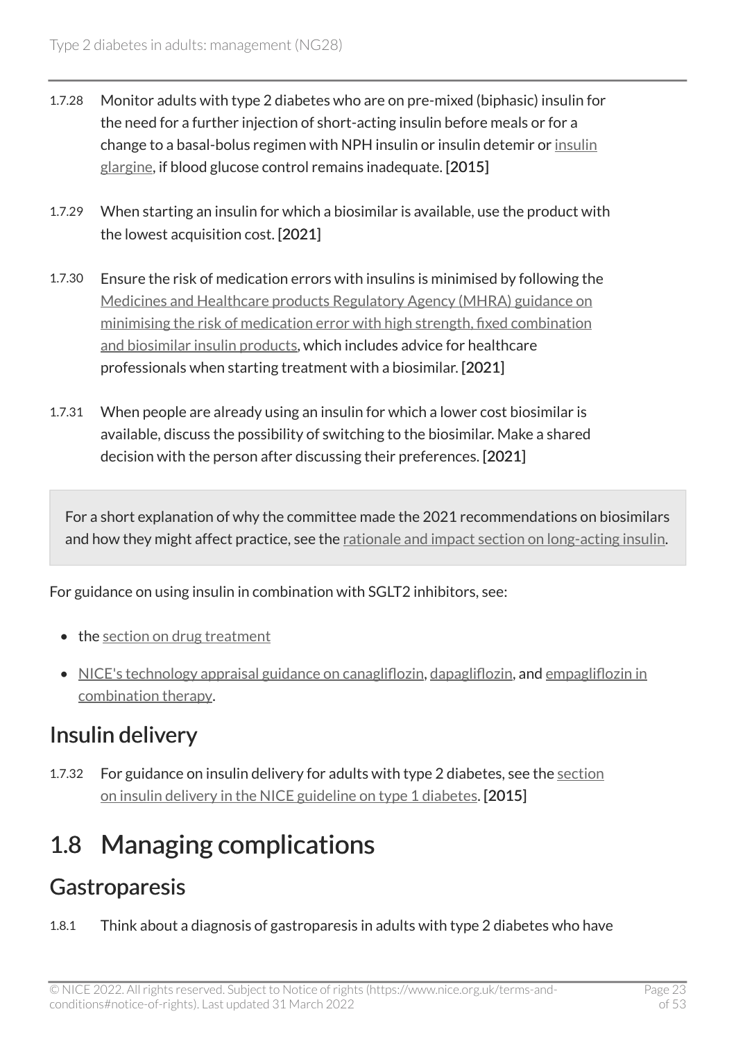1.7.28 Monitor adults with type 2 diabetes who are on pre-mixed (biphasic) insulin for the need for a further injection of short-acting insulin before meals or for a change to a basal-bolus regimen with NPH insulin or insulin detemir or insulin glargine, if blood glucose control remains inadequate. **[2015]**

1.7.29 When starting an insulin for which a biosimilar is available, use the product with the lowest acquisition cost. **[2021]**

1.7.30 Ensure the risk of medication errors with insulins is minimised by following the Medicines and Healthcare products Regulatory Agency (MHRA) guidance on minimising the risk of medication error with high strength, fixed combination and biosimilar insulin products, which includes advice for healthcare professionals when starting treatment with a biosimilar. **[2021]**

1.7.31 When people are already using an insulin for which a lower cost biosimilar is available, discuss the possibility of switching to the biosimilar. Make a shared decision with the person after discussing their preferences. **[2021]**

> For a short explanation of why the committee made the 2021 recommendations on biosimilars and how they might affect practice, see the rationale and impact section on long-acting insulin.

For guidance on using insulin in combination with SGLT2 inhibitors, see:

- the section on drug treatment
- NICE's technology appraisal guidance on canagliflozin, dapagliflozin, and empagliflozin in combination therapy.

## Insulin delivery

1.7.32 For guidance on insulin delivery for adults with type 2 diabetes, see the section on insulin delivery in the NICE guideline on type 1 diabetes. **[2015]**

# 1.8 Managing complications

## Gastroparesis

1.8.1 Think about a diagnosis of gastroparesis in adults with type 2 diabetes who have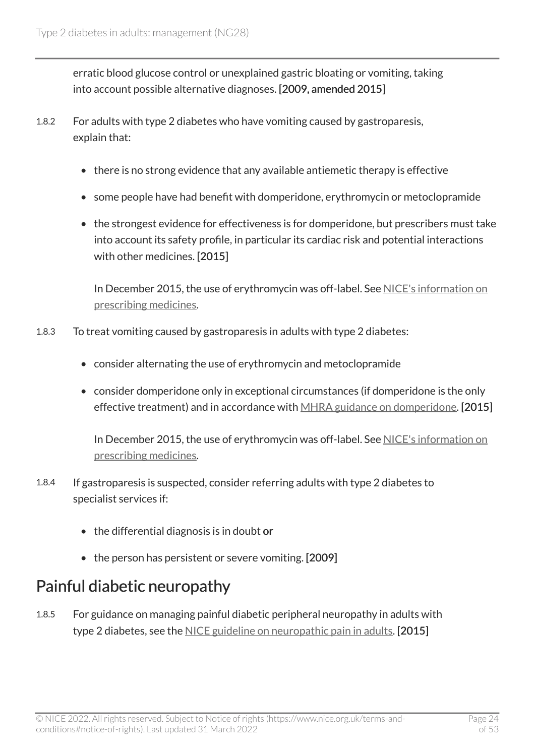erratic blood glucose control or unexplained gastric bloating or vomiting, taking into account possible alternative diagnoses. **[2009, amended 2015]**

1.8.2 For adults with type 2 diabetes who have vomiting caused by gastroparesis, explain that:

- there is no strong evidence that any available antiemetic therapy is effective
- some people have had benefit with domperidone, erythromycin or metoclopramide
- the strongest evidence for effectiveness is for domperidone, but prescribers must take into account its safety profile, in particular its cardiac risk and potential interactions with other medicines. [2015]

  In December 2015, the use of erythromycin was off-label. See NICE's information on prescribing medicines.

1.8.3 To treat vomiting caused by gastroparesis in adults with type 2 diabetes:

- consider alternating the use of erythromycin and metoclopramide
- consider domperidone only in exceptional circumstances (if domperidone is the only effective treatment) and in accordance with MHRA guidance on domperidone. [2015]

  In December 2015, the use of erythromycin was off-label. See NICE's information on prescribing medicines.

1.8.4 If gastroparesis is suspected, consider referring adults with type 2 diabetes to specialist services if:

- the differential diagnosis is in doubt **or**
- the person has persistent or severe vomiting. [2009]

## Painful diabetic neuropathy

1.8.5 For guidance on managing painful diabetic peripheral neuropathy in adults with type 2 diabetes, see the NICE guideline on neuropathic pain in adults. [2015]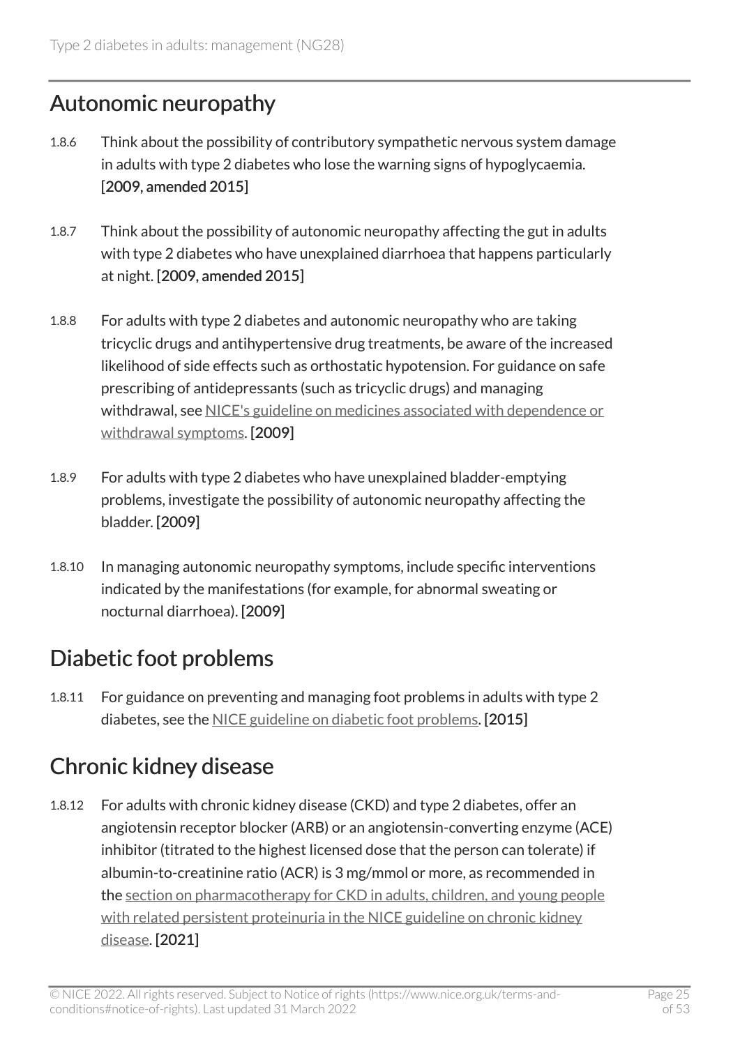## Autonomic neuropathy

1.8.6 Think about the possibility of contributory sympathetic nervous system damage in adults with type 2 diabetes who lose the warning signs of hypoglycaemia. [2009, amended 2015]

1.8.7 Think about the possibility of autonomic neuropathy affecting the gut in adults with type 2 diabetes who have unexplained diarrhoea that happens particularly at night. [2009, amended 2015]

1.8.8 For adults with type 2 diabetes and autonomic neuropathy who are taking tricyclic drugs and antihypertensive drug treatments, be aware of the increased likelihood of side effects such as orthostatic hypotension. For guidance on safe prescribing of antidepressants (such as tricyclic drugs) and managing withdrawal, see NICE's guideline on medicines associated with dependence or withdrawal symptoms. [2009]

1.8.9 For adults with type 2 diabetes who have unexplained bladder-emptying problems, investigate the possibility of autonomic neuropathy affecting the bladder. [2009]

1.8.10 In managing autonomic neuropathy symptoms, include specific interventions indicated by the manifestations (for example, for abnormal sweating or nocturnal diarrhoea). [2009]

## Diabetic foot problems

1.8.11 For guidance on preventing and managing foot problems in adults with type 2 diabetes, see the NICE guideline on diabetic foot problems. [2015]

## Chronic kidney disease

1.8.12 For adults with chronic kidney disease (CKD) and type 2 diabetes, offer an angiotensin receptor blocker (ARB) or an angiotensin-converting enzyme (ACE) inhibitor (titrated to the highest licensed dose that the person can tolerate) if albumin-to-creatinine ratio (ACR) is 3 mg/mmol or more, as recommended in the section on pharmacotherapy for CKD in adults, children, and young people with related persistent proteinuria in the NICE guideline on chronic kidney disease. [2021]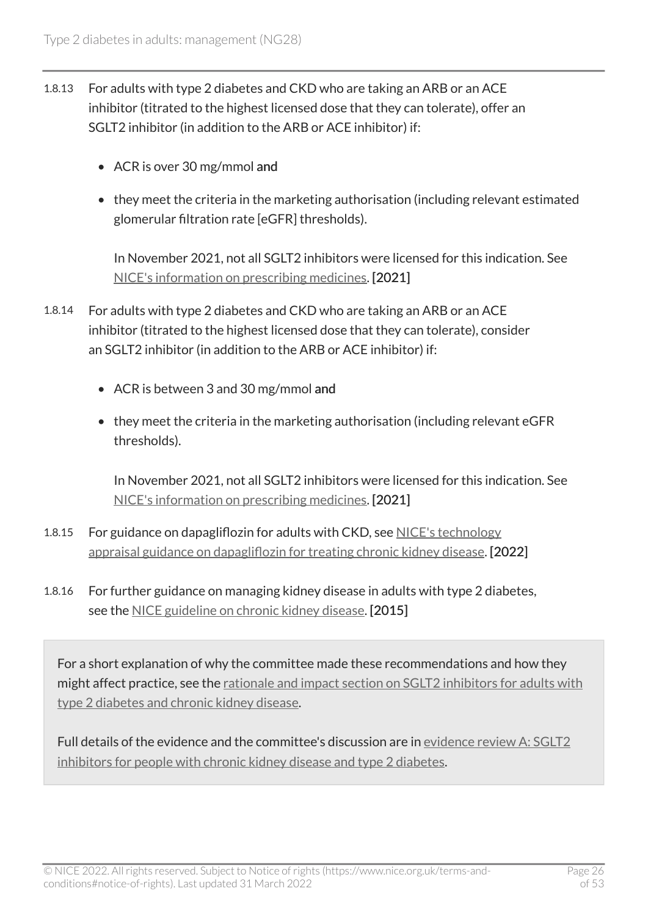1.8.13 For adults with type 2 diabetes and CKD who are taking an ARB or an ACE inhibitor (titrated to the highest licensed dose that they can tolerate), offer an SGLT2 inhibitor (in addition to the ARB or ACE inhibitor) if:

- ACR is over 30 mg/mmol **and**
- they meet the criteria in the marketing authorisation (including relevant estimated glomerular filtration rate [eGFR] thresholds).

  In November 2021, not all SGLT2 inhibitors were licensed for this indication. See NICE's information on prescribing medicines. **[2021]**

1.8.14 For adults with type 2 diabetes and CKD who are taking an ARB or an ACE inhibitor (titrated to the highest licensed dose that they can tolerate), consider an SGLT2 inhibitor (in addition to the ARB or ACE inhibitor) if:

- ACR is between 3 and 30 mg/mmol **and**
- they meet the criteria in the marketing authorisation (including relevant eGFR thresholds).

  In November 2021, not all SGLT2 inhibitors were licensed for this indication. See NICE's information on prescribing medicines. **[2021]**

1.8.15 For guidance on dapagliflozin for adults with CKD, see NICE's technology appraisal guidance on dapagliflozin for treating chronic kidney disease. **[2022]**

1.8.16 For further guidance on managing kidney disease in adults with type 2 diabetes, see the NICE guideline on chronic kidney disease. **[2015]**

For a short explanation of why the committee made these recommendations and how they might affect practice, see the rationale and impact section on SGLT2 inhibitors for adults with type 2 diabetes and chronic kidney disease.

Full details of the evidence and the committee's discussion are in evidence review A: SGLT2 inhibitors for people with chronic kidney disease and type 2 diabetes.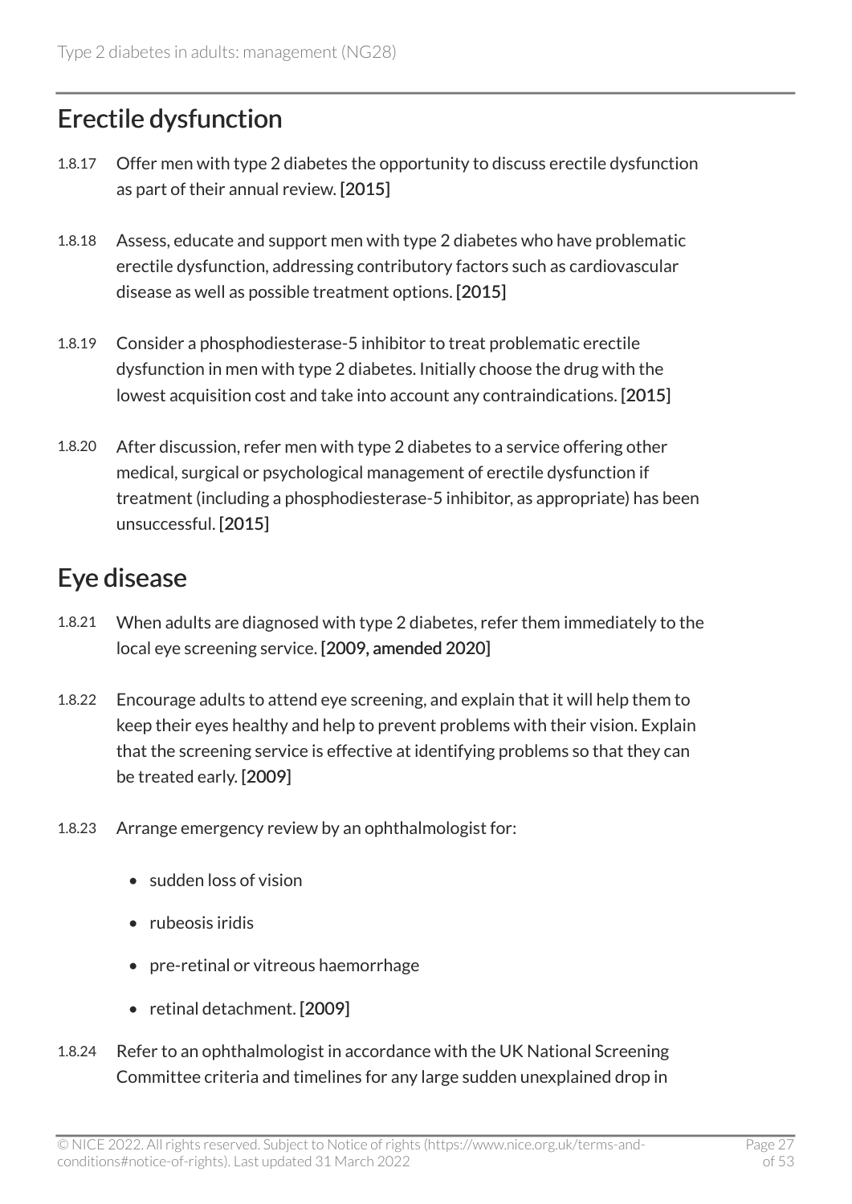## Erectile dysfunction

1.8.17 Offer men with type 2 diabetes the opportunity to discuss erectile dysfunction as part of their annual review. **[2015]**

1.8.18 Assess, educate and support men with type 2 diabetes who have problematic erectile dysfunction, addressing contributory factors such as cardiovascular disease as well as possible treatment options. **[2015]**

1.8.19 Consider a phosphodiesterase-5 inhibitor to treat problematic erectile dysfunction in men with type 2 diabetes. Initially choose the drug with the lowest acquisition cost and take into account any contraindications. **[2015]**

1.8.20 After discussion, refer men with type 2 diabetes to a service offering other medical, surgical or psychological management of erectile dysfunction if treatment (including a phosphodiesterase-5 inhibitor, as appropriate) has been unsuccessful. **[2015]**

## Eye disease

1.8.21 When adults are diagnosed with type 2 diabetes, refer them immediately to the local eye screening service. **[2009, amended 2020]**

1.8.22 Encourage adults to attend eye screening, and explain that it will help them to keep their eyes healthy and help to prevent problems with their vision. Explain that the screening service is effective at identifying problems so that they can be treated early. **[2009]**

1.8.23 Arrange emergency review by an ophthalmologist for:

- sudden loss of vision
- rubeosis iridis
- pre-retinal or vitreous haemorrhage
- retinal detachment. **[2009]**

1.8.24 Refer to an ophthalmologist in accordance with the UK National Screening Committee criteria and timelines for any large sudden unexplained drop in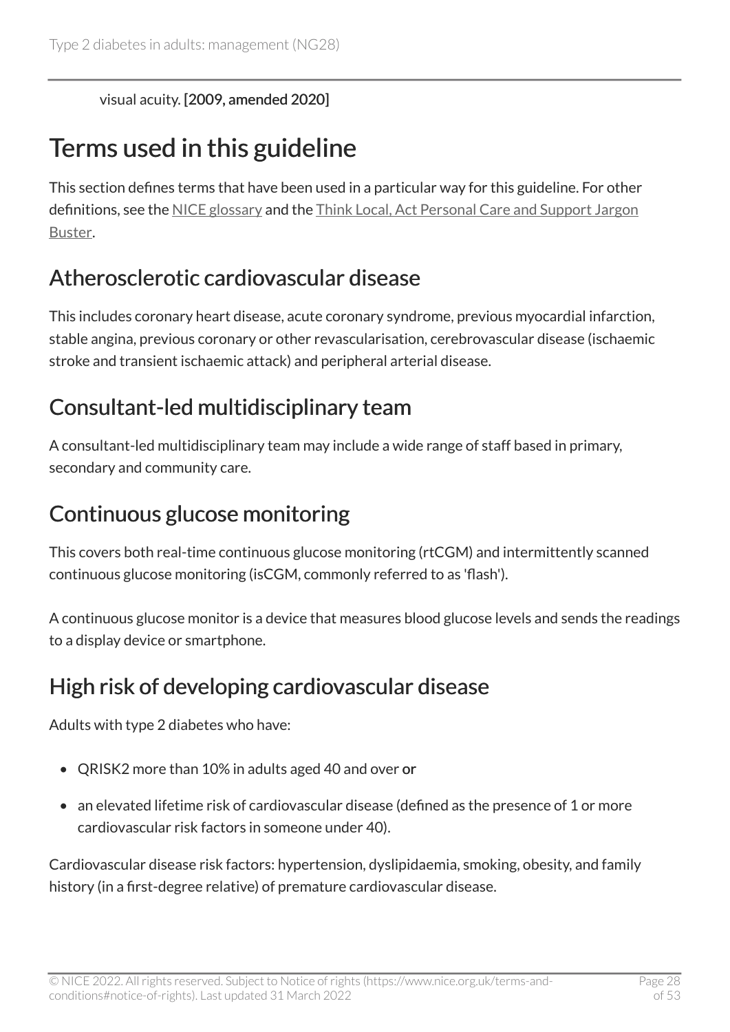visual acuity. **[2009, amended 2020]**

# Terms used in this guideline

This section defines terms that have been used in a particular way for this guideline. For other definitions, see the NICE glossary and the Think Local, Act Personal Care and Support Jargon Buster.

## Atherosclerotic cardiovascular disease

This includes coronary heart disease, acute coronary syndrome, previous myocardial infarction, stable angina, previous coronary or other revascularisation, cerebrovascular disease (ischaemic stroke and transient ischaemic attack) and peripheral arterial disease.

## Consultant-led multidisciplinary team

A consultant-led multidisciplinary team may include a wide range of staff based in primary, secondary and community care.

## Continuous glucose monitoring

This covers both real-time continuous glucose monitoring (rtCGM) and intermittently scanned continuous glucose monitoring (isCGM, commonly referred to as 'flash').

A continuous glucose monitor is a device that measures blood glucose levels and sends the readings to a display device or smartphone.

## High risk of developing cardiovascular disease

Adults with type 2 diabetes who have:

- QRISK2 more than 10% in adults aged 40 and over **or**
- an elevated lifetime risk of cardiovascular disease (defined as the presence of 1 or more cardiovascular risk factors in someone under 40).

Cardiovascular disease risk factors: hypertension, dyslipidaemia, smoking, obesity, and family history (in a first-degree relative) of premature cardiovascular disease.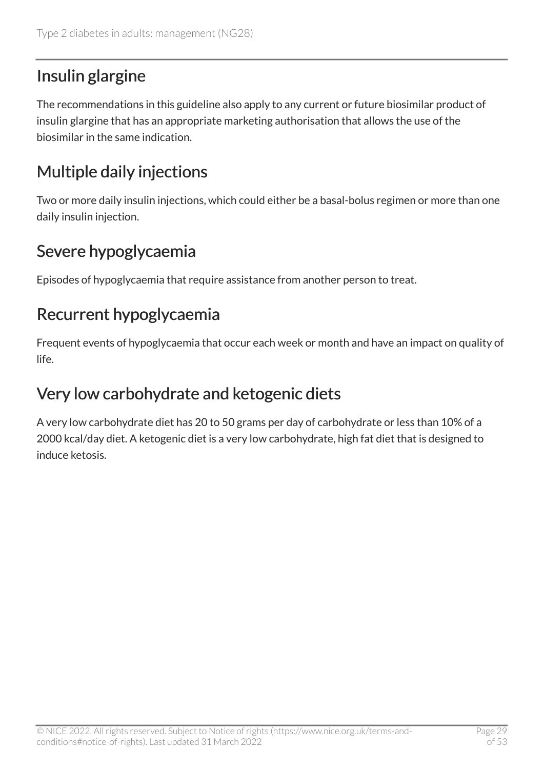## Insulin glargine

The recommendations in this guideline also apply to any current or future biosimilar product of insulin glargine that has an appropriate marketing authorisation that allows the use of the biosimilar in the same indication.

## Multiple daily injections

Two or more daily insulin injections, which could either be a basal-bolus regimen or more than one daily insulin injection.

## Severe hypoglycaemia

Episodes of hypoglycaemia that require assistance from another person to treat.

## Recurrent hypoglycaemia

Frequent events of hypoglycaemia that occur each week or month and have an impact on quality of life.

## Very low carbohydrate and ketogenic diets

A very low carbohydrate diet has 20 to 50 grams per day of carbohydrate or less than 10% of a 2000 kcal/day diet. A ketogenic diet is a very low carbohydrate, high fat diet that is designed to induce ketosis.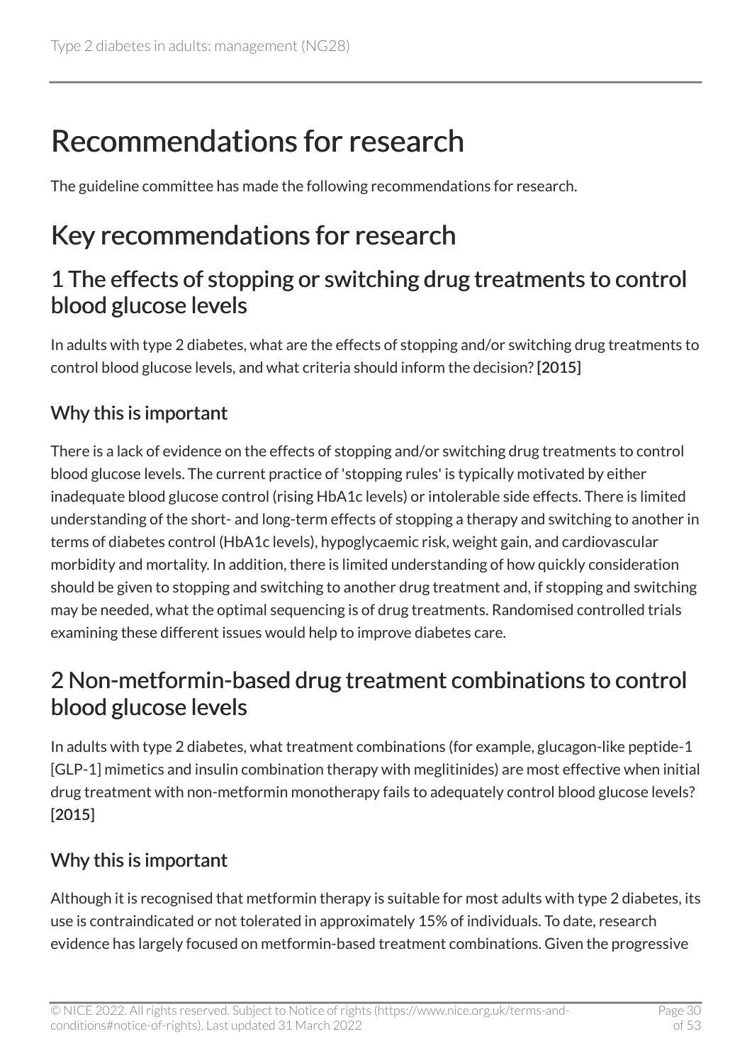# Recommendations for research

The guideline committee has made the following recommendations for research.

## Key recommendations for research

### 1 The effects of stopping or switching drug treatments to control blood glucose levels

In adults with type 2 diabetes, what are the effects of stopping and/or switching drug treatments to control blood glucose levels, and what criteria should inform the decision? [2015]

#### Why this is important

There is a lack of evidence on the effects of stopping and/or switching drug treatments to control blood glucose levels. The current practice of 'stopping rules' is typically motivated by either inadequate blood glucose control (rising HbA1c levels) or intolerable side effects. There is limited understanding of the short- and long-term effects of stopping a therapy and switching to another in terms of diabetes control (HbA1c levels), hypoglycaemic risk, weight gain, and cardiovascular morbidity and mortality. In addition, there is limited understanding of how quickly consideration should be given to stopping and switching to another drug treatment and, if stopping and switching may be needed, what the optimal sequencing is of drug treatments. Randomised controlled trials examining these different issues would help to improve diabetes care.

### 2 Non-metformin-based drug treatment combinations to control blood glucose levels

In adults with type 2 diabetes, what treatment combinations (for example, glucagon-like peptide-1 [GLP-1] mimetics and insulin combination therapy with meglitinides) are most effective when initial drug treatment with non-metformin monotherapy fails to adequately control blood glucose levels? [2015]

#### Why this is important

Although it is recognised that metformin therapy is suitable for most adults with type 2 diabetes, its use is contraindicated or not tolerated in approximately 15% of individuals. To date, research evidence has largely focused on metformin-based treatment combinations. Given the progressive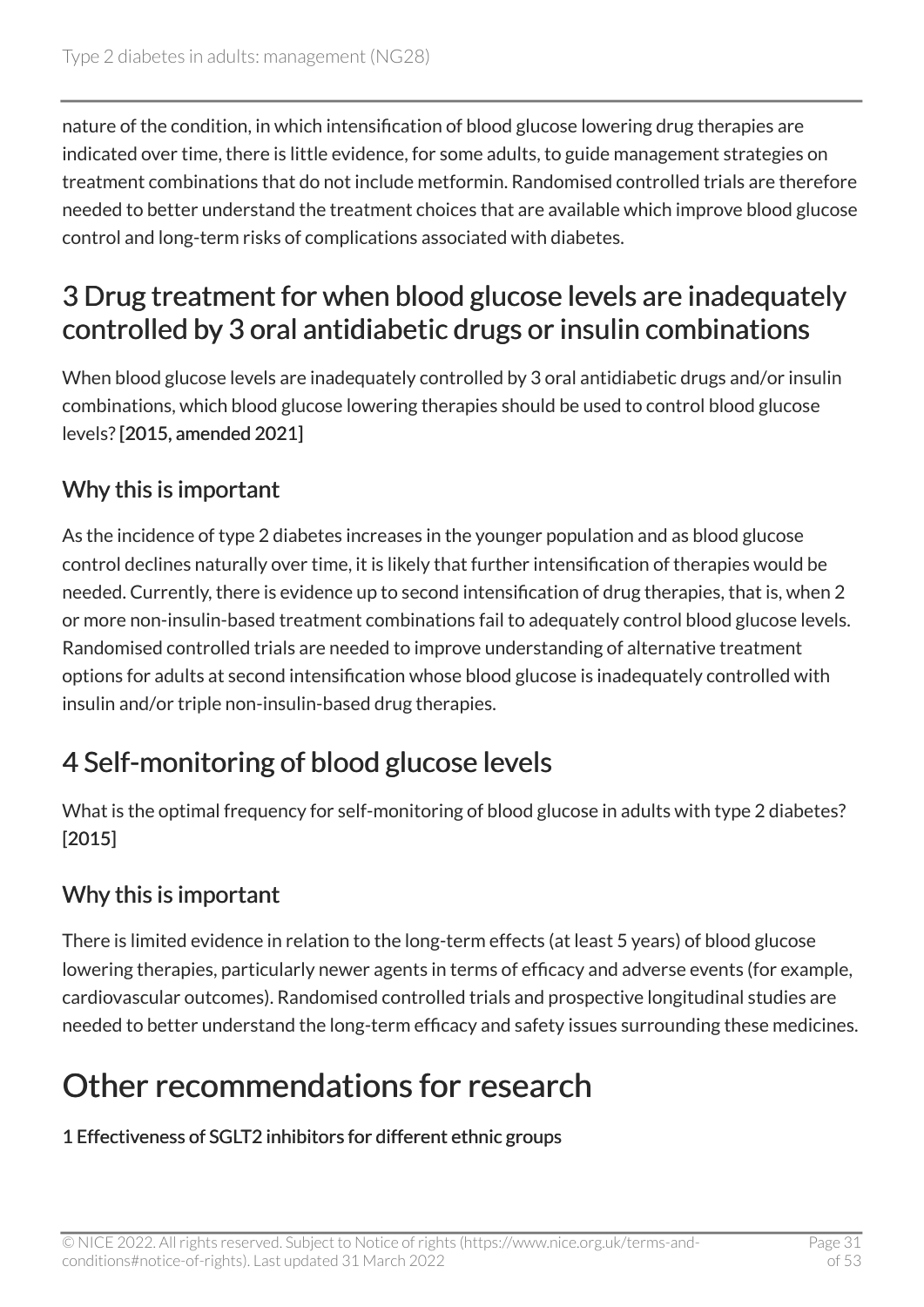nature of the condition, in which intensification of blood glucose lowering drug therapies are indicated over time, there is little evidence, for some adults, to guide management strategies on treatment combinations that do not include metformin. Randomised controlled trials are therefore needed to better understand the treatment choices that are available which improve blood glucose control and long-term risks of complications associated with diabetes.

## 3 Drug treatment for when blood glucose levels are inadequately controlled by 3 oral antidiabetic drugs or insulin combinations

When blood glucose levels are inadequately controlled by 3 oral antidiabetic drugs and/or insulin combinations, which blood glucose lowering therapies should be used to control blood glucose levels? **[2015, amended 2021]**

### Why this is important

As the incidence of type 2 diabetes increases in the younger population and as blood glucose control declines naturally over time, it is likely that further intensification of therapies would be needed. Currently, there is evidence up to second intensification of drug therapies, that is, when 2 or more non-insulin-based treatment combinations fail to adequately control blood glucose levels. Randomised controlled trials are needed to improve understanding of alternative treatment options for adults at second intensification whose blood glucose is inadequately controlled with insulin and/or triple non-insulin-based drug therapies.

## 4 Self-monitoring of blood glucose levels

What is the optimal frequency for self-monitoring of blood glucose in adults with type 2 diabetes? **[2015]**

### Why this is important

There is limited evidence in relation to the long-term effects (at least 5 years) of blood glucose lowering therapies, particularly newer agents in terms of efficacy and adverse events (for example, cardiovascular outcomes). Randomised controlled trials and prospective longitudinal studies are needed to better understand the long-term efficacy and safety issues surrounding these medicines.

# Other recommendations for research

**1 Effectiveness of SGLT2 inhibitors for different ethnic groups**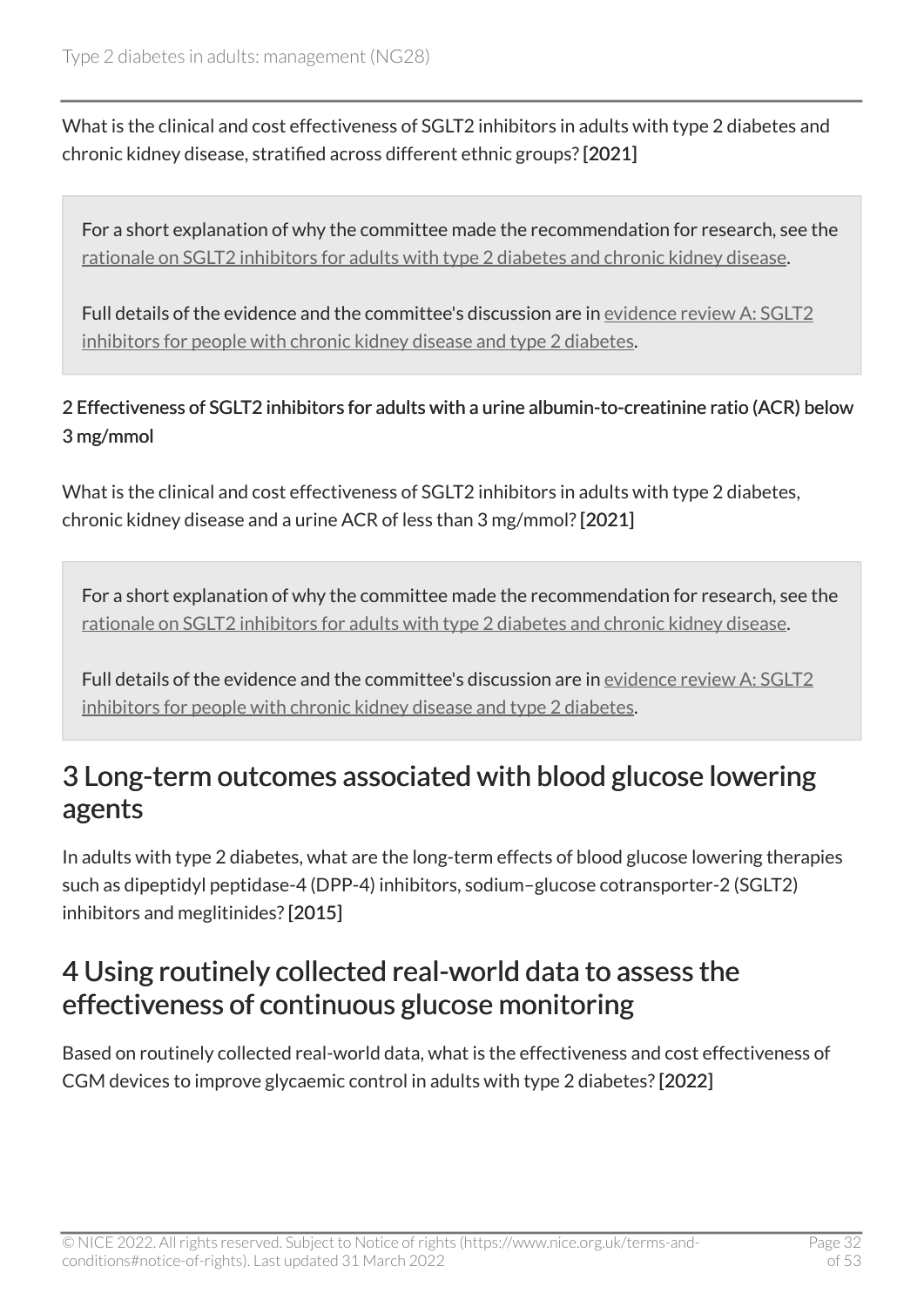What is the clinical and cost effectiveness of SGLT2 inhibitors in adults with type 2 diabetes and chronic kidney disease, stratified across different ethnic groups? **[2021]**

> For a short explanation of why the committee made the recommendation for research, see the rationale on SGLT2 inhibitors for adults with type 2 diabetes and chronic kidney disease.
>
> Full details of the evidence and the committee's discussion are in evidence review A: SGLT2 inhibitors for people with chronic kidney disease and type 2 diabetes.

**2 Effectiveness of SGLT2 inhibitors for adults with a urine albumin-to-creatinine ratio (ACR) below 3 mg/mmol**

What is the clinical and cost effectiveness of SGLT2 inhibitors in adults with type 2 diabetes, chronic kidney disease and a urine ACR of less than 3 mg/mmol? **[2021]**

> For a short explanation of why the committee made the recommendation for research, see the rationale on SGLT2 inhibitors for adults with type 2 diabetes and chronic kidney disease.
>
> Full details of the evidence and the committee's discussion are in evidence review A: SGLT2 inhibitors for people with chronic kidney disease and type 2 diabetes.

## 3 Long-term outcomes associated with blood glucose lowering agents

In adults with type 2 diabetes, what are the long-term effects of blood glucose lowering therapies such as dipeptidyl peptidase-4 (DPP-4) inhibitors, sodium–glucose cotransporter-2 (SGLT2) inhibitors and meglitinides? **[2015]**

## 4 Using routinely collected real-world data to assess the effectiveness of continuous glucose monitoring

Based on routinely collected real-world data, what is the effectiveness and cost effectiveness of CGM devices to improve glycaemic control in adults with type 2 diabetes? **[2022]**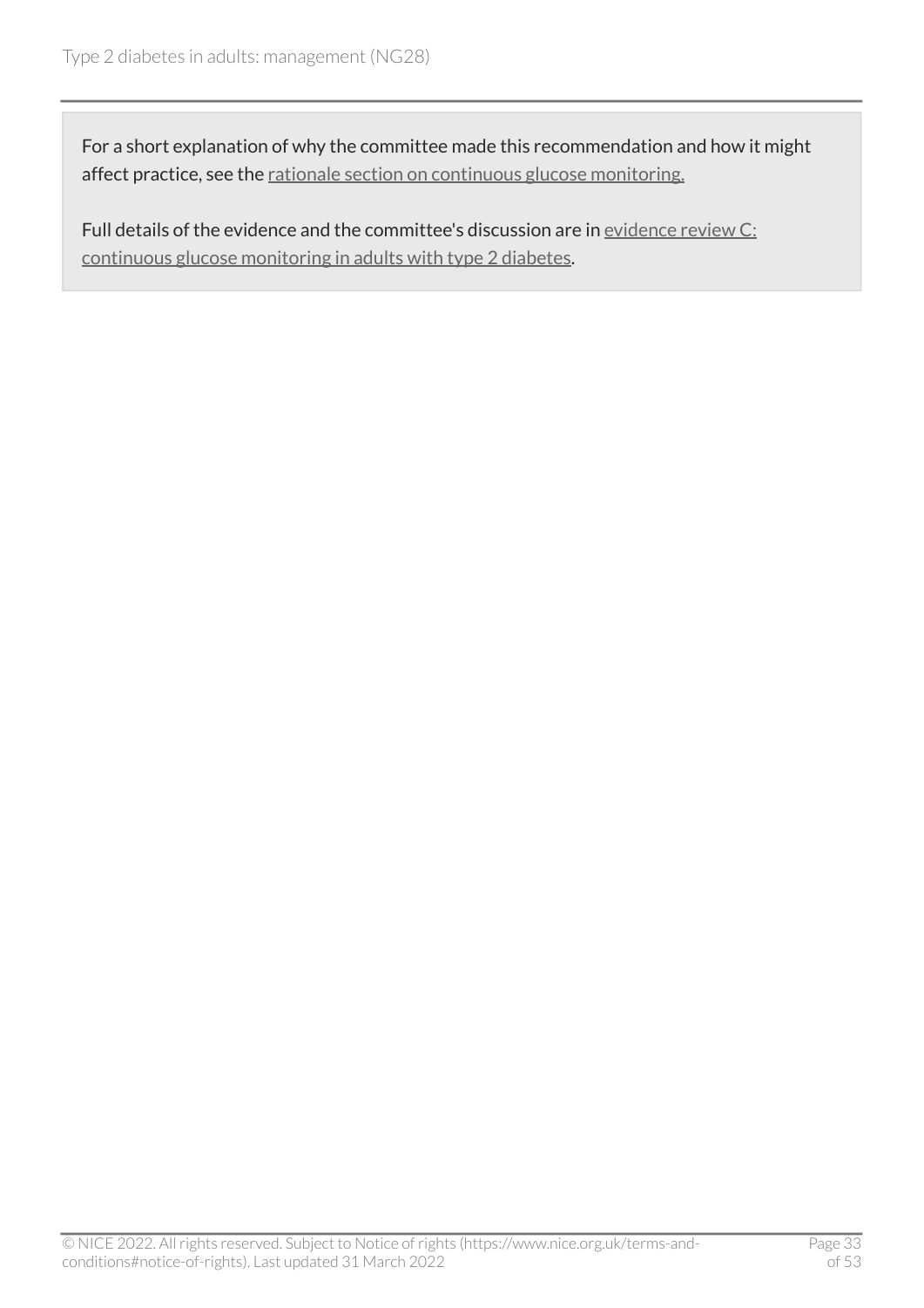For a short explanation of why the committee made this recommendation and how it might affect practice, see the rationale section on continuous glucose monitoring.

Full details of the evidence and the committee's discussion are in evidence review C: continuous glucose monitoring in adults with type 2 diabetes.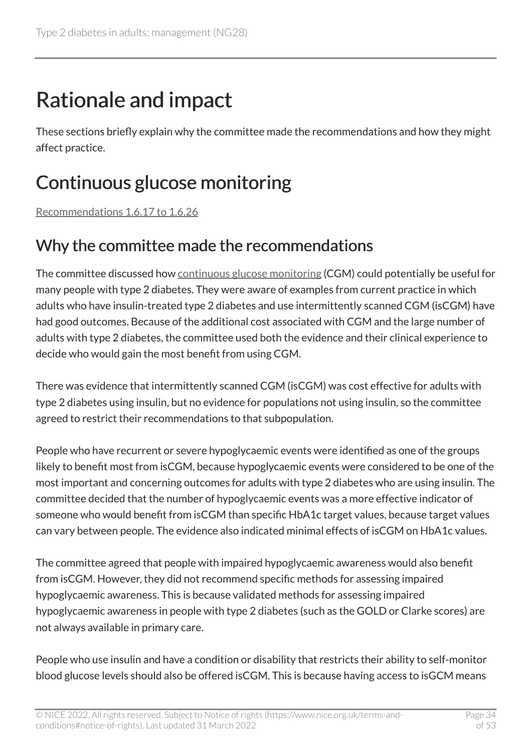# Rationale and impact

These sections briefly explain why the committee made the recommendations and how they might affect practice.

# Continuous glucose monitoring

Recommendations 1.6.17 to 1.6.26

## Why the committee made the recommendations

The committee discussed how continuous glucose monitoring (CGM) could potentially be useful for many people with type 2 diabetes. They were aware of examples from current practice in which adults who have insulin-treated type 2 diabetes and use intermittently scanned CGM (isCGM) have had good outcomes. Because of the additional cost associated with CGM and the large number of adults with type 2 diabetes, the committee used both the evidence and their clinical experience to decide who would gain the most benefit from using CGM.

There was evidence that intermittently scanned CGM (isCGM) was cost effective for adults with type 2 diabetes using insulin, but no evidence for populations not using insulin, so the committee agreed to restrict their recommendations to that subpopulation.

People who have recurrent or severe hypoglycaemic events were identified as one of the groups likely to benefit most from isCGM, because hypoglycaemic events were considered to be one of the most important and concerning outcomes for adults with type 2 diabetes who are using insulin. The committee decided that the number of hypoglycaemic events was a more effective indicator of someone who would benefit from isCGM than specific HbA1c target values, because target values can vary between people. The evidence also indicated minimal effects of isCGM on HbA1c values.

The committee agreed that people with impaired hypoglycaemic awareness would also benefit from isCGM. However, they did not recommend specific methods for assessing impaired hypoglycaemic awareness. This is because validated methods for assessing impaired hypoglycaemic awareness in people with type 2 diabetes (such as the GOLD or Clarke scores) are not always available in primary care.

People who use insulin and have a condition or disability that restricts their ability to self-monitor blood glucose levels should also be offered isCGM. This is because having access to isGCM means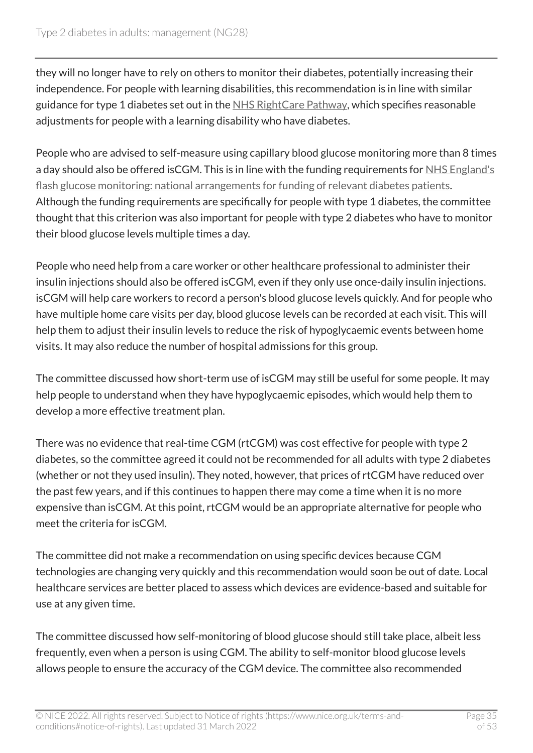they will no longer have to rely on others to monitor their diabetes, potentially increasing their independence. For people with learning disabilities, this recommendation is in line with similar guidance for type 1 diabetes set out in the NHS RightCare Pathway, which specifies reasonable adjustments for people with a learning disability who have diabetes.

People who are advised to self-measure using capillary blood glucose monitoring more than 8 times a day should also be offered isCGM. This is in line with the funding requirements for NHS England's flash glucose monitoring: national arrangements for funding of relevant diabetes patients. Although the funding requirements are specifically for people with type 1 diabetes, the committee thought that this criterion was also important for people with type 2 diabetes who have to monitor their blood glucose levels multiple times a day.

People who need help from a care worker or other healthcare professional to administer their insulin injections should also be offered isCGM, even if they only use once-daily insulin injections. isCGM will help care workers to record a person's blood glucose levels quickly. And for people who have multiple home care visits per day, blood glucose levels can be recorded at each visit. This will help them to adjust their insulin levels to reduce the risk of hypoglycaemic events between home visits. It may also reduce the number of hospital admissions for this group.

The committee discussed how short-term use of isCGM may still be useful for some people. It may help people to understand when they have hypoglycaemic episodes, which would help them to develop a more effective treatment plan.

There was no evidence that real-time CGM (rtCGM) was cost effective for people with type 2 diabetes, so the committee agreed it could not be recommended for all adults with type 2 diabetes (whether or not they used insulin). They noted, however, that prices of rtCGM have reduced over the past few years, and if this continues to happen there may come a time when it is no more expensive than isCGM. At this point, rtCGM would be an appropriate alternative for people who meet the criteria for isCGM.

The committee did not make a recommendation on using specific devices because CGM technologies are changing very quickly and this recommendation would soon be out of date. Local healthcare services are better placed to assess which devices are evidence-based and suitable for use at any given time.

The committee discussed how self-monitoring of blood glucose should still take place, albeit less frequently, even when a person is using CGM. The ability to self-monitor blood glucose levels allows people to ensure the accuracy of the CGM device. The committee also recommended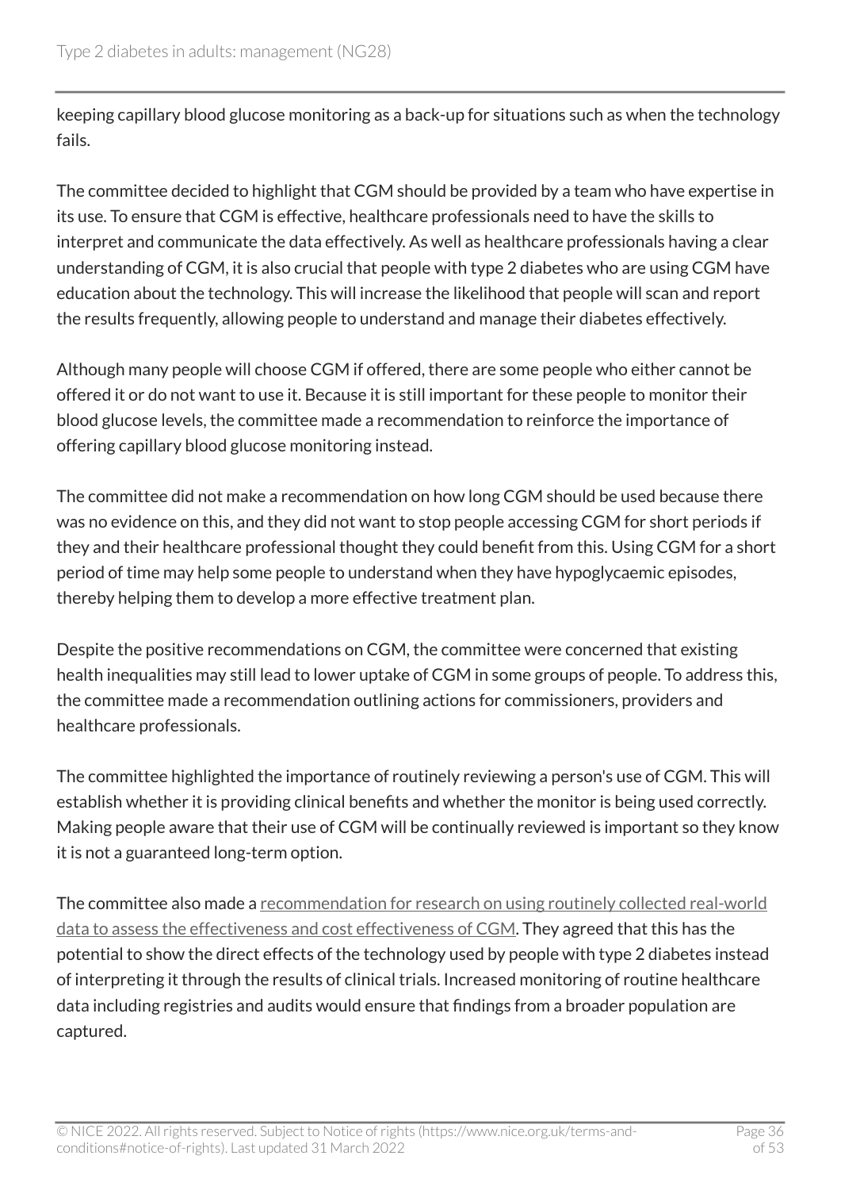keeping capillary blood glucose monitoring as a back-up for situations such as when the technology fails.

The committee decided to highlight that CGM should be provided by a team who have expertise in its use. To ensure that CGM is effective, healthcare professionals need to have the skills to interpret and communicate the data effectively. As well as healthcare professionals having a clear understanding of CGM, it is also crucial that people with type 2 diabetes who are using CGM have education about the technology. This will increase the likelihood that people will scan and report the results frequently, allowing people to understand and manage their diabetes effectively.

Although many people will choose CGM if offered, there are some people who either cannot be offered it or do not want to use it. Because it is still important for these people to monitor their blood glucose levels, the committee made a recommendation to reinforce the importance of offering capillary blood glucose monitoring instead.

The committee did not make a recommendation on how long CGM should be used because there was no evidence on this, and they did not want to stop people accessing CGM for short periods if they and their healthcare professional thought they could benefit from this. Using CGM for a short period of time may help some people to understand when they have hypoglycaemic episodes, thereby helping them to develop a more effective treatment plan.

Despite the positive recommendations on CGM, the committee were concerned that existing health inequalities may still lead to lower uptake of CGM in some groups of people. To address this, the committee made a recommendation outlining actions for commissioners, providers and healthcare professionals.

The committee highlighted the importance of routinely reviewing a person's use of CGM. This will establish whether it is providing clinical benefits and whether the monitor is being used correctly. Making people aware that their use of CGM will be continually reviewed is important so they know it is not a guaranteed long-term option.

The committee also made a recommendation for research on using routinely collected real-world data to assess the effectiveness and cost effectiveness of CGM. They agreed that this has the potential to show the direct effects of the technology used by people with type 2 diabetes instead of interpreting it through the results of clinical trials. Increased monitoring of routine healthcare data including registries and audits would ensure that findings from a broader population are captured.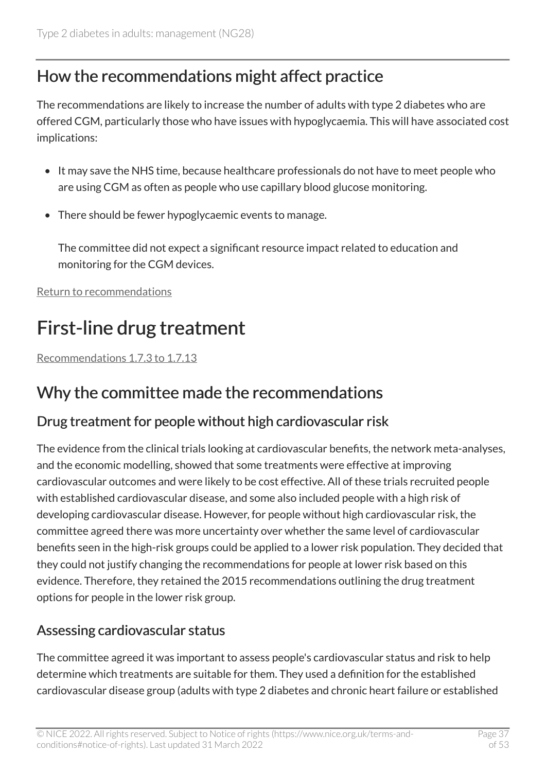## How the recommendations might affect practice

The recommendations are likely to increase the number of adults with type 2 diabetes who are offered CGM, particularly those who have issues with hypoglycaemia. This will have associated cost implications:

- It may save the NHS time, because healthcare professionals do not have to meet people who are using CGM as often as people who use capillary blood glucose monitoring.
- There should be fewer hypoglycaemic events to manage.

  The committee did not expect a significant resource impact related to education and monitoring for the CGM devices.

Return to recommendations

# First-line drug treatment

Recommendations 1.7.3 to 1.7.13

## Why the committee made the recommendations

### Drug treatment for people without high cardiovascular risk

The evidence from the clinical trials looking at cardiovascular benefits, the network meta-analyses, and the economic modelling, showed that some treatments were effective at improving cardiovascular outcomes and were likely to be cost effective. All of these trials recruited people with established cardiovascular disease, and some also included people with a high risk of developing cardiovascular disease. However, for people without high cardiovascular risk, the committee agreed there was more uncertainty over whether the same level of cardiovascular benefits seen in the high-risk groups could be applied to a lower risk population. They decided that they could not justify changing the recommendations for people at lower risk based on this evidence. Therefore, they retained the 2015 recommendations outlining the drug treatment options for people in the lower risk group.

### Assessing cardiovascular status

The committee agreed it was important to assess people's cardiovascular status and risk to help determine which treatments are suitable for them. They used a definition for the established cardiovascular disease group (adults with type 2 diabetes and chronic heart failure or established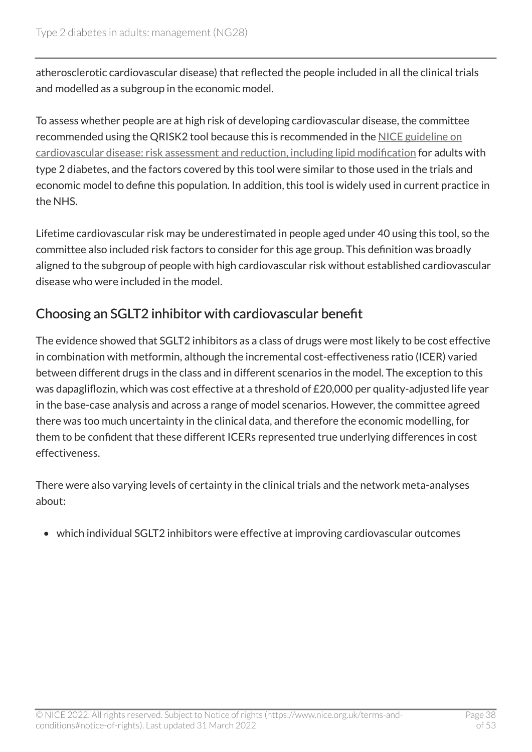atherosclerotic cardiovascular disease) that reflected the people included in all the clinical trials and modelled as a subgroup in the economic model.

To assess whether people are at high risk of developing cardiovascular disease, the committee recommended using the QRISK2 tool because this is recommended in the NICE guideline on cardiovascular disease: risk assessment and reduction, including lipid modification for adults with type 2 diabetes, and the factors covered by this tool were similar to those used in the trials and economic model to define this population. In addition, this tool is widely used in current practice in the NHS.

Lifetime cardiovascular risk may be underestimated in people aged under 40 using this tool, so the committee also included risk factors to consider for this age group. This definition was broadly aligned to the subgroup of people with high cardiovascular risk without established cardiovascular disease who were included in the model.

## Choosing an SGLT2 inhibitor with cardiovascular benefit

The evidence showed that SGLT2 inhibitors as a class of drugs were most likely to be cost effective in combination with metformin, although the incremental cost-effectiveness ratio (ICER) varied between different drugs in the class and in different scenarios in the model. The exception to this was dapagliflozin, which was cost effective at a threshold of £20,000 per quality-adjusted life year in the base-case analysis and across a range of model scenarios. However, the committee agreed there was too much uncertainty in the clinical data, and therefore the economic modelling, for them to be confident that these different ICERs represented true underlying differences in cost effectiveness.

There were also varying levels of certainty in the clinical trials and the network meta-analyses about:

- which individual SGLT2 inhibitors were effective at improving cardiovascular outcomes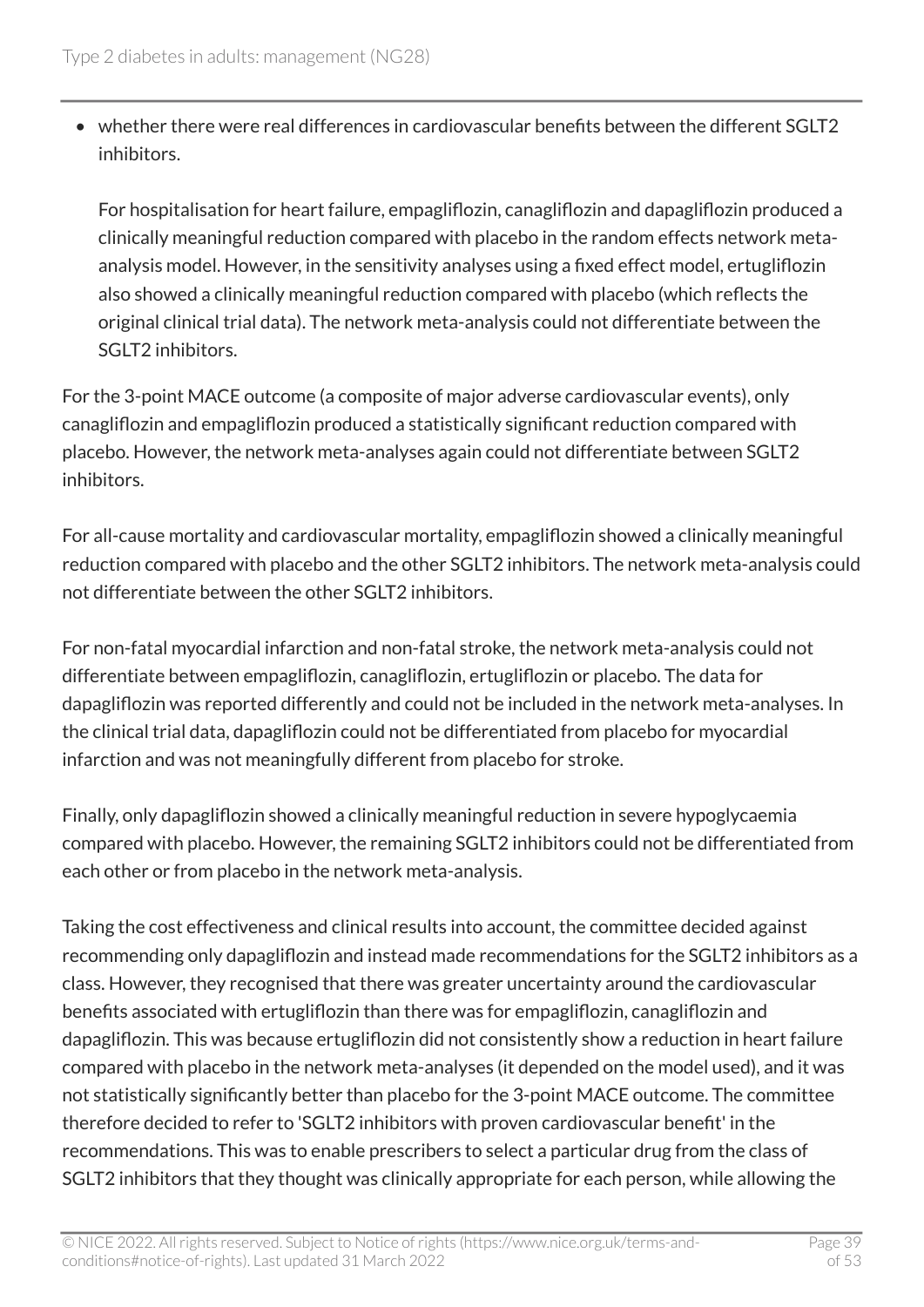- whether there were real differences in cardiovascular benefits between the different SGLT2 inhibitors.

  For hospitalisation for heart failure, empagliflozin, canagliflozin and dapagliflozin produced a clinically meaningful reduction compared with placebo in the random effects network meta-analysis model. However, in the sensitivity analyses using a fixed effect model, ertugliflozin also showed a clinically meaningful reduction compared with placebo (which reflects the original clinical trial data). The network meta-analysis could not differentiate between the SGLT2 inhibitors.

For the 3-point MACE outcome (a composite of major adverse cardiovascular events), only canagliflozin and empagliflozin produced a statistically significant reduction compared with placebo. However, the network meta-analyses again could not differentiate between SGLT2 inhibitors.

For all-cause mortality and cardiovascular mortality, empagliflozin showed a clinically meaningful reduction compared with placebo and the other SGLT2 inhibitors. The network meta-analysis could not differentiate between the other SGLT2 inhibitors.

For non-fatal myocardial infarction and non-fatal stroke, the network meta-analysis could not differentiate between empagliflozin, canagliflozin, ertugliflozin or placebo. The data for dapagliflozin was reported differently and could not be included in the network meta-analyses. In the clinical trial data, dapagliflozin could not be differentiated from placebo for myocardial infarction and was not meaningfully different from placebo for stroke.

Finally, only dapagliflozin showed a clinically meaningful reduction in severe hypoglycaemia compared with placebo. However, the remaining SGLT2 inhibitors could not be differentiated from each other or from placebo in the network meta-analysis.

Taking the cost effectiveness and clinical results into account, the committee decided against recommending only dapagliflozin and instead made recommendations for the SGLT2 inhibitors as a class. However, they recognised that there was greater uncertainty around the cardiovascular benefits associated with ertugliflozin than there was for empagliflozin, canagliflozin and dapagliflozin. This was because ertugliflozin did not consistently show a reduction in heart failure compared with placebo in the network meta-analyses (it depended on the model used), and it was not statistically significantly better than placebo for the 3-point MACE outcome. The committee therefore decided to refer to 'SGLT2 inhibitors with proven cardiovascular benefit' in the recommendations. This was to enable prescribers to select a particular drug from the class of SGLT2 inhibitors that they thought was clinically appropriate for each person, while allowing the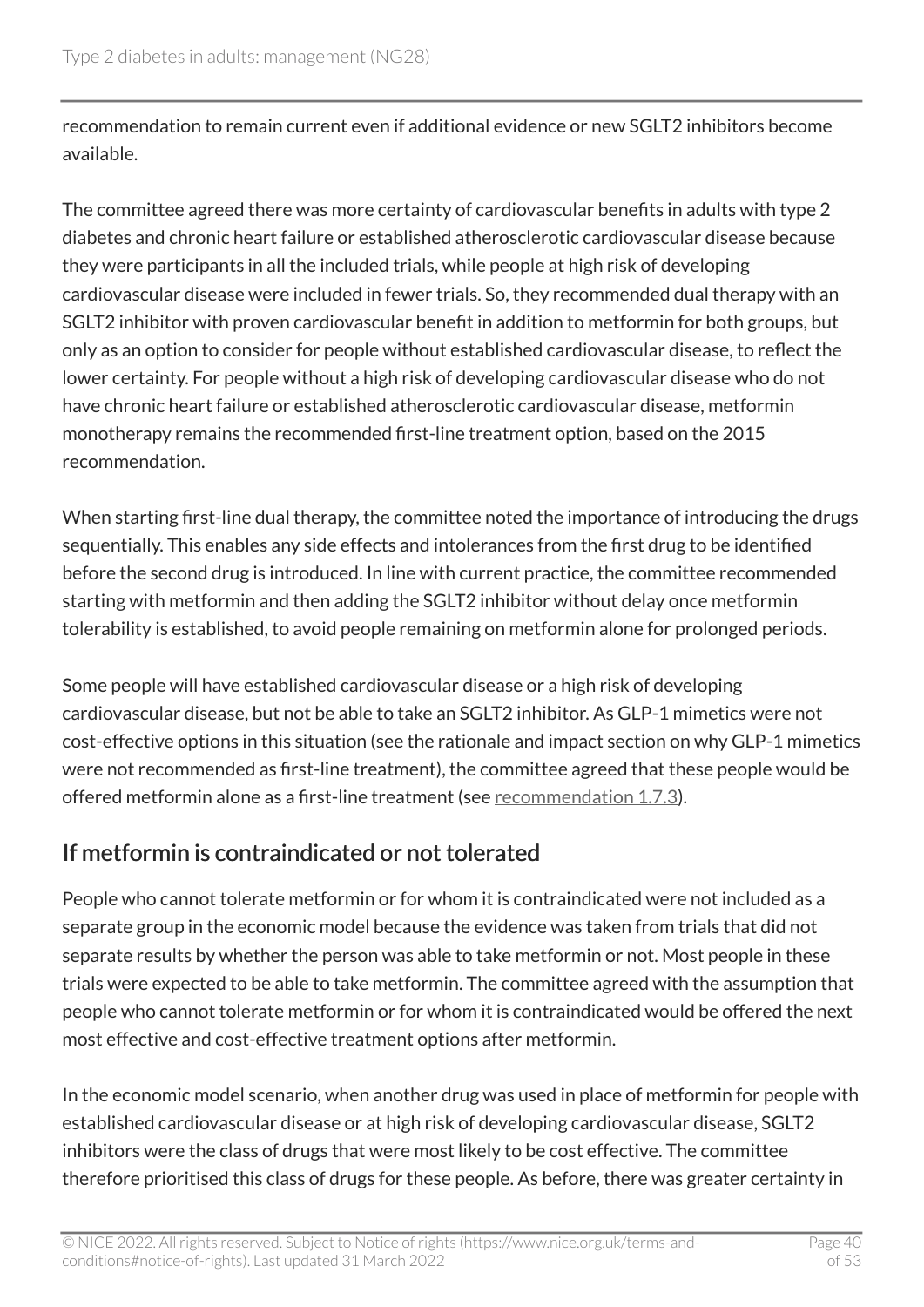recommendation to remain current even if additional evidence or new SGLT2 inhibitors become available.

The committee agreed there was more certainty of cardiovascular benefits in adults with type 2 diabetes and chronic heart failure or established atherosclerotic cardiovascular disease because they were participants in all the included trials, while people at high risk of developing cardiovascular disease were included in fewer trials. So, they recommended dual therapy with an SGLT2 inhibitor with proven cardiovascular benefit in addition to metformin for both groups, but only as an option to consider for people without established cardiovascular disease, to reflect the lower certainty. For people without a high risk of developing cardiovascular disease who do not have chronic heart failure or established atherosclerotic cardiovascular disease, metformin monotherapy remains the recommended first-line treatment option, based on the 2015 recommendation.

When starting first-line dual therapy, the committee noted the importance of introducing the drugs sequentially. This enables any side effects and intolerances from the first drug to be identified before the second drug is introduced. In line with current practice, the committee recommended starting with metformin and then adding the SGLT2 inhibitor without delay once metformin tolerability is established, to avoid people remaining on metformin alone for prolonged periods.

Some people will have established cardiovascular disease or a high risk of developing cardiovascular disease, but not be able to take an SGLT2 inhibitor. As GLP-1 mimetics were not cost-effective options in this situation (see the rationale and impact section on why GLP-1 mimetics were not recommended as first-line treatment), the committee agreed that these people would be offered metformin alone as a first-line treatment (see recommendation 1.7.3).

## If metformin is contraindicated or not tolerated

People who cannot tolerate metformin or for whom it is contraindicated were not included as a separate group in the economic model because the evidence was taken from trials that did not separate results by whether the person was able to take metformin or not. Most people in these trials were expected to be able to take metformin. The committee agreed with the assumption that people who cannot tolerate metformin or for whom it is contraindicated would be offered the next most effective and cost-effective treatment options after metformin.

In the economic model scenario, when another drug was used in place of metformin for people with established cardiovascular disease or at high risk of developing cardiovascular disease, SGLT2 inhibitors were the class of drugs that were most likely to be cost effective. The committee therefore prioritised this class of drugs for these people. As before, there was greater certainty in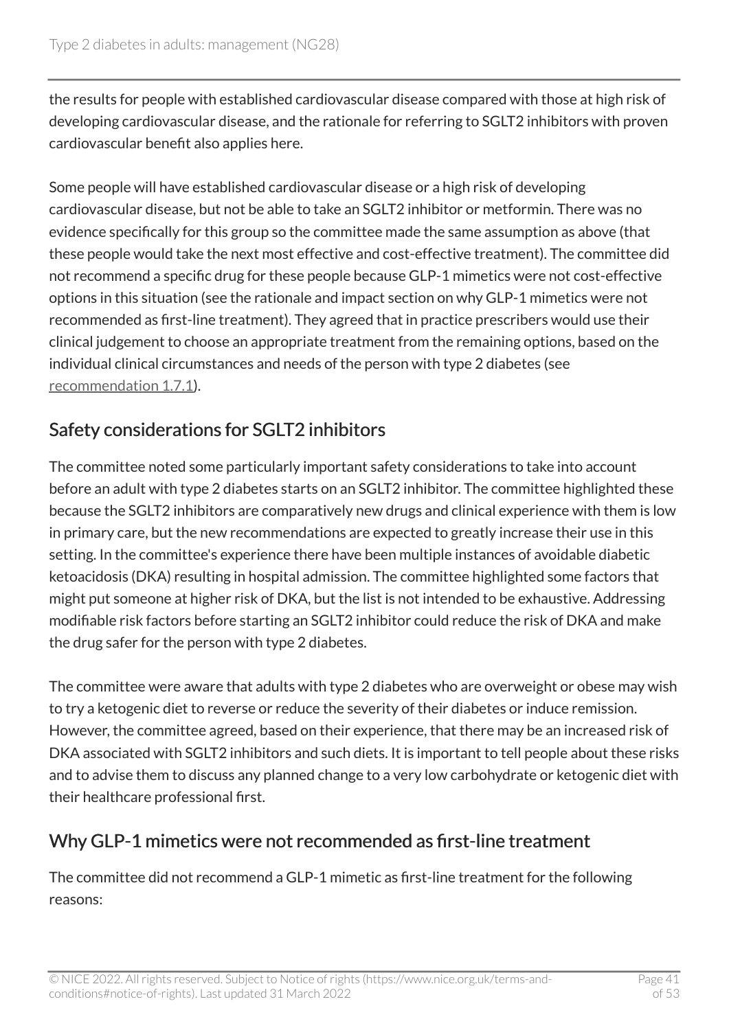the results for people with established cardiovascular disease compared with those at high risk of developing cardiovascular disease, and the rationale for referring to SGLT2 inhibitors with proven cardiovascular benefit also applies here.

Some people will have established cardiovascular disease or a high risk of developing cardiovascular disease, but not be able to take an SGLT2 inhibitor or metformin. There was no evidence specifically for this group so the committee made the same assumption as above (that these people would take the next most effective and cost-effective treatment). The committee did not recommend a specific drug for these people because GLP-1 mimetics were not cost-effective options in this situation (see the rationale and impact section on why GLP-1 mimetics were not recommended as first-line treatment). They agreed that in practice prescribers would use their clinical judgement to choose an appropriate treatment from the remaining options, based on the individual clinical circumstances and needs of the person with type 2 diabetes (see recommendation 1.7.1).

## Safety considerations for SGLT2 inhibitors

The committee noted some particularly important safety considerations to take into account before an adult with type 2 diabetes starts on an SGLT2 inhibitor. The committee highlighted these because the SGLT2 inhibitors are comparatively new drugs and clinical experience with them is low in primary care, but the new recommendations are expected to greatly increase their use in this setting. In the committee's experience there have been multiple instances of avoidable diabetic ketoacidosis (DKA) resulting in hospital admission. The committee highlighted some factors that might put someone at higher risk of DKA, but the list is not intended to be exhaustive. Addressing modifiable risk factors before starting an SGLT2 inhibitor could reduce the risk of DKA and make the drug safer for the person with type 2 diabetes.

The committee were aware that adults with type 2 diabetes who are overweight or obese may wish to try a ketogenic diet to reverse or reduce the severity of their diabetes or induce remission. However, the committee agreed, based on their experience, that there may be an increased risk of DKA associated with SGLT2 inhibitors and such diets. It is important to tell people about these risks and to advise them to discuss any planned change to a very low carbohydrate or ketogenic diet with their healthcare professional first.

## Why GLP-1 mimetics were not recommended as first-line treatment

The committee did not recommend a GLP-1 mimetic as first-line treatment for the following reasons: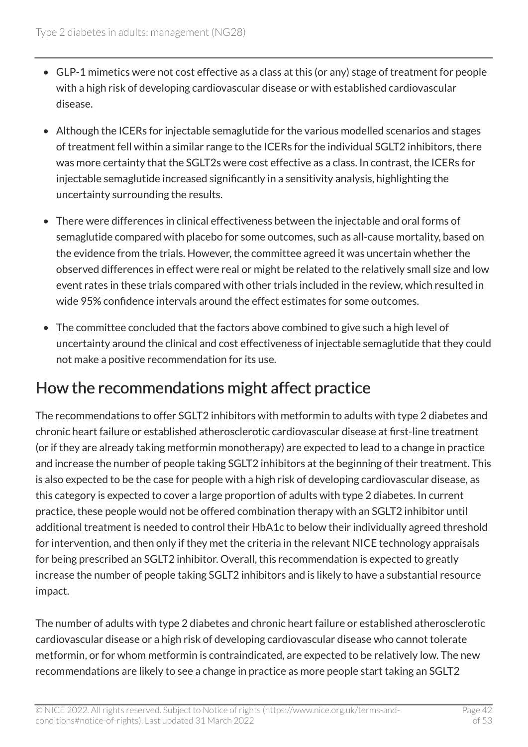- GLP-1 mimetics were not cost effective as a class at this (or any) stage of treatment for people with a high risk of developing cardiovascular disease or with established cardiovascular disease.
- Although the ICERs for injectable semaglutide for the various modelled scenarios and stages of treatment fell within a similar range to the ICERs for the individual SGLT2 inhibitors, there was more certainty that the SGLT2s were cost effective as a class. In contrast, the ICERs for injectable semaglutide increased significantly in a sensitivity analysis, highlighting the uncertainty surrounding the results.
- There were differences in clinical effectiveness between the injectable and oral forms of semaglutide compared with placebo for some outcomes, such as all-cause mortality, based on the evidence from the trials. However, the committee agreed it was uncertain whether the observed differences in effect were real or might be related to the relatively small size and low event rates in these trials compared with other trials included in the review, which resulted in wide 95% confidence intervals around the effect estimates for some outcomes.
- The committee concluded that the factors above combined to give such a high level of uncertainty around the clinical and cost effectiveness of injectable semaglutide that they could not make a positive recommendation for its use.

## How the recommendations might affect practice

The recommendations to offer SGLT2 inhibitors with metformin to adults with type 2 diabetes and chronic heart failure or established atherosclerotic cardiovascular disease at first-line treatment (or if they are already taking metformin monotherapy) are expected to lead to a change in practice and increase the number of people taking SGLT2 inhibitors at the beginning of their treatment. This is also expected to be the case for people with a high risk of developing cardiovascular disease, as this category is expected to cover a large proportion of adults with type 2 diabetes. In current practice, these people would not be offered combination therapy with an SGLT2 inhibitor until additional treatment is needed to control their HbA1c to below their individually agreed threshold for intervention, and then only if they met the criteria in the relevant NICE technology appraisals for being prescribed an SGLT2 inhibitor. Overall, this recommendation is expected to greatly increase the number of people taking SGLT2 inhibitors and is likely to have a substantial resource impact.

The number of adults with type 2 diabetes and chronic heart failure or established atherosclerotic cardiovascular disease or a high risk of developing cardiovascular disease who cannot tolerate metformin, or for whom metformin is contraindicated, are expected to be relatively low. The new recommendations are likely to see a change in practice as more people start taking an SGLT2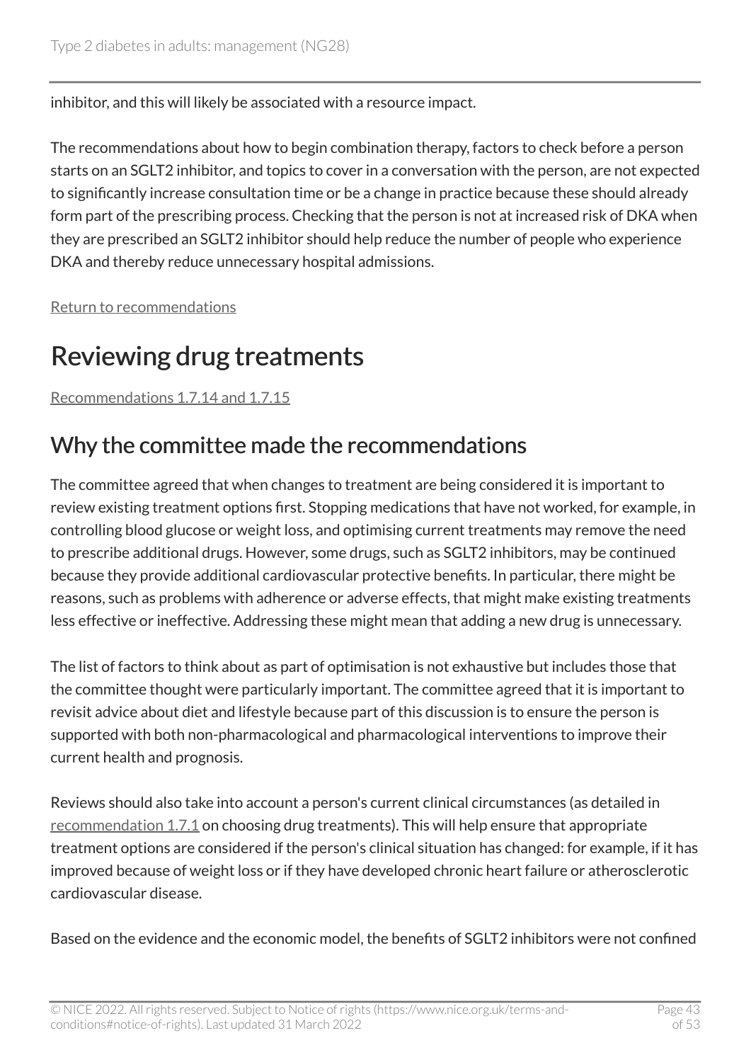inhibitor, and this will likely be associated with a resource impact.

The recommendations about how to begin combination therapy, factors to check before a person starts on an SGLT2 inhibitor, and topics to cover in a conversation with the person, are not expected to significantly increase consultation time or be a change in practice because these should already form part of the prescribing process. Checking that the person is not at increased risk of DKA when they are prescribed an SGLT2 inhibitor should help reduce the number of people who experience DKA and thereby reduce unnecessary hospital admissions.

Return to recommendations

# Reviewing drug treatments

Recommendations 1.7.14 and 1.7.15

## Why the committee made the recommendations

The committee agreed that when changes to treatment are being considered it is important to review existing treatment options first. Stopping medications that have not worked, for example, in controlling blood glucose or weight loss, and optimising current treatments may remove the need to prescribe additional drugs. However, some drugs, such as SGLT2 inhibitors, may be continued because they provide additional cardiovascular protective benefits. In particular, there might be reasons, such as problems with adherence or adverse effects, that might make existing treatments less effective or ineffective. Addressing these might mean that adding a new drug is unnecessary.

The list of factors to think about as part of optimisation is not exhaustive but includes those that the committee thought were particularly important. The committee agreed that it is important to revisit advice about diet and lifestyle because part of this discussion is to ensure the person is supported with both non-pharmacological and pharmacological interventions to improve their current health and prognosis.

Reviews should also take into account a person's current clinical circumstances (as detailed in recommendation 1.7.1 on choosing drug treatments). This will help ensure that appropriate treatment options are considered if the person's clinical situation has changed: for example, if it has improved because of weight loss or if they have developed chronic heart failure or atherosclerotic cardiovascular disease.

Based on the evidence and the economic model, the benefits of SGLT2 inhibitors were not confined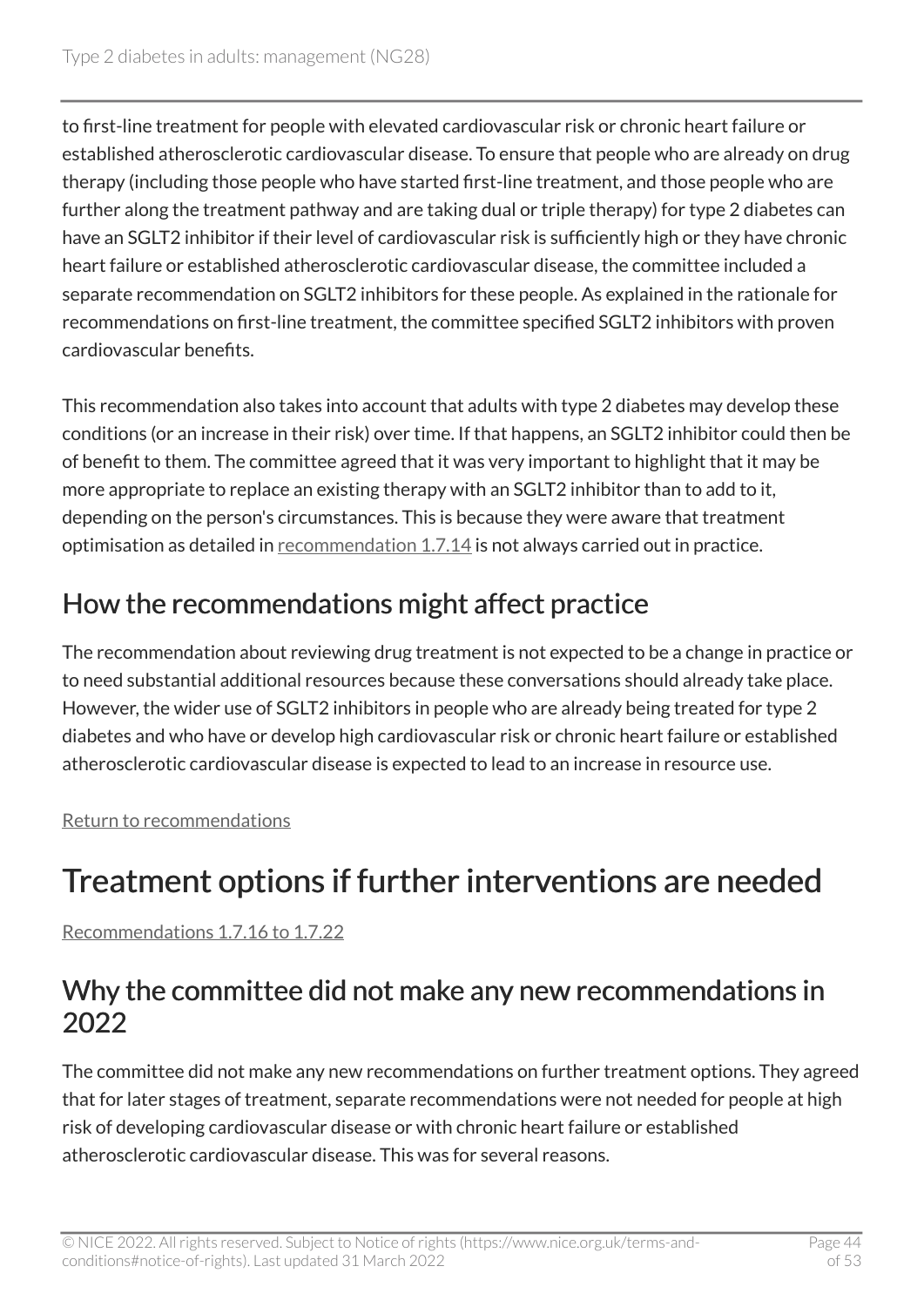to first-line treatment for people with elevated cardiovascular risk or chronic heart failure or established atherosclerotic cardiovascular disease. To ensure that people who are already on drug therapy (including those people who have started first-line treatment, and those people who are further along the treatment pathway and are taking dual or triple therapy) for type 2 diabetes can have an SGLT2 inhibitor if their level of cardiovascular risk is sufficiently high or they have chronic heart failure or established atherosclerotic cardiovascular disease, the committee included a separate recommendation on SGLT2 inhibitors for these people. As explained in the rationale for recommendations on first-line treatment, the committee specified SGLT2 inhibitors with proven cardiovascular benefits.

This recommendation also takes into account that adults with type 2 diabetes may develop these conditions (or an increase in their risk) over time. If that happens, an SGLT2 inhibitor could then be of benefit to them. The committee agreed that it was very important to highlight that it may be more appropriate to replace an existing therapy with an SGLT2 inhibitor than to add to it, depending on the person's circumstances. This is because they were aware that treatment optimisation as detailed in recommendation 1.7.14 is not always carried out in practice.

## How the recommendations might affect practice

The recommendation about reviewing drug treatment is not expected to be a change in practice or to need substantial additional resources because these conversations should already take place. However, the wider use of SGLT2 inhibitors in people who are already being treated for type 2 diabetes and who have or develop high cardiovascular risk or chronic heart failure or established atherosclerotic cardiovascular disease is expected to lead to an increase in resource use.

Return to recommendations

# Treatment options if further interventions are needed

Recommendations 1.7.16 to 1.7.22

## Why the committee did not make any new recommendations in 2022

The committee did not make any new recommendations on further treatment options. They agreed that for later stages of treatment, separate recommendations were not needed for people at high risk of developing cardiovascular disease or with chronic heart failure or established atherosclerotic cardiovascular disease. This was for several reasons.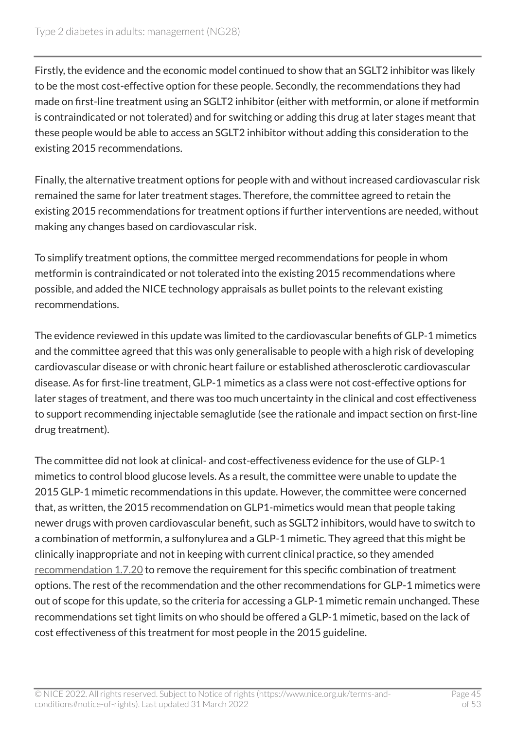Firstly, the evidence and the economic model continued to show that an SGLT2 inhibitor was likely to be the most cost-effective option for these people. Secondly, the recommendations they had made on first-line treatment using an SGLT2 inhibitor (either with metformin, or alone if metformin is contraindicated or not tolerated) and for switching or adding this drug at later stages meant that these people would be able to access an SGLT2 inhibitor without adding this consideration to the existing 2015 recommendations.

Finally, the alternative treatment options for people with and without increased cardiovascular risk remained the same for later treatment stages. Therefore, the committee agreed to retain the existing 2015 recommendations for treatment options if further interventions are needed, without making any changes based on cardiovascular risk.

To simplify treatment options, the committee merged recommendations for people in whom metformin is contraindicated or not tolerated into the existing 2015 recommendations where possible, and added the NICE technology appraisals as bullet points to the relevant existing recommendations.

The evidence reviewed in this update was limited to the cardiovascular benefits of GLP-1 mimetics and the committee agreed that this was only generalisable to people with a high risk of developing cardiovascular disease or with chronic heart failure or established atherosclerotic cardiovascular disease. As for first-line treatment, GLP-1 mimetics as a class were not cost-effective options for later stages of treatment, and there was too much uncertainty in the clinical and cost effectiveness to support recommending injectable semaglutide (see the rationale and impact section on first-line drug treatment).

The committee did not look at clinical- and cost-effectiveness evidence for the use of GLP-1 mimetics to control blood glucose levels. As a result, the committee were unable to update the 2015 GLP-1 mimetic recommendations in this update. However, the committee were concerned that, as written, the 2015 recommendation on GLP1-mimetics would mean that people taking newer drugs with proven cardiovascular benefit, such as SGLT2 inhibitors, would have to switch to a combination of metformin, a sulfonylurea and a GLP-1 mimetic. They agreed that this might be clinically inappropriate and not in keeping with current clinical practice, so they amended recommendation 1.7.20 to remove the requirement for this specific combination of treatment options. The rest of the recommendation and the other recommendations for GLP-1 mimetics were out of scope for this update, so the criteria for accessing a GLP-1 mimetic remain unchanged. These recommendations set tight limits on who should be offered a GLP-1 mimetic, based on the lack of cost effectiveness of this treatment for most people in the 2015 guideline.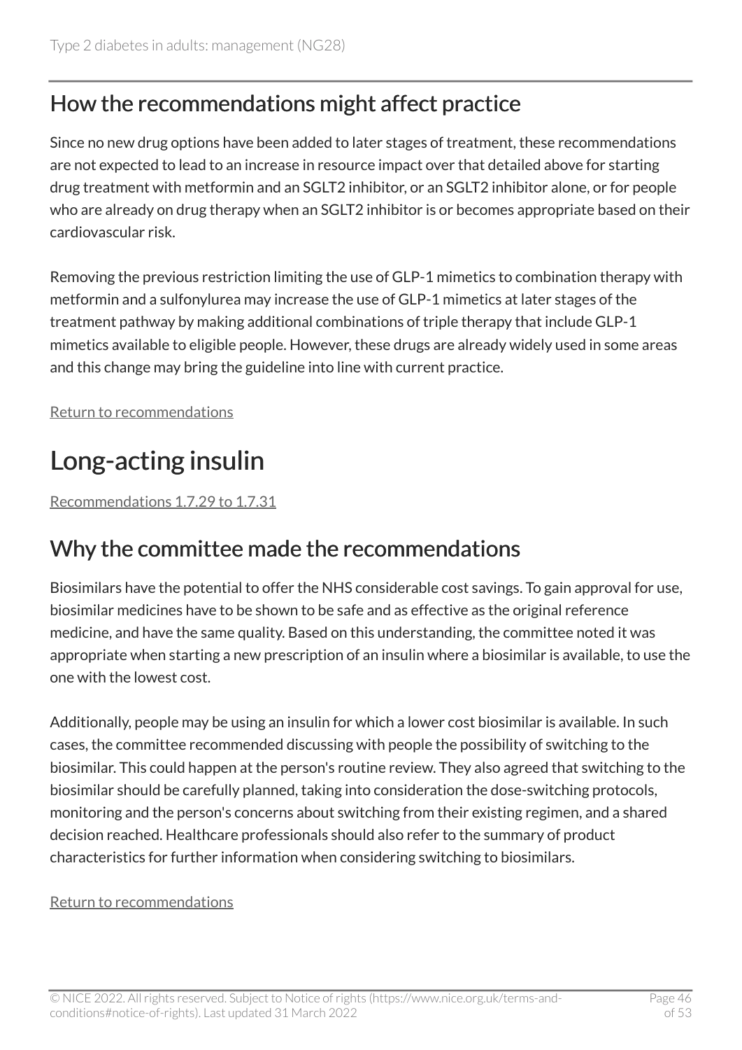## How the recommendations might affect practice

Since no new drug options have been added to later stages of treatment, these recommendations are not expected to lead to an increase in resource impact over that detailed above for starting drug treatment with metformin and an SGLT2 inhibitor, or an SGLT2 inhibitor alone, or for people who are already on drug therapy when an SGLT2 inhibitor is or becomes appropriate based on their cardiovascular risk.

Removing the previous restriction limiting the use of GLP-1 mimetics to combination therapy with metformin and a sulfonylurea may increase the use of GLP-1 mimetics at later stages of the treatment pathway by making additional combinations of triple therapy that include GLP-1 mimetics available to eligible people. However, these drugs are already widely used in some areas and this change may bring the guideline into line with current practice.

Return to recommendations

# Long-acting insulin

Recommendations 1.7.29 to 1.7.31

## Why the committee made the recommendations

Biosimilars have the potential to offer the NHS considerable cost savings. To gain approval for use, biosimilar medicines have to be shown to be safe and as effective as the original reference medicine, and have the same quality. Based on this understanding, the committee noted it was appropriate when starting a new prescription of an insulin where a biosimilar is available, to use the one with the lowest cost.

Additionally, people may be using an insulin for which a lower cost biosimilar is available. In such cases, the committee recommended discussing with people the possibility of switching to the biosimilar. This could happen at the person's routine review. They also agreed that switching to the biosimilar should be carefully planned, taking into consideration the dose-switching protocols, monitoring and the person's concerns about switching from their existing regimen, and a shared decision reached. Healthcare professionals should also refer to the summary of product characteristics for further information when considering switching to biosimilars.

Return to recommendations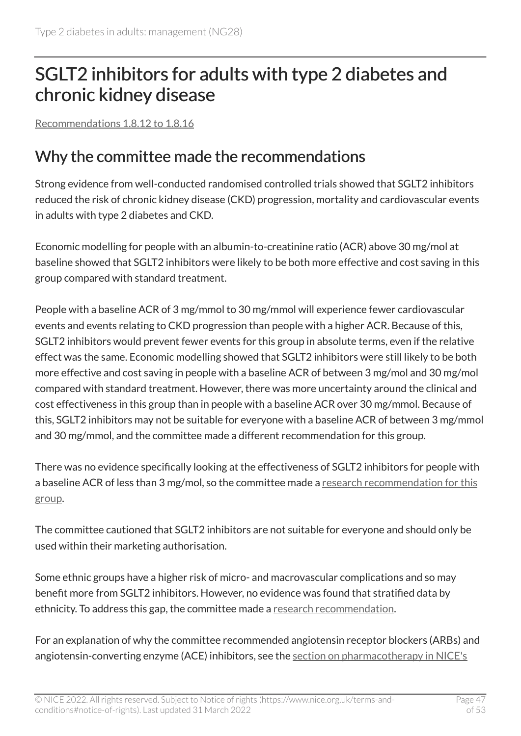# SGLT2 inhibitors for adults with type 2 diabetes and chronic kidney disease

Recommendations 1.8.12 to 1.8.16

## Why the committee made the recommendations

Strong evidence from well-conducted randomised controlled trials showed that SGLT2 inhibitors reduced the risk of chronic kidney disease (CKD) progression, mortality and cardiovascular events in adults with type 2 diabetes and CKD.

Economic modelling for people with an albumin-to-creatinine ratio (ACR) above 30 mg/mol at baseline showed that SGLT2 inhibitors were likely to be both more effective and cost saving in this group compared with standard treatment.

People with a baseline ACR of 3 mg/mmol to 30 mg/mmol will experience fewer cardiovascular events and events relating to CKD progression than people with a higher ACR. Because of this, SGLT2 inhibitors would prevent fewer events for this group in absolute terms, even if the relative effect was the same. Economic modelling showed that SGLT2 inhibitors were still likely to be both more effective and cost saving in people with a baseline ACR of between 3 mg/mol and 30 mg/mol compared with standard treatment. However, there was more uncertainty around the clinical and cost effectiveness in this group than in people with a baseline ACR over 30 mg/mmol. Because of this, SGLT2 inhibitors may not be suitable for everyone with a baseline ACR of between 3 mg/mmol and 30 mg/mmol, and the committee made a different recommendation for this group.

There was no evidence specifically looking at the effectiveness of SGLT2 inhibitors for people with a baseline ACR of less than 3 mg/mol, so the committee made a research recommendation for this group.

The committee cautioned that SGLT2 inhibitors are not suitable for everyone and should only be used within their marketing authorisation.

Some ethnic groups have a higher risk of micro- and macrovascular complications and so may benefit more from SGLT2 inhibitors. However, no evidence was found that stratified data by ethnicity. To address this gap, the committee made a research recommendation.

For an explanation of why the committee recommended angiotensin receptor blockers (ARBs) and angiotensin-converting enzyme (ACE) inhibitors, see the section on pharmacotherapy in NICE's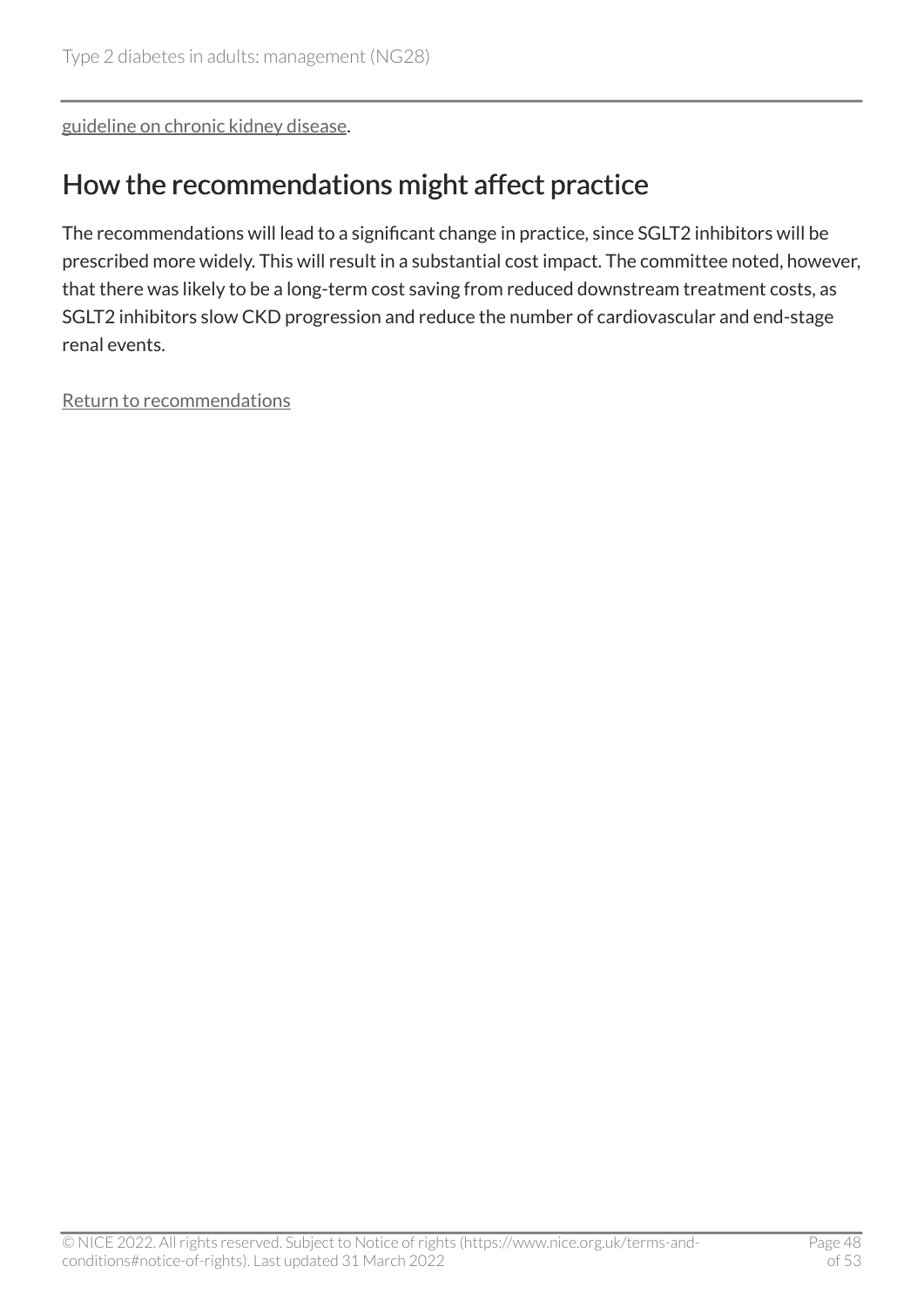guideline on chronic kidney disease.

## How the recommendations might affect practice

The recommendations will lead to a significant change in practice, since SGLT2 inhibitors will be prescribed more widely. This will result in a substantial cost impact. The committee noted, however, that there was likely to be a long-term cost saving from reduced downstream treatment costs, as SGLT2 inhibitors slow CKD progression and reduce the number of cardiovascular and end-stage renal events.

Return to recommendations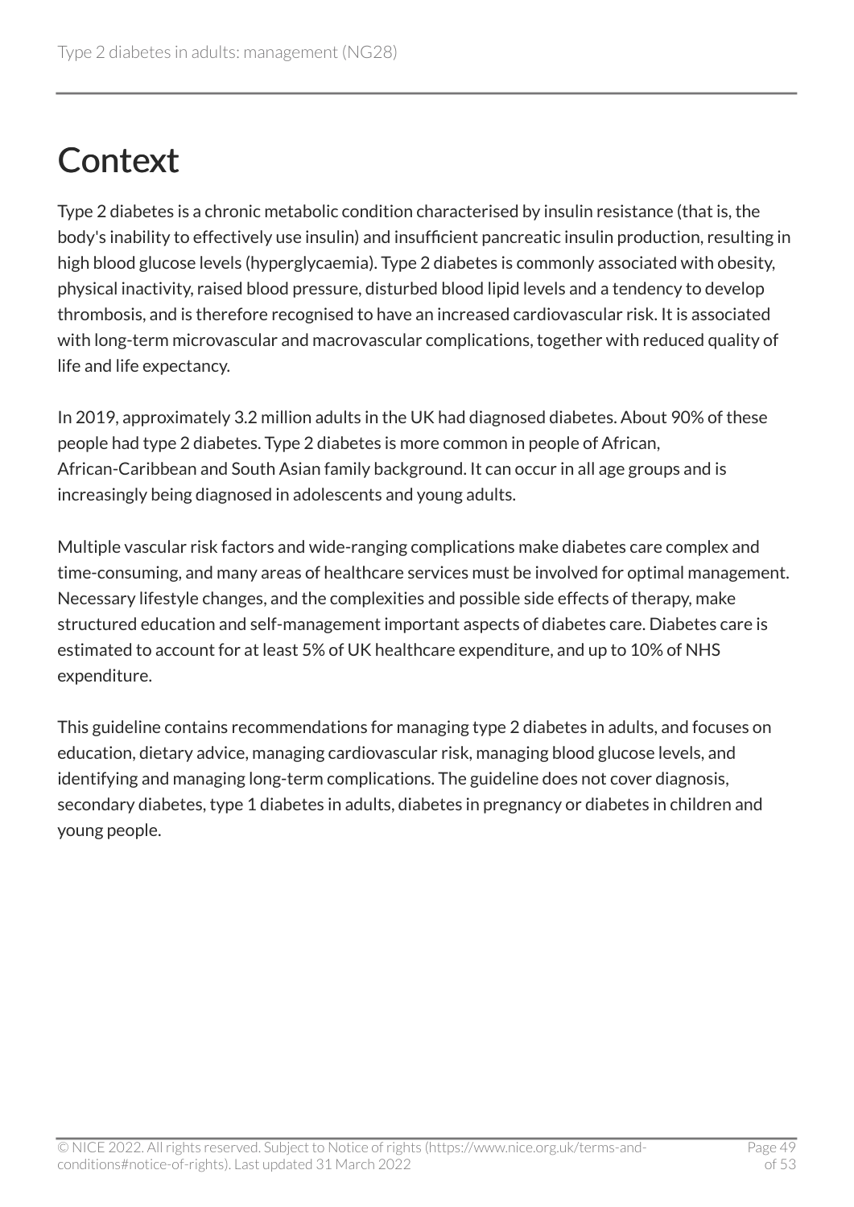# Context

Type 2 diabetes is a chronic metabolic condition characterised by insulin resistance (that is, the body's inability to effectively use insulin) and insufficient pancreatic insulin production, resulting in high blood glucose levels (hyperglycaemia). Type 2 diabetes is commonly associated with obesity, physical inactivity, raised blood pressure, disturbed blood lipid levels and a tendency to develop thrombosis, and is therefore recognised to have an increased cardiovascular risk. It is associated with long-term microvascular and macrovascular complications, together with reduced quality of life and life expectancy.

In 2019, approximately 3.2 million adults in the UK had diagnosed diabetes. About 90% of these people had type 2 diabetes. Type 2 diabetes is more common in people of African, African-Caribbean and South Asian family background. It can occur in all age groups and is increasingly being diagnosed in adolescents and young adults.

Multiple vascular risk factors and wide-ranging complications make diabetes care complex and time-consuming, and many areas of healthcare services must be involved for optimal management. Necessary lifestyle changes, and the complexities and possible side effects of therapy, make structured education and self-management important aspects of diabetes care. Diabetes care is estimated to account for at least 5% of UK healthcare expenditure, and up to 10% of NHS expenditure.

This guideline contains recommendations for managing type 2 diabetes in adults, and focuses on education, dietary advice, managing cardiovascular risk, managing blood glucose levels, and identifying and managing long-term complications. The guideline does not cover diagnosis, secondary diabetes, type 1 diabetes in adults, diabetes in pregnancy or diabetes in children and young people.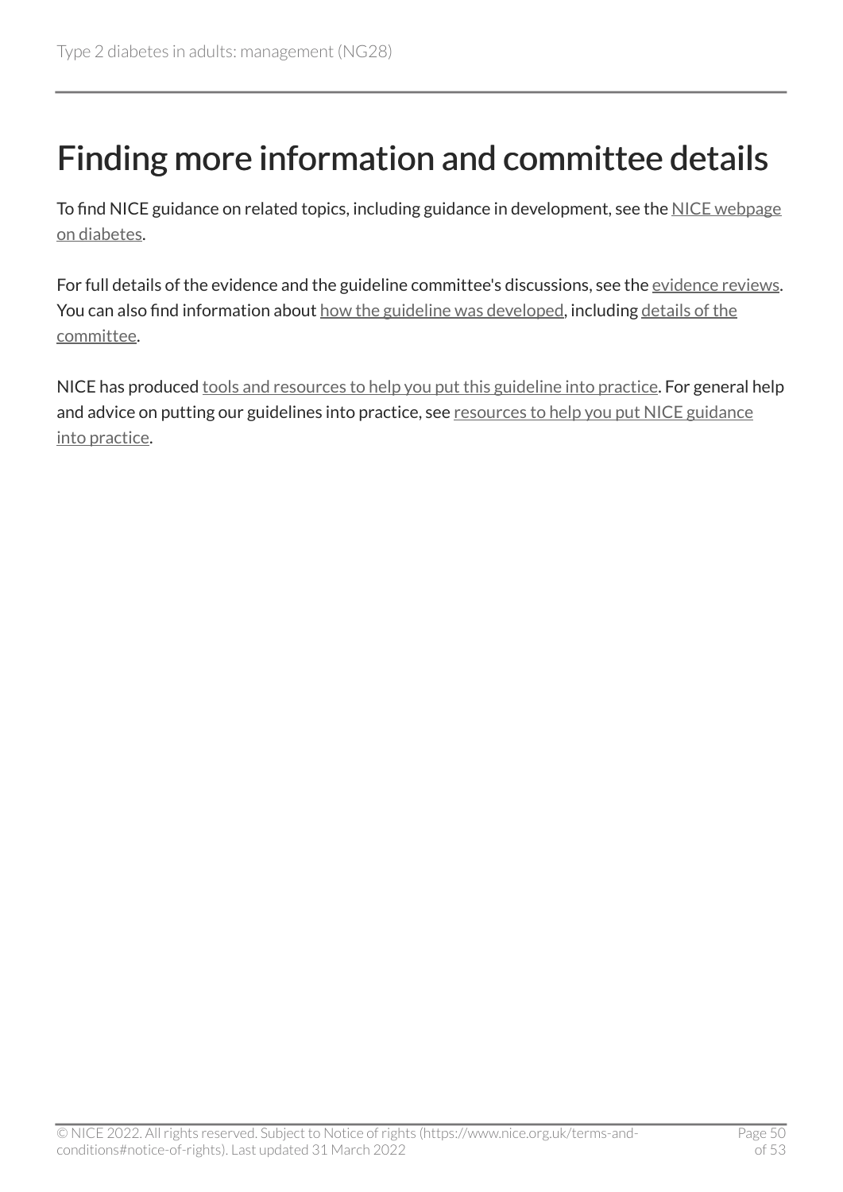# Finding more information and committee details

To find NICE guidance on related topics, including guidance in development, see the NICE webpage on diabetes.

For full details of the evidence and the guideline committee's discussions, see the evidence reviews. You can also find information about how the guideline was developed, including details of the committee.

NICE has produced tools and resources to help you put this guideline into practice. For general help and advice on putting our guidelines into practice, see resources to help you put NICE guidance into practice.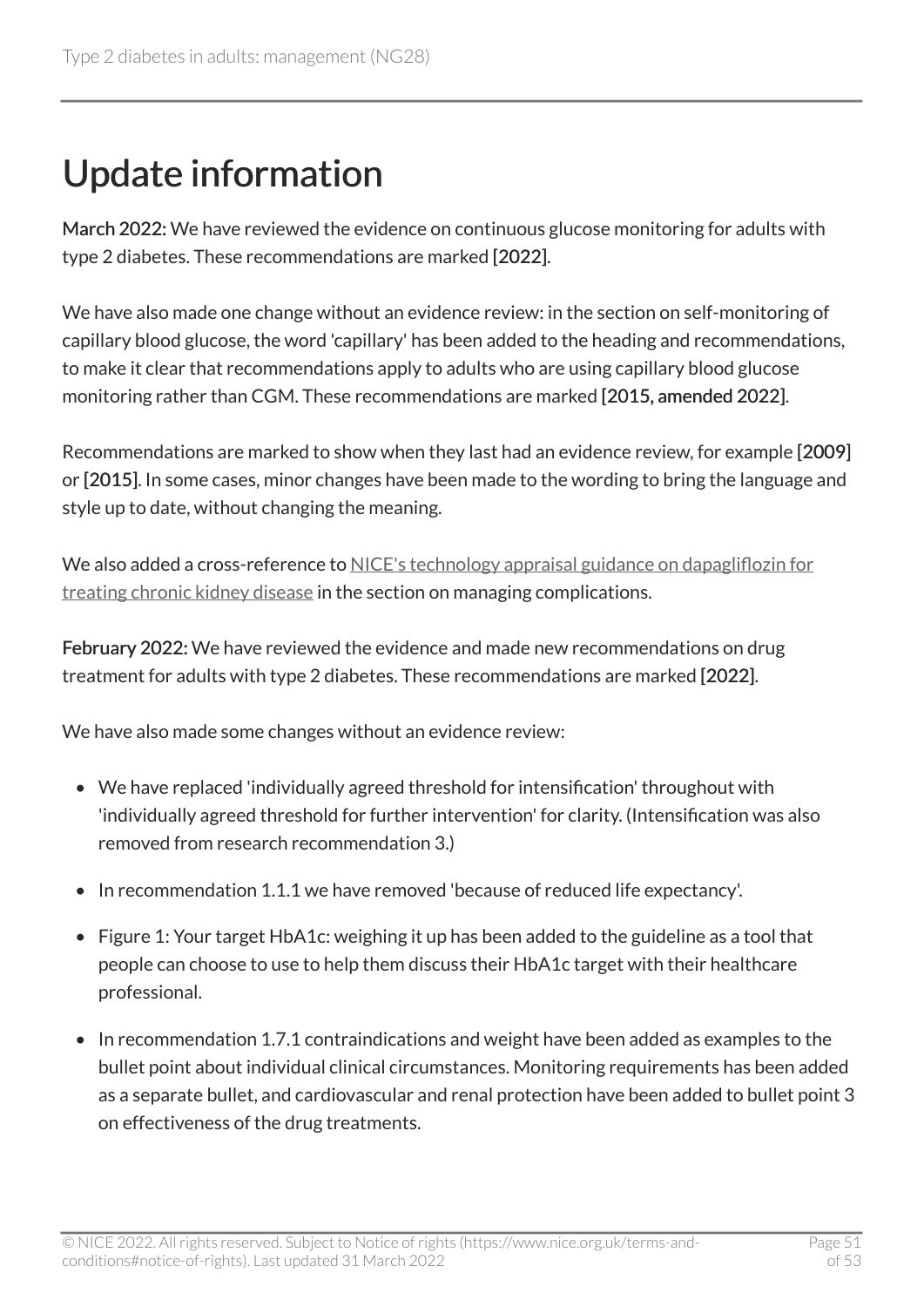# Update information

**March 2022:** We have reviewed the evidence on continuous glucose monitoring for adults with type 2 diabetes. These recommendations are marked **[2022]**.

We have also made one change without an evidence review: in the section on self-monitoring of capillary blood glucose, the word 'capillary' has been added to the heading and recommendations, to make it clear that recommendations apply to adults who are using capillary blood glucose monitoring rather than CGM. These recommendations are marked **[2015, amended 2022]**.

Recommendations are marked to show when they last had an evidence review, for example **[2009]** or **[2015]**. In some cases, minor changes have been made to the wording to bring the language and style up to date, without changing the meaning.

We also added a cross-reference to NICE's technology appraisal guidance on dapagliflozin for treating chronic kidney disease in the section on managing complications.

**February 2022:** We have reviewed the evidence and made new recommendations on drug treatment for adults with type 2 diabetes. These recommendations are marked **[2022]**.

We have also made some changes without an evidence review:

- We have replaced 'individually agreed threshold for intensification' throughout with 'individually agreed threshold for further intervention' for clarity. (Intensification was also removed from research recommendation 3.)
- In recommendation 1.1.1 we have removed 'because of reduced life expectancy'.
- Figure 1: Your target HbA1c: weighing it up has been added to the guideline as a tool that people can choose to use to help them discuss their HbA1c target with their healthcare professional.
- In recommendation 1.7.1 contraindications and weight have been added as examples to the bullet point about individual clinical circumstances. Monitoring requirements has been added as a separate bullet, and cardiovascular and renal protection have been added to bullet point 3 on effectiveness of the drug treatments.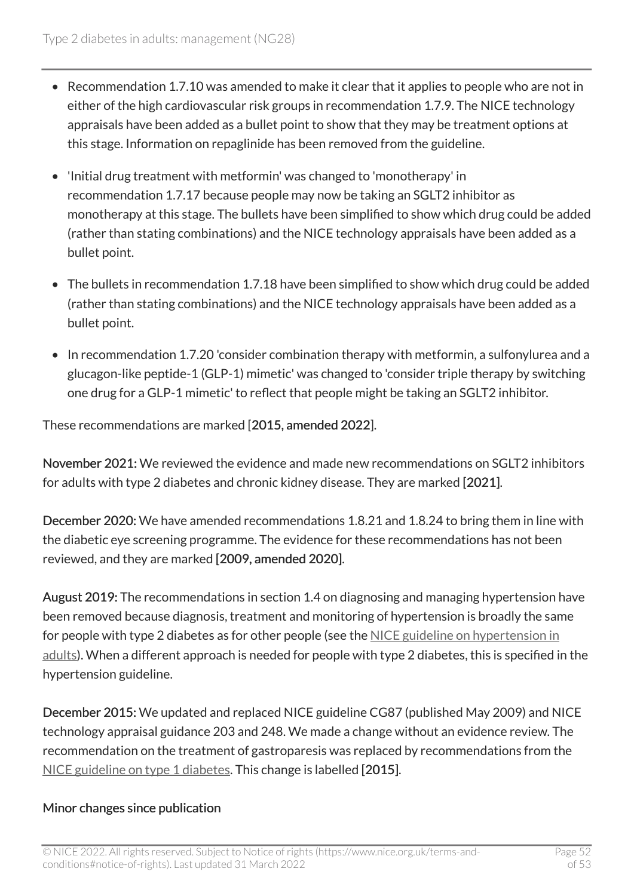- Recommendation 1.7.10 was amended to make it clear that it applies to people who are not in either of the high cardiovascular risk groups in recommendation 1.7.9. The NICE technology appraisals have been added as a bullet point to show that they may be treatment options at this stage. Information on repaglinide has been removed from the guideline.
- 'Initial drug treatment with metformin' was changed to 'monotherapy' in recommendation 1.7.17 because people may now be taking an SGLT2 inhibitor as monotherapy at this stage. The bullets have been simplified to show which drug could be added (rather than stating combinations) and the NICE technology appraisals have been added as a bullet point.
- The bullets in recommendation 1.7.18 have been simplified to show which drug could be added (rather than stating combinations) and the NICE technology appraisals have been added as a bullet point.
- In recommendation 1.7.20 'consider combination therapy with metformin, a sulfonylurea and a glucagon-like peptide-1 (GLP-1) mimetic' was changed to 'consider triple therapy by switching one drug for a GLP-1 mimetic' to reflect that people might be taking an SGLT2 inhibitor.

These recommendations are marked [**2015, amended 2022**].

**November 2021:** We reviewed the evidence and made new recommendations on SGLT2 inhibitors for adults with type 2 diabetes and chronic kidney disease. They are marked **[2021]**.

**December 2020:** We have amended recommendations 1.8.21 and 1.8.24 to bring them in line with the diabetic eye screening programme. The evidence for these recommendations has not been reviewed, and they are marked **[2009, amended 2020]**.

**August 2019:** The recommendations in section 1.4 on diagnosing and managing hypertension have been removed because diagnosis, treatment and monitoring of hypertension is broadly the same for people with type 2 diabetes as for other people (see the NICE guideline on hypertension in adults). When a different approach is needed for people with type 2 diabetes, this is specified in the hypertension guideline.

**December 2015:** We updated and replaced NICE guideline CG87 (published May 2009) and NICE technology appraisal guidance 203 and 248. We made a change without an evidence review. The recommendation on the treatment of gastroparesis was replaced by recommendations from the NICE guideline on type 1 diabetes. This change is labelled **[2015]**.

**Minor changes since publication**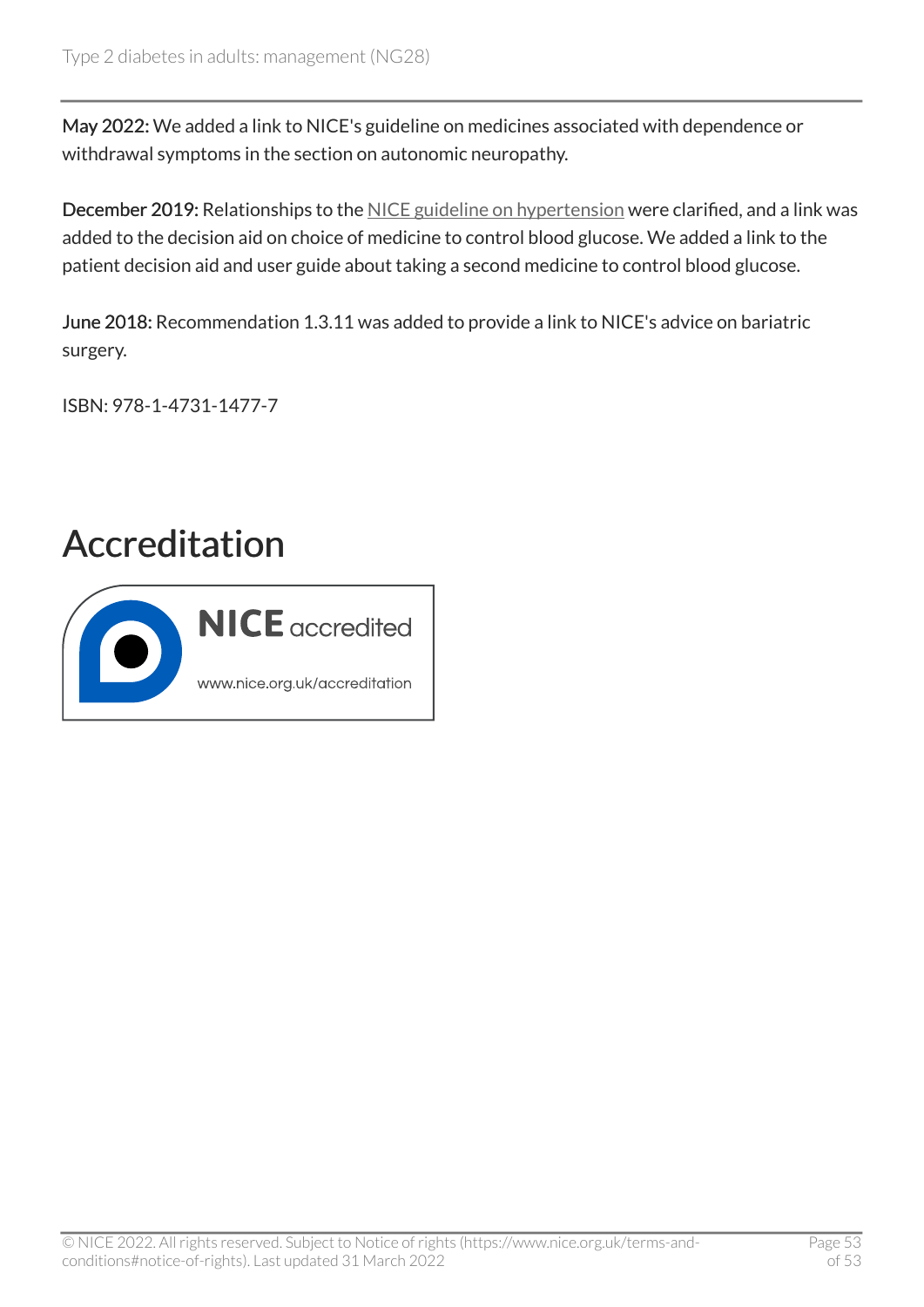**May 2022:** We added a link to NICE's guideline on medicines associated with dependence or withdrawal symptoms in the section on autonomic neuropathy.

**December 2019:** Relationships to the NICE guideline on hypertension were clarified, and a link was added to the decision aid on choice of medicine to control blood glucose. We added a link to the patient decision aid and user guide about taking a second medicine to control blood glucose.

**June 2018:** Recommendation 1.3.11 was added to provide a link to NICE's advice on bariatric surgery.

ISBN: 978-1-4731-1477-7

# Accreditation

NICE accredited

www.nice.org.uk/accreditation